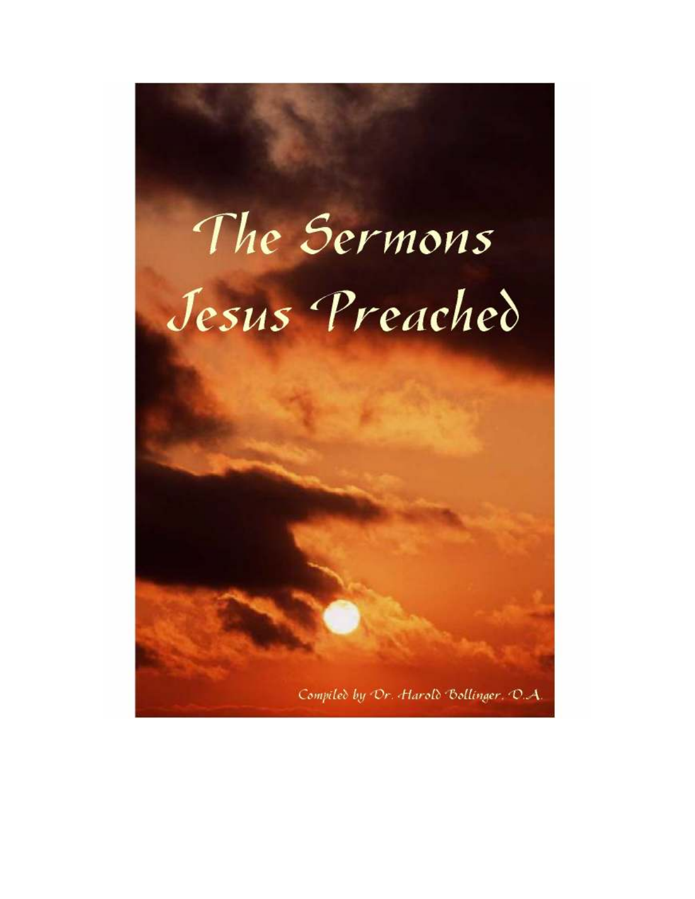# The Sermons Jesus Preached

Compiled by Dr. Harold Bollinger, D.A.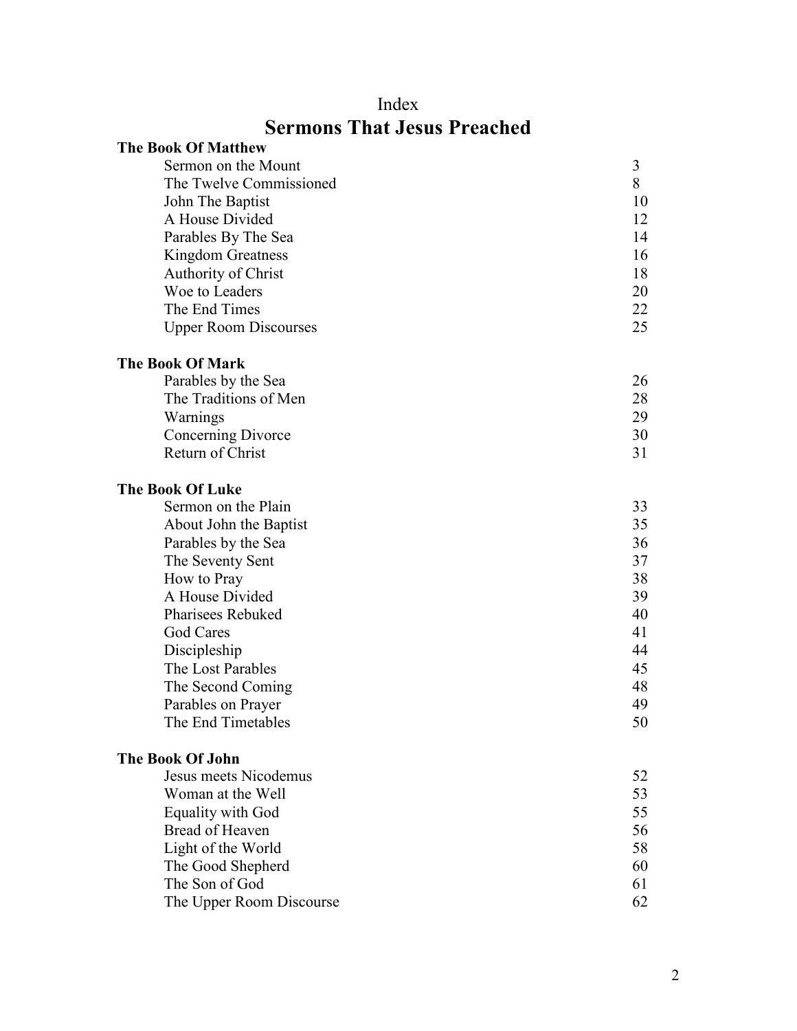Index

# Sermons That Jesus Preached

**The Book Of Matthew**

| | |
|---|---|
| Sermon on the Mount | 3 |
| The Twelve Commissioned | 8 |
| John The Baptist | 10 |
| A House Divided | 12 |
| Parables By The Sea | 14 |
| Kingdom Greatness | 16 |
| Authority of Christ | 18 |
| Woe to Leaders | 20 |
| The End Times | 22 |
| Upper Room Discourses | 25 |

**The Book Of Mark**

| | |
|---|---|
| Parables by the Sea | 26 |
| The Traditions of Men | 28 |
| Warnings | 29 |
| Concerning Divorce | 30 |
| Return of Christ | 31 |

**The Book Of Luke**

| | |
|---|---|
| Sermon on the Plain | 33 |
| About John the Baptist | 35 |
| Parables by the Sea | 36 |
| The Seventy Sent | 37 |
| How to Pray | 38 |
| A House Divided | 39 |
| Pharisees Rebuked | 40 |
| God Cares | 41 |
| Discipleship | 44 |
| The Lost Parables | 45 |
| The Second Coming | 48 |
| Parables on Prayer | 49 |
| The End Timetables | 50 |

**The Book Of John**

| | |
|---|---|
| Jesus meets Nicodemus | 52 |
| Woman at the Well | 53 |
| Equality with God | 55 |
| Bread of Heaven | 56 |
| Light of the World | 58 |
| The Good Shepherd | 60 |
| The Son of God | 61 |
| The Upper Room Discourse | 62 |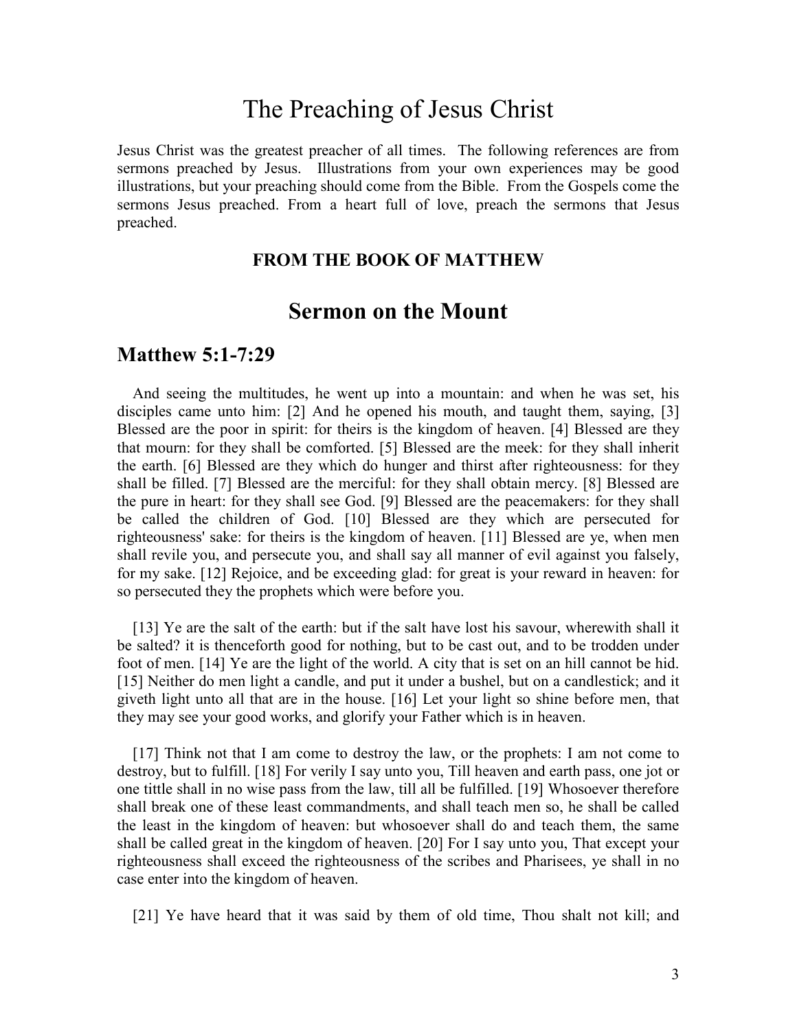# The Preaching of Jesus Christ

Jesus Christ was the greatest preacher of all times. The following references are from sermons preached by Jesus. Illustrations from your own experiences may be good illustrations, but your preaching should come from the Bible. From the Gospels come the sermons Jesus preached. From a heart full of love, preach the sermons that Jesus preached.

### FROM THE BOOK OF MATTHEW

## Sermon on the Mount

### Matthew 5:1-7:29

And seeing the multitudes, he went up into a mountain: and when he was set, his disciples came unto him: [2] And he opened his mouth, and taught them, saying, [3] Blessed are the poor in spirit: for theirs is the kingdom of heaven. [4] Blessed are they that mourn: for they shall be comforted. [5] Blessed are the meek: for they shall inherit the earth. [6] Blessed are they which do hunger and thirst after righteousness: for they shall be filled. [7] Blessed are the merciful: for they shall obtain mercy. [8] Blessed are the pure in heart: for they shall see God. [9] Blessed are the peacemakers: for they shall be called the children of God. [10] Blessed are they which are persecuted for righteousness' sake: for theirs is the kingdom of heaven. [11] Blessed are ye, when men shall revile you, and persecute you, and shall say all manner of evil against you falsely, for my sake. [12] Rejoice, and be exceeding glad: for great is your reward in heaven: for so persecuted they the prophets which were before you.

[13] Ye are the salt of the earth: but if the salt have lost his savour, wherewith shall it be salted? it is thenceforth good for nothing, but to be cast out, and to be trodden under foot of men. [14] Ye are the light of the world. A city that is set on an hill cannot be hid. [15] Neither do men light a candle, and put it under a bushel, but on a candlestick; and it giveth light unto all that are in the house. [16] Let your light so shine before men, that they may see your good works, and glorify your Father which is in heaven.

[17] Think not that I am come to destroy the law, or the prophets: I am not come to destroy, but to fulfill. [18] For verily I say unto you, Till heaven and earth pass, one jot or one tittle shall in no wise pass from the law, till all be fulfilled. [19] Whosoever therefore shall break one of these least commandments, and shall teach men so, he shall be called the least in the kingdom of heaven: but whosoever shall do and teach them, the same shall be called great in the kingdom of heaven. [20] For I say unto you, That except your righteousness shall exceed the righteousness of the scribes and Pharisees, ye shall in no case enter into the kingdom of heaven.

[21] Ye have heard that it was said by them of old time, Thou shalt not kill; and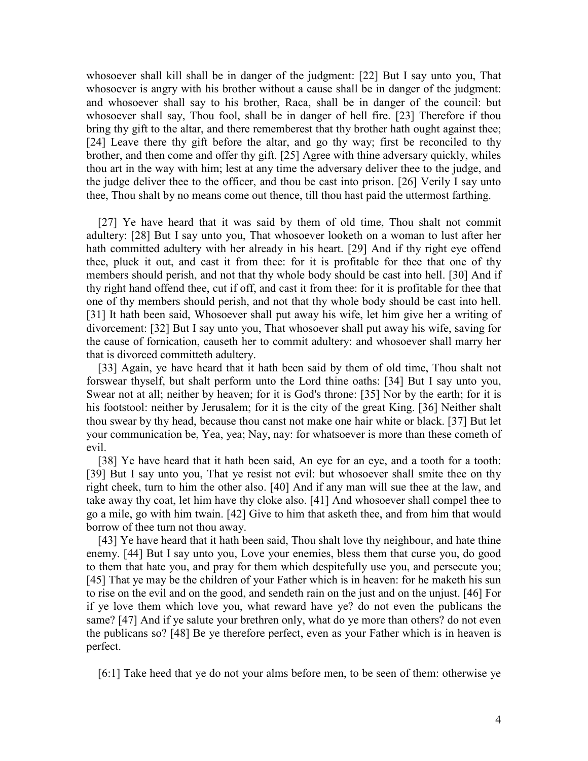whosoever shall kill shall be in danger of the judgment: [22] But I say unto you, That whosoever is angry with his brother without a cause shall be in danger of the judgment: and whosoever shall say to his brother, Raca, shall be in danger of the council: but whosoever shall say, Thou fool, shall be in danger of hell fire. [23] Therefore if thou bring thy gift to the altar, and there rememberest that thy brother hath ought against thee; [24] Leave there thy gift before the altar, and go thy way; first be reconciled to thy brother, and then come and offer thy gift. [25] Agree with thine adversary quickly, whiles thou art in the way with him; lest at any time the adversary deliver thee to the judge, and the judge deliver thee to the officer, and thou be cast into prison. [26] Verily I say unto thee, Thou shalt by no means come out thence, till thou hast paid the uttermost farthing.

[27] Ye have heard that it was said by them of old time, Thou shalt not commit adultery: [28] But I say unto you, That whosoever looketh on a woman to lust after her hath committed adultery with her already in his heart. [29] And if thy right eye offend thee, pluck it out, and cast it from thee: for it is profitable for thee that one of thy members should perish, and not that thy whole body should be cast into hell. [30] And if thy right hand offend thee, cut if off, and cast it from thee: for it is profitable for thee that one of thy members should perish, and not that thy whole body should be cast into hell. [31] It hath been said, Whosoever shall put away his wife, let him give her a writing of divorcement: [32] But I say unto you, That whosoever shall put away his wife, saving for the cause of fornication, causeth her to commit adultery: and whosoever shall marry her that is divorced committeth adultery.

[33] Again, ye have heard that it hath been said by them of old time, Thou shalt not forswear thyself, but shalt perform unto the Lord thine oaths: [34] But I say unto you, Swear not at all; neither by heaven; for it is God's throne: [35] Nor by the earth; for it is his footstool: neither by Jerusalem; for it is the city of the great King. [36] Neither shalt thou swear by thy head, because thou canst not make one hair white or black. [37] But let your communication be, Yea, yea; Nay, nay: for whatsoever is more than these cometh of evil.

[38] Ye have heard that it hath been said, An eye for an eye, and a tooth for a tooth: [39] But I say unto you, That ye resist not evil: but whosoever shall smite thee on thy right cheek, turn to him the other also. [40] And if any man will sue thee at the law, and take away thy coat, let him have thy cloke also. [41] And whosoever shall compel thee to go a mile, go with him twain. [42] Give to him that asketh thee, and from him that would borrow of thee turn not thou away.

[43] Ye have heard that it hath been said, Thou shalt love thy neighbour, and hate thine enemy. [44] But I say unto you, Love your enemies, bless them that curse you, do good to them that hate you, and pray for them which despitefully use you, and persecute you; [45] That ye may be the children of your Father which is in heaven: for he maketh his sun to rise on the evil and on the good, and sendeth rain on the just and on the unjust. [46] For if ye love them which love you, what reward have ye? do not even the publicans the same? [47] And if ye salute your brethren only, what do ye more than others? do not even the publicans so? [48] Be ye therefore perfect, even as your Father which is in heaven is perfect.

[6:1] Take heed that ye do not your alms before men, to be seen of them: otherwise ye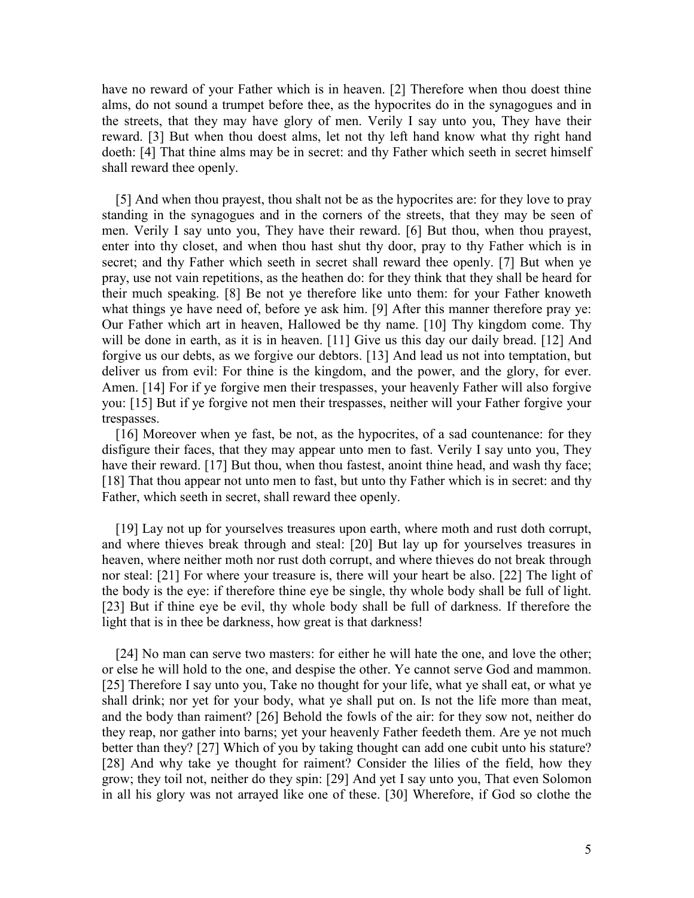have no reward of your Father which is in heaven. [2] Therefore when thou doest thine alms, do not sound a trumpet before thee, as the hypocrites do in the synagogues and in the streets, that they may have glory of men. Verily I say unto you, They have their reward. [3] But when thou doest alms, let not thy left hand know what thy right hand doeth: [4] That thine alms may be in secret: and thy Father which seeth in secret himself shall reward thee openly.

[5] And when thou prayest, thou shalt not be as the hypocrites are: for they love to pray standing in the synagogues and in the corners of the streets, that they may be seen of men. Verily I say unto you, They have their reward. [6] But thou, when thou prayest, enter into thy closet, and when thou hast shut thy door, pray to thy Father which is in secret; and thy Father which seeth in secret shall reward thee openly. [7] But when ye pray, use not vain repetitions, as the heathen do: for they think that they shall be heard for their much speaking. [8] Be not ye therefore like unto them: for your Father knoweth what things ye have need of, before ye ask him. [9] After this manner therefore pray ye: Our Father which art in heaven, Hallowed be thy name. [10] Thy kingdom come. Thy will be done in earth, as it is in heaven. [11] Give us this day our daily bread. [12] And forgive us our debts, as we forgive our debtors. [13] And lead us not into temptation, but deliver us from evil: For thine is the kingdom, and the power, and the glory, for ever. Amen. [14] For if ye forgive men their trespasses, your heavenly Father will also forgive you: [15] But if ye forgive not men their trespasses, neither will your Father forgive your trespasses.

[16] Moreover when ye fast, be not, as the hypocrites, of a sad countenance: for they disfigure their faces, that they may appear unto men to fast. Verily I say unto you, They have their reward. [17] But thou, when thou fastest, anoint thine head, and wash thy face; [18] That thou appear not unto men to fast, but unto thy Father which is in secret: and thy Father, which seeth in secret, shall reward thee openly.

[19] Lay not up for yourselves treasures upon earth, where moth and rust doth corrupt, and where thieves break through and steal: [20] But lay up for yourselves treasures in heaven, where neither moth nor rust doth corrupt, and where thieves do not break through nor steal: [21] For where your treasure is, there will your heart be also. [22] The light of the body is the eye: if therefore thine eye be single, thy whole body shall be full of light. [23] But if thine eye be evil, thy whole body shall be full of darkness. If therefore the light that is in thee be darkness, how great is that darkness!

[24] No man can serve two masters: for either he will hate the one, and love the other; or else he will hold to the one, and despise the other. Ye cannot serve God and mammon. [25] Therefore I say unto you, Take no thought for your life, what ye shall eat, or what ye shall drink; nor yet for your body, what ye shall put on. Is not the life more than meat, and the body than raiment? [26] Behold the fowls of the air: for they sow not, neither do they reap, nor gather into barns; yet your heavenly Father feedeth them. Are ye not much better than they? [27] Which of you by taking thought can add one cubit unto his stature? [28] And why take ye thought for raiment? Consider the lilies of the field, how they grow; they toil not, neither do they spin: [29] And yet I say unto you, That even Solomon in all his glory was not arrayed like one of these. [30] Wherefore, if God so clothe the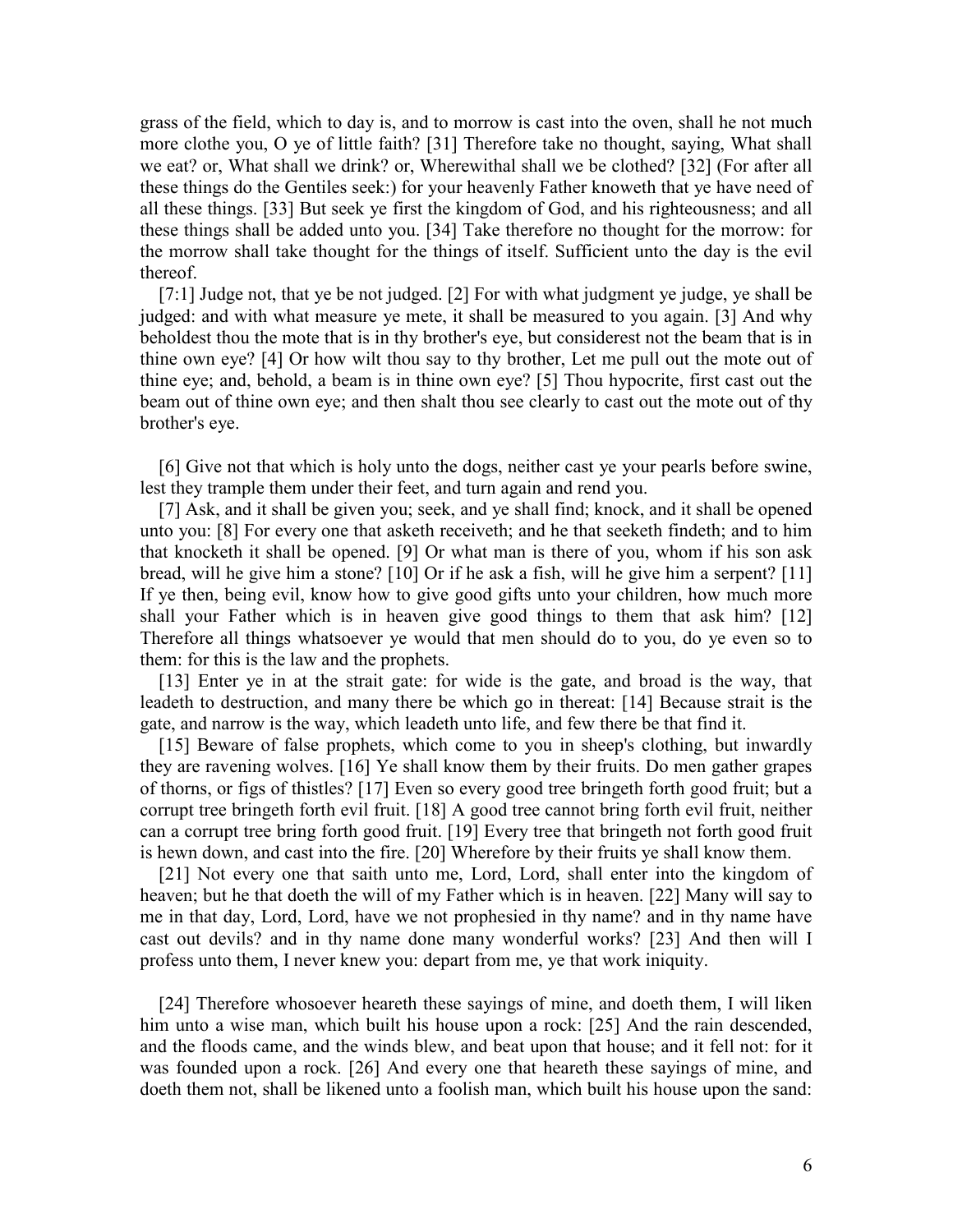grass of the field, which to day is, and to morrow is cast into the oven, shall he not much more clothe you, O ye of little faith? [31] Therefore take no thought, saying, What shall we eat? or, What shall we drink? or, Wherewithal shall we be clothed? [32] (For after all these things do the Gentiles seek:) for your heavenly Father knoweth that ye have need of all these things. [33] But seek ye first the kingdom of God, and his righteousness; and all these things shall be added unto you. [34] Take therefore no thought for the morrow: for the morrow shall take thought for the things of itself. Sufficient unto the day is the evil thereof.

[7:1] Judge not, that ye be not judged. [2] For with what judgment ye judge, ye shall be judged: and with what measure ye mete, it shall be measured to you again. [3] And why beholdest thou the mote that is in thy brother's eye, but considerest not the beam that is in thine own eye? [4] Or how wilt thou say to thy brother, Let me pull out the mote out of thine eye; and, behold, a beam is in thine own eye? [5] Thou hypocrite, first cast out the beam out of thine own eye; and then shalt thou see clearly to cast out the mote out of thy brother's eye.

[6] Give not that which is holy unto the dogs, neither cast ye your pearls before swine, lest they trample them under their feet, and turn again and rend you.

[7] Ask, and it shall be given you; seek, and ye shall find; knock, and it shall be opened unto you: [8] For every one that asketh receiveth; and he that seeketh findeth; and to him that knocketh it shall be opened. [9] Or what man is there of you, whom if his son ask bread, will he give him a stone? [10] Or if he ask a fish, will he give him a serpent? [11] If ye then, being evil, know how to give good gifts unto your children, how much more shall your Father which is in heaven give good things to them that ask him? [12] Therefore all things whatsoever ye would that men should do to you, do ye even so to them: for this is the law and the prophets.

[13] Enter ye in at the strait gate: for wide is the gate, and broad is the way, that leadeth to destruction, and many there be which go in thereat: [14] Because strait is the gate, and narrow is the way, which leadeth unto life, and few there be that find it.

[15] Beware of false prophets, which come to you in sheep's clothing, but inwardly they are ravening wolves. [16] Ye shall know them by their fruits. Do men gather grapes of thorns, or figs of thistles? [17] Even so every good tree bringeth forth good fruit; but a corrupt tree bringeth forth evil fruit. [18] A good tree cannot bring forth evil fruit, neither can a corrupt tree bring forth good fruit. [19] Every tree that bringeth not forth good fruit is hewn down, and cast into the fire. [20] Wherefore by their fruits ye shall know them.

[21] Not every one that saith unto me, Lord, Lord, shall enter into the kingdom of heaven; but he that doeth the will of my Father which is in heaven. [22] Many will say to me in that day, Lord, Lord, have we not prophesied in thy name? and in thy name have cast out devils? and in thy name done many wonderful works? [23] And then will I profess unto them, I never knew you: depart from me, ye that work iniquity.

[24] Therefore whosoever heareth these sayings of mine, and doeth them, I will liken him unto a wise man, which built his house upon a rock: [25] And the rain descended, and the floods came, and the winds blew, and beat upon that house; and it fell not: for it was founded upon a rock. [26] And every one that heareth these sayings of mine, and doeth them not, shall be likened unto a foolish man, which built his house upon the sand: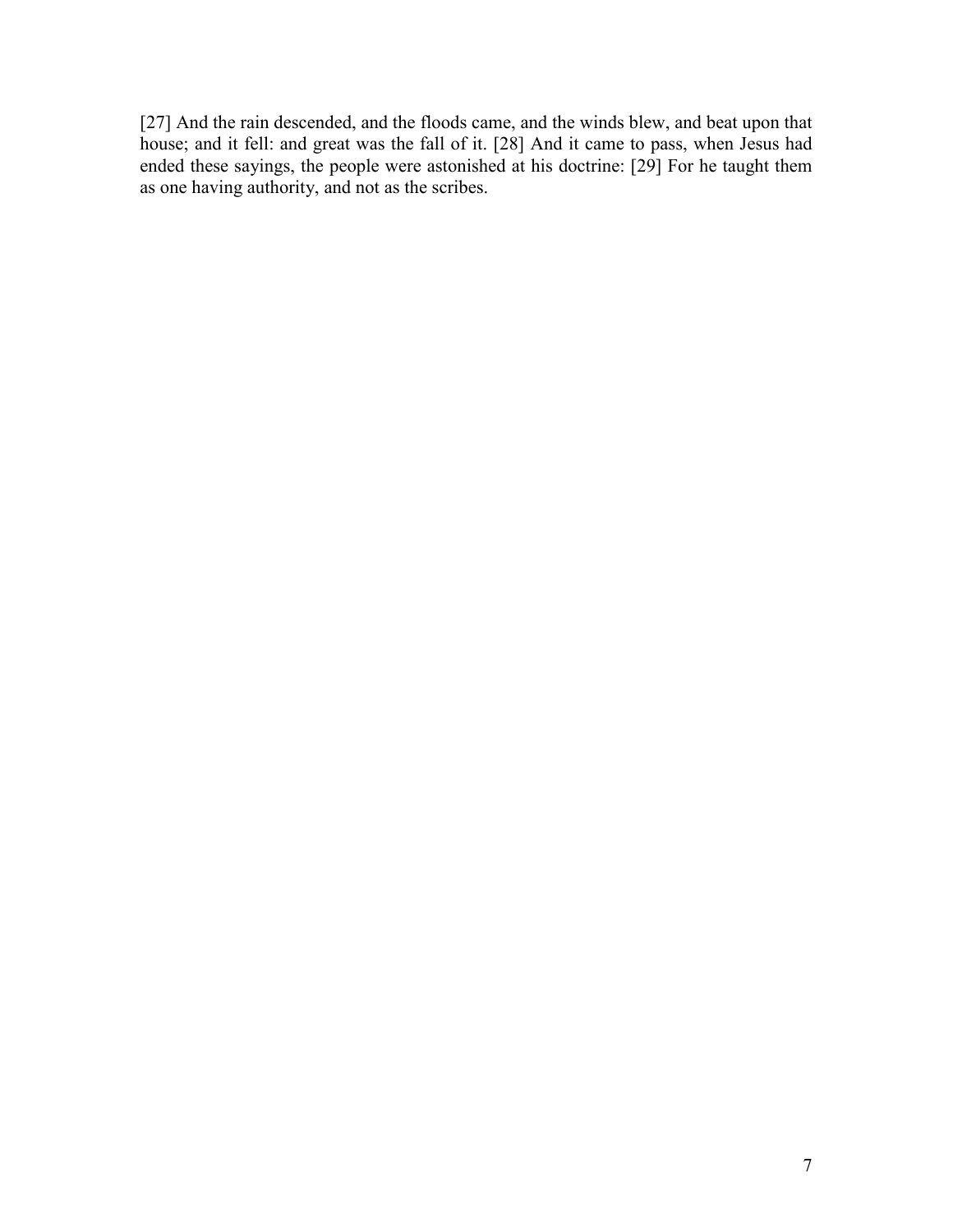[27] And the rain descended, and the floods came, and the winds blew, and beat upon that house; and it fell: and great was the fall of it. [28] And it came to pass, when Jesus had ended these sayings, the people were astonished at his doctrine: [29] For he taught them as one having authority, and not as the scribes.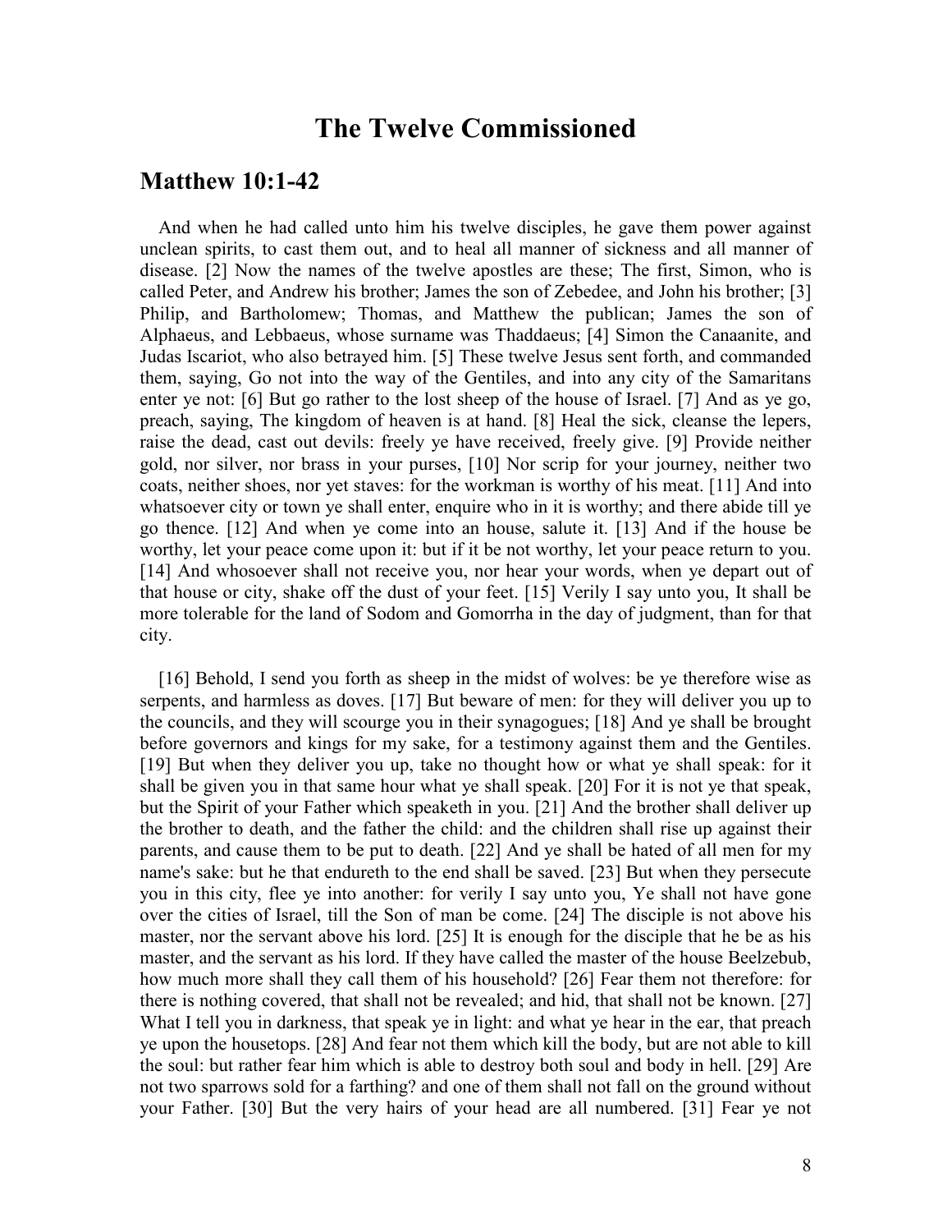# The Twelve Commissioned

## Matthew 10:1-42

And when he had called unto him his twelve disciples, he gave them power against unclean spirits, to cast them out, and to heal all manner of sickness and all manner of disease. [2] Now the names of the twelve apostles are these; The first, Simon, who is called Peter, and Andrew his brother; James the son of Zebedee, and John his brother; [3] Philip, and Bartholomew; Thomas, and Matthew the publican; James the son of Alphaeus, and Lebbaeus, whose surname was Thaddaeus; [4] Simon the Canaanite, and Judas Iscariot, who also betrayed him. [5] These twelve Jesus sent forth, and commanded them, saying, Go not into the way of the Gentiles, and into any city of the Samaritans enter ye not: [6] But go rather to the lost sheep of the house of Israel. [7] And as ye go, preach, saying, The kingdom of heaven is at hand. [8] Heal the sick, cleanse the lepers, raise the dead, cast out devils: freely ye have received, freely give. [9] Provide neither gold, nor silver, nor brass in your purses, [10] Nor scrip for your journey, neither two coats, neither shoes, nor yet staves: for the workman is worthy of his meat. [11] And into whatsoever city or town ye shall enter, enquire who in it is worthy; and there abide till ye go thence. [12] And when ye come into an house, salute it. [13] And if the house be worthy, let your peace come upon it: but if it be not worthy, let your peace return to you. [14] And whosoever shall not receive you, nor hear your words, when ye depart out of that house or city, shake off the dust of your feet. [15] Verily I say unto you, It shall be more tolerable for the land of Sodom and Gomorrha in the day of judgment, than for that city.

[16] Behold, I send you forth as sheep in the midst of wolves: be ye therefore wise as serpents, and harmless as doves. [17] But beware of men: for they will deliver you up to the councils, and they will scourge you in their synagogues; [18] And ye shall be brought before governors and kings for my sake, for a testimony against them and the Gentiles. [19] But when they deliver you up, take no thought how or what ye shall speak: for it shall be given you in that same hour what ye shall speak. [20] For it is not ye that speak, but the Spirit of your Father which speaketh in you. [21] And the brother shall deliver up the brother to death, and the father the child: and the children shall rise up against their parents, and cause them to be put to death. [22] And ye shall be hated of all men for my name's sake: but he that endureth to the end shall be saved. [23] But when they persecute you in this city, flee ye into another: for verily I say unto you, Ye shall not have gone over the cities of Israel, till the Son of man be come. [24] The disciple is not above his master, nor the servant above his lord. [25] It is enough for the disciple that he be as his master, and the servant as his lord. If they have called the master of the house Beelzebub, how much more shall they call them of his household? [26] Fear them not therefore: for there is nothing covered, that shall not be revealed; and hid, that shall not be known. [27] What I tell you in darkness, that speak ye in light: and what ye hear in the ear, that preach ye upon the housetops. [28] And fear not them which kill the body, but are not able to kill the soul: but rather fear him which is able to destroy both soul and body in hell. [29] Are not two sparrows sold for a farthing? and one of them shall not fall on the ground without your Father. [30] But the very hairs of your head are all numbered. [31] Fear ye not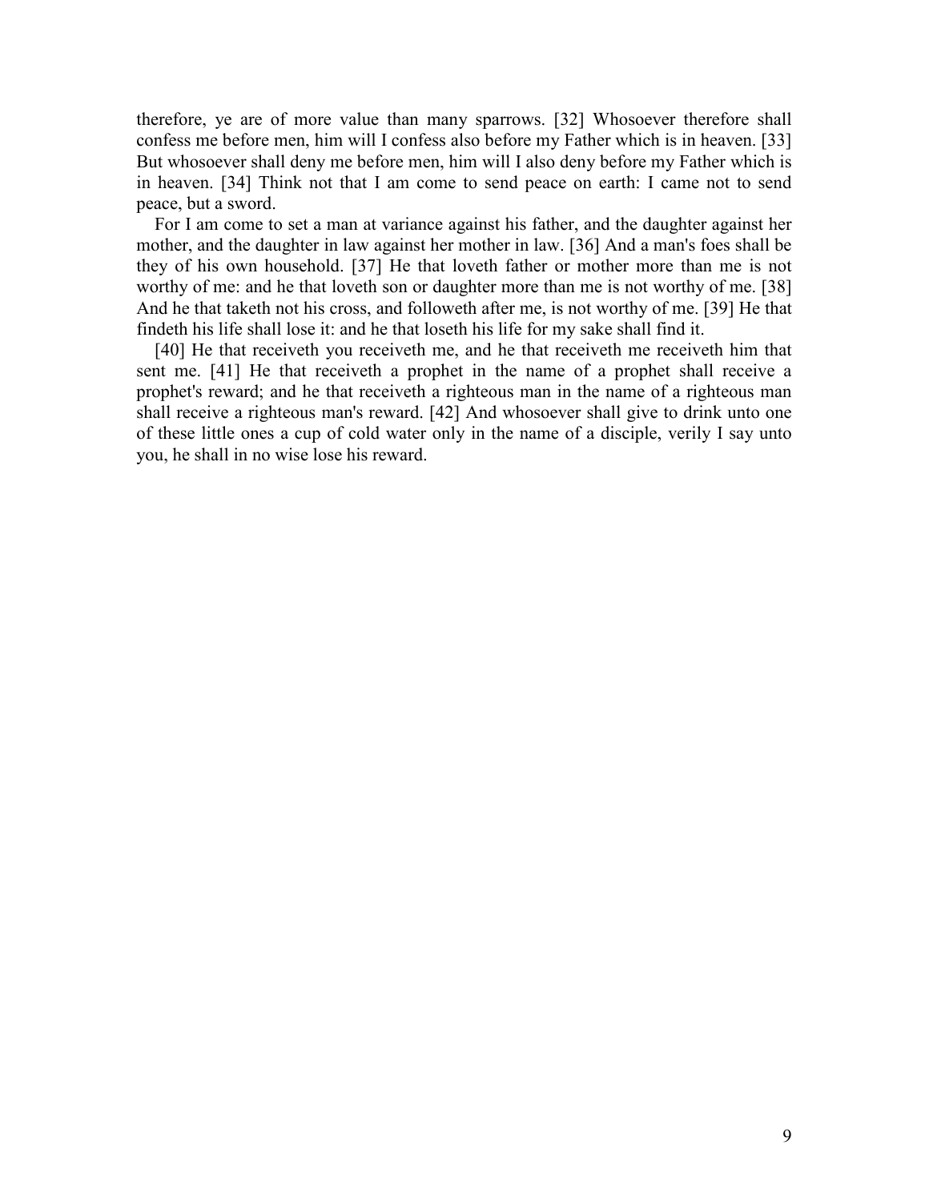therefore, ye are of more value than many sparrows. [32] Whosoever therefore shall confess me before men, him will I confess also before my Father which is in heaven. [33] But whosoever shall deny me before men, him will I also deny before my Father which is in heaven. [34] Think not that I am come to send peace on earth: I came not to send peace, but a sword.

For I am come to set a man at variance against his father, and the daughter against her mother, and the daughter in law against her mother in law. [36] And a man's foes shall be they of his own household. [37] He that loveth father or mother more than me is not worthy of me: and he that loveth son or daughter more than me is not worthy of me. [38] And he that taketh not his cross, and followeth after me, is not worthy of me. [39] He that findeth his life shall lose it: and he that loseth his life for my sake shall find it.

[40] He that receiveth you receiveth me, and he that receiveth me receiveth him that sent me. [41] He that receiveth a prophet in the name of a prophet shall receive a prophet's reward; and he that receiveth a righteous man in the name of a righteous man shall receive a righteous man's reward. [42] And whosoever shall give to drink unto one of these little ones a cup of cold water only in the name of a disciple, verily I say unto you, he shall in no wise lose his reward.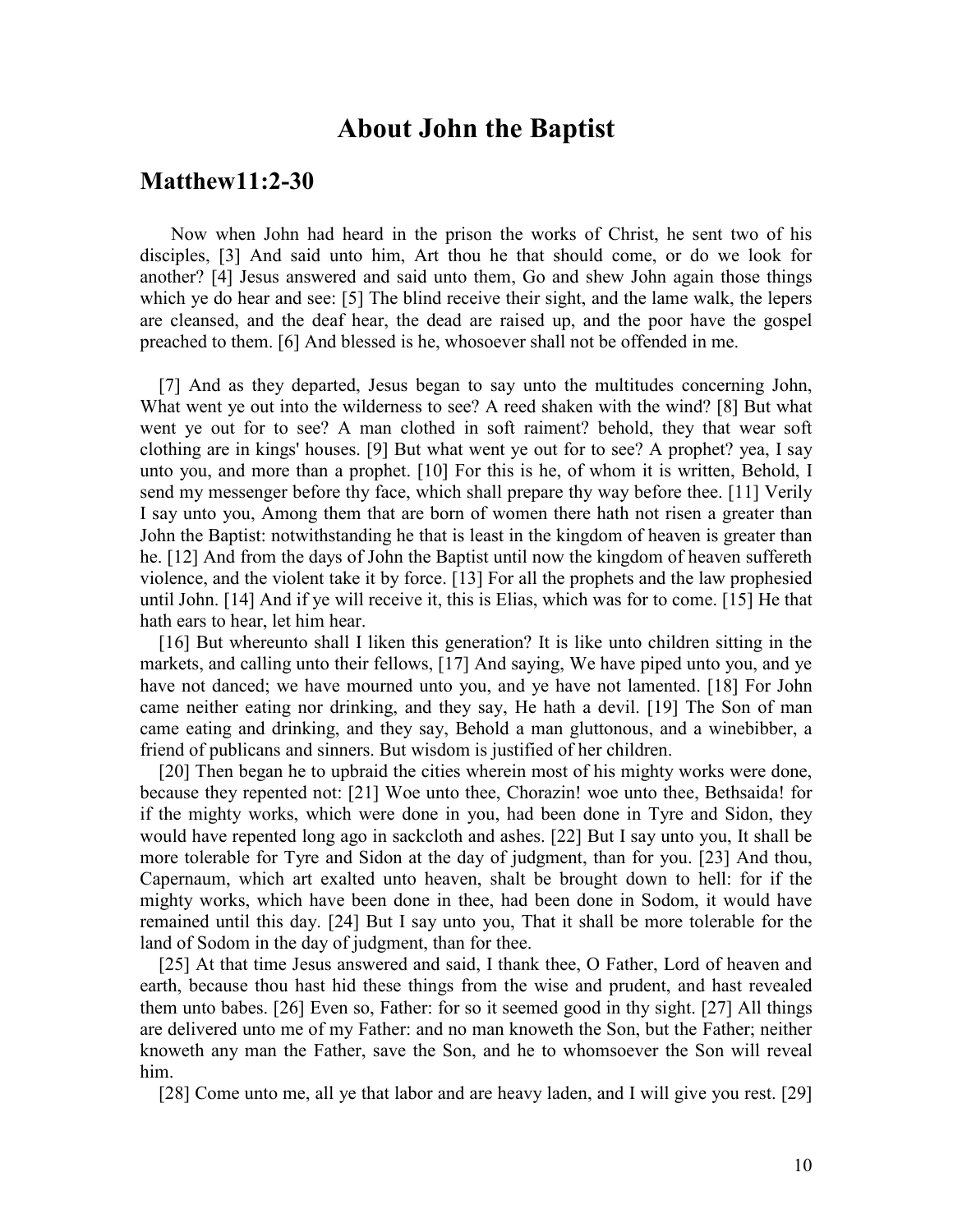# About John the Baptist

## Matthew11:2-30

Now when John had heard in the prison the works of Christ, he sent two of his disciples, [3] And said unto him, Art thou he that should come, or do we look for another? [4] Jesus answered and said unto them, Go and shew John again those things which ye do hear and see: [5] The blind receive their sight, and the lame walk, the lepers are cleansed, and the deaf hear, the dead are raised up, and the poor have the gospel preached to them. [6] And blessed is he, whosoever shall not be offended in me.

[7] And as they departed, Jesus began to say unto the multitudes concerning John, What went ye out into the wilderness to see? A reed shaken with the wind? [8] But what went ye out for to see? A man clothed in soft raiment? behold, they that wear soft clothing are in kings' houses. [9] But what went ye out for to see? A prophet? yea, I say unto you, and more than a prophet. [10] For this is he, of whom it is written, Behold, I send my messenger before thy face, which shall prepare thy way before thee. [11] Verily I say unto you, Among them that are born of women there hath not risen a greater than John the Baptist: notwithstanding he that is least in the kingdom of heaven is greater than he. [12] And from the days of John the Baptist until now the kingdom of heaven suffereth violence, and the violent take it by force. [13] For all the prophets and the law prophesied until John. [14] And if ye will receive it, this is Elias, which was for to come. [15] He that hath ears to hear, let him hear.

[16] But whereunto shall I liken this generation? It is like unto children sitting in the markets, and calling unto their fellows, [17] And saying, We have piped unto you, and ye have not danced; we have mourned unto you, and ye have not lamented. [18] For John came neither eating nor drinking, and they say, He hath a devil. [19] The Son of man came eating and drinking, and they say, Behold a man gluttonous, and a winebibber, a friend of publicans and sinners. But wisdom is justified of her children.

[20] Then began he to upbraid the cities wherein most of his mighty works were done, because they repented not: [21] Woe unto thee, Chorazin! woe unto thee, Bethsaida! for if the mighty works, which were done in you, had been done in Tyre and Sidon, they would have repented long ago in sackcloth and ashes. [22] But I say unto you, It shall be more tolerable for Tyre and Sidon at the day of judgment, than for you. [23] And thou, Capernaum, which art exalted unto heaven, shalt be brought down to hell: for if the mighty works, which have been done in thee, had been done in Sodom, it would have remained until this day. [24] But I say unto you, That it shall be more tolerable for the land of Sodom in the day of judgment, than for thee.

[25] At that time Jesus answered and said, I thank thee, O Father, Lord of heaven and earth, because thou hast hid these things from the wise and prudent, and hast revealed them unto babes. [26] Even so, Father: for so it seemed good in thy sight. [27] All things are delivered unto me of my Father: and no man knoweth the Son, but the Father; neither knoweth any man the Father, save the Son, and he to whomsoever the Son will reveal him.

[28] Come unto me, all ye that labor and are heavy laden, and I will give you rest. [29]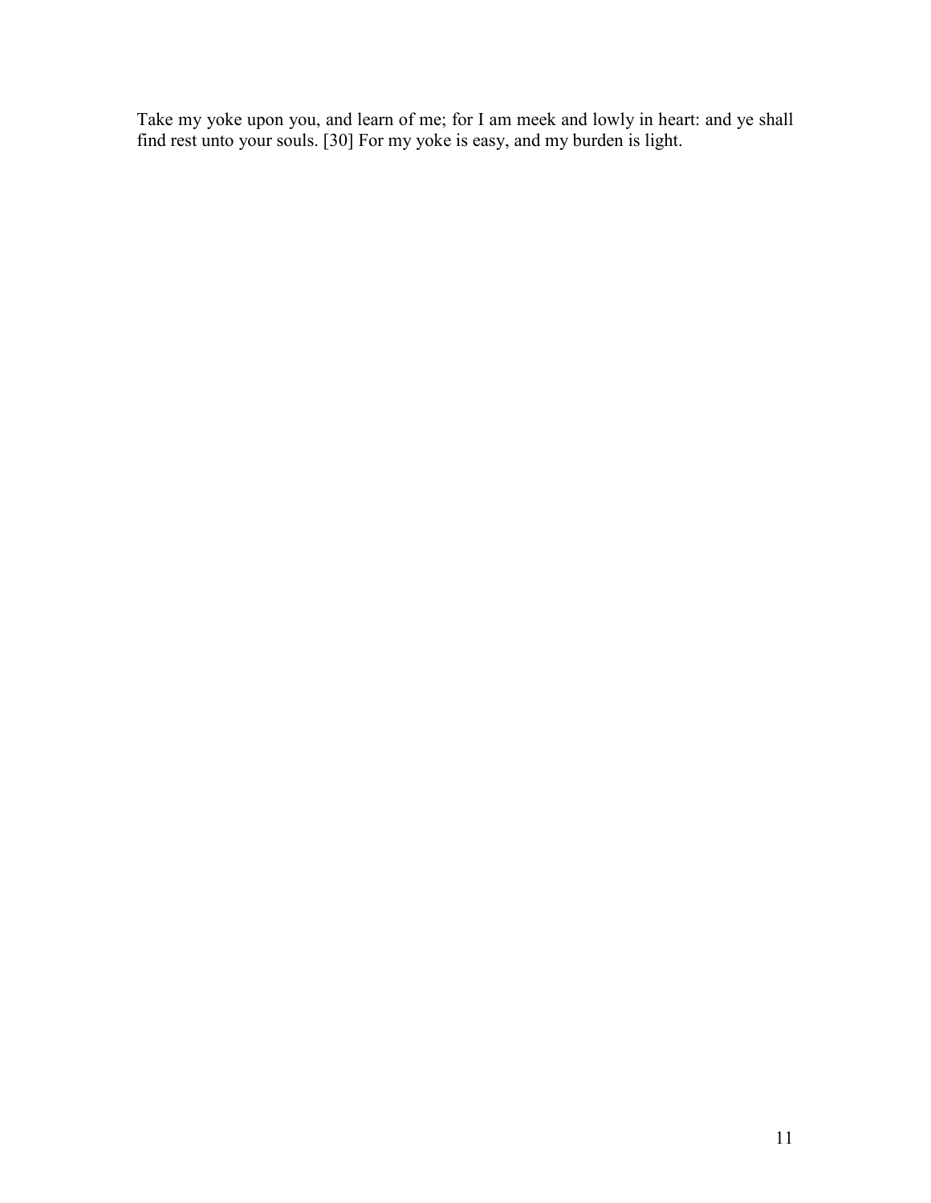Take my yoke upon you, and learn of me; for I am meek and lowly in heart: and ye shall find rest unto your souls. [30] For my yoke is easy, and my burden is light.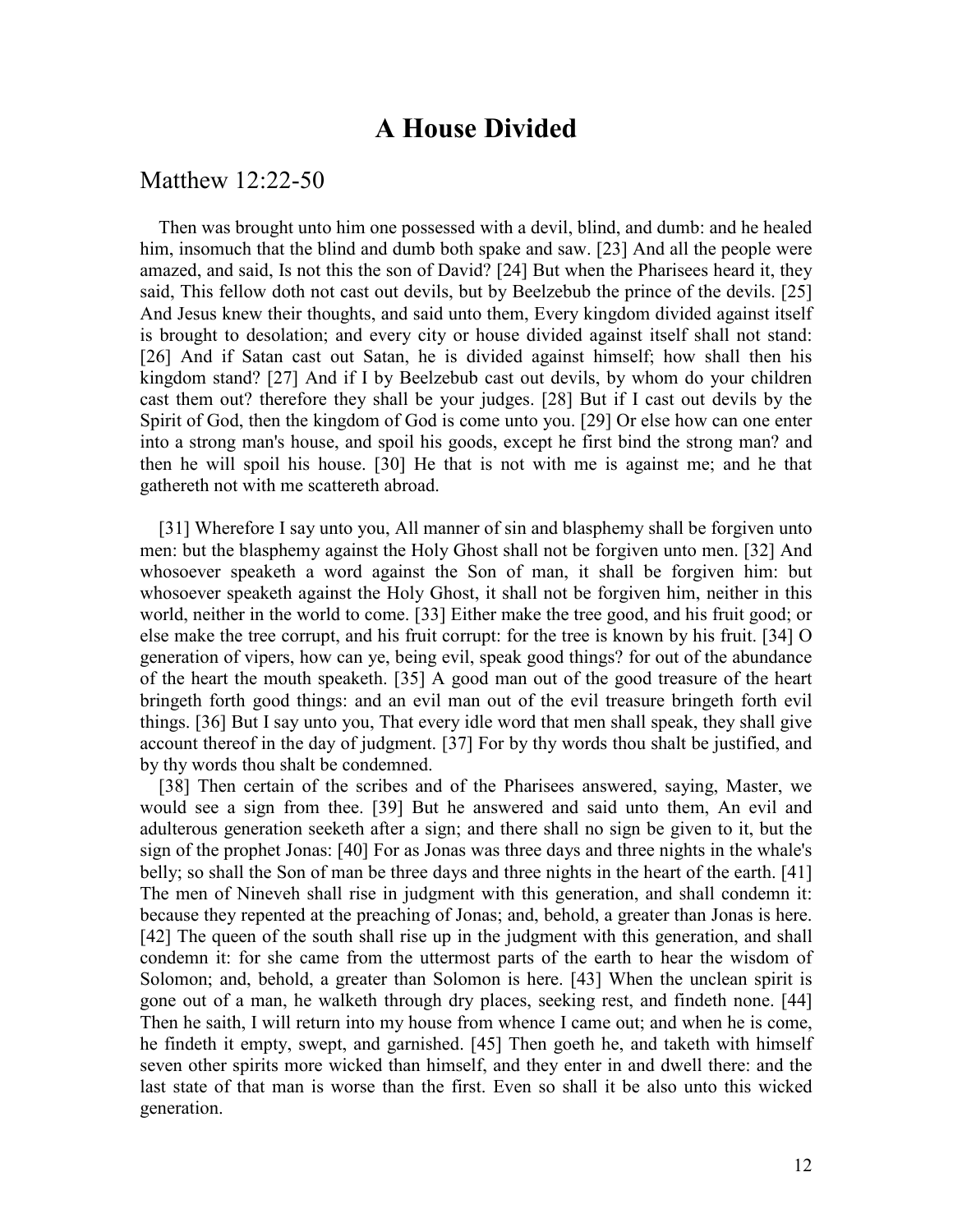# A House Divided

## Matthew 12:22-50

Then was brought unto him one possessed with a devil, blind, and dumb: and he healed him, insomuch that the blind and dumb both spake and saw. [23] And all the people were amazed, and said, Is not this the son of David? [24] But when the Pharisees heard it, they said, This fellow doth not cast out devils, but by Beelzebub the prince of the devils. [25] And Jesus knew their thoughts, and said unto them, Every kingdom divided against itself is brought to desolation; and every city or house divided against itself shall not stand: [26] And if Satan cast out Satan, he is divided against himself; how shall then his kingdom stand? [27] And if I by Beelzebub cast out devils, by whom do your children cast them out? therefore they shall be your judges. [28] But if I cast out devils by the Spirit of God, then the kingdom of God is come unto you. [29] Or else how can one enter into a strong man's house, and spoil his goods, except he first bind the strong man? and then he will spoil his house. [30] He that is not with me is against me; and he that gathereth not with me scattereth abroad.

[31] Wherefore I say unto you, All manner of sin and blasphemy shall be forgiven unto men: but the blasphemy against the Holy Ghost shall not be forgiven unto men. [32] And whosoever speaketh a word against the Son of man, it shall be forgiven him: but whosoever speaketh against the Holy Ghost, it shall not be forgiven him, neither in this world, neither in the world to come. [33] Either make the tree good, and his fruit good; or else make the tree corrupt, and his fruit corrupt: for the tree is known by his fruit. [34] O generation of vipers, how can ye, being evil, speak good things? for out of the abundance of the heart the mouth speaketh. [35] A good man out of the good treasure of the heart bringeth forth good things: and an evil man out of the evil treasure bringeth forth evil things. [36] But I say unto you, That every idle word that men shall speak, they shall give account thereof in the day of judgment. [37] For by thy words thou shalt be justified, and by thy words thou shalt be condemned.

[38] Then certain of the scribes and of the Pharisees answered, saying, Master, we would see a sign from thee. [39] But he answered and said unto them, An evil and adulterous generation seeketh after a sign; and there shall no sign be given to it, but the sign of the prophet Jonas: [40] For as Jonas was three days and three nights in the whale's belly; so shall the Son of man be three days and three nights in the heart of the earth. [41] The men of Nineveh shall rise in judgment with this generation, and shall condemn it: because they repented at the preaching of Jonas; and, behold, a greater than Jonas is here. [42] The queen of the south shall rise up in the judgment with this generation, and shall condemn it: for she came from the uttermost parts of the earth to hear the wisdom of Solomon; and, behold, a greater than Solomon is here. [43] When the unclean spirit is gone out of a man, he walketh through dry places, seeking rest, and findeth none. [44] Then he saith, I will return into my house from whence I came out; and when he is come, he findeth it empty, swept, and garnished. [45] Then goeth he, and taketh with himself seven other spirits more wicked than himself, and they enter in and dwell there: and the last state of that man is worse than the first. Even so shall it be also unto this wicked generation.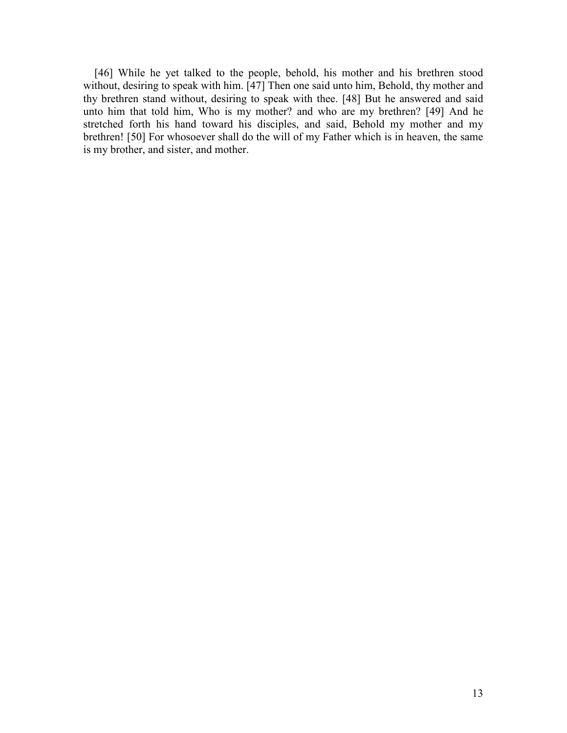[46] While he yet talked to the people, behold, his mother and his brethren stood without, desiring to speak with him. [47] Then one said unto him, Behold, thy mother and thy brethren stand without, desiring to speak with thee. [48] But he answered and said unto him that told him, Who is my mother? and who are my brethren? [49] And he stretched forth his hand toward his disciples, and said, Behold my mother and my brethren! [50] For whosoever shall do the will of my Father which is in heaven, the same is my brother, and sister, and mother.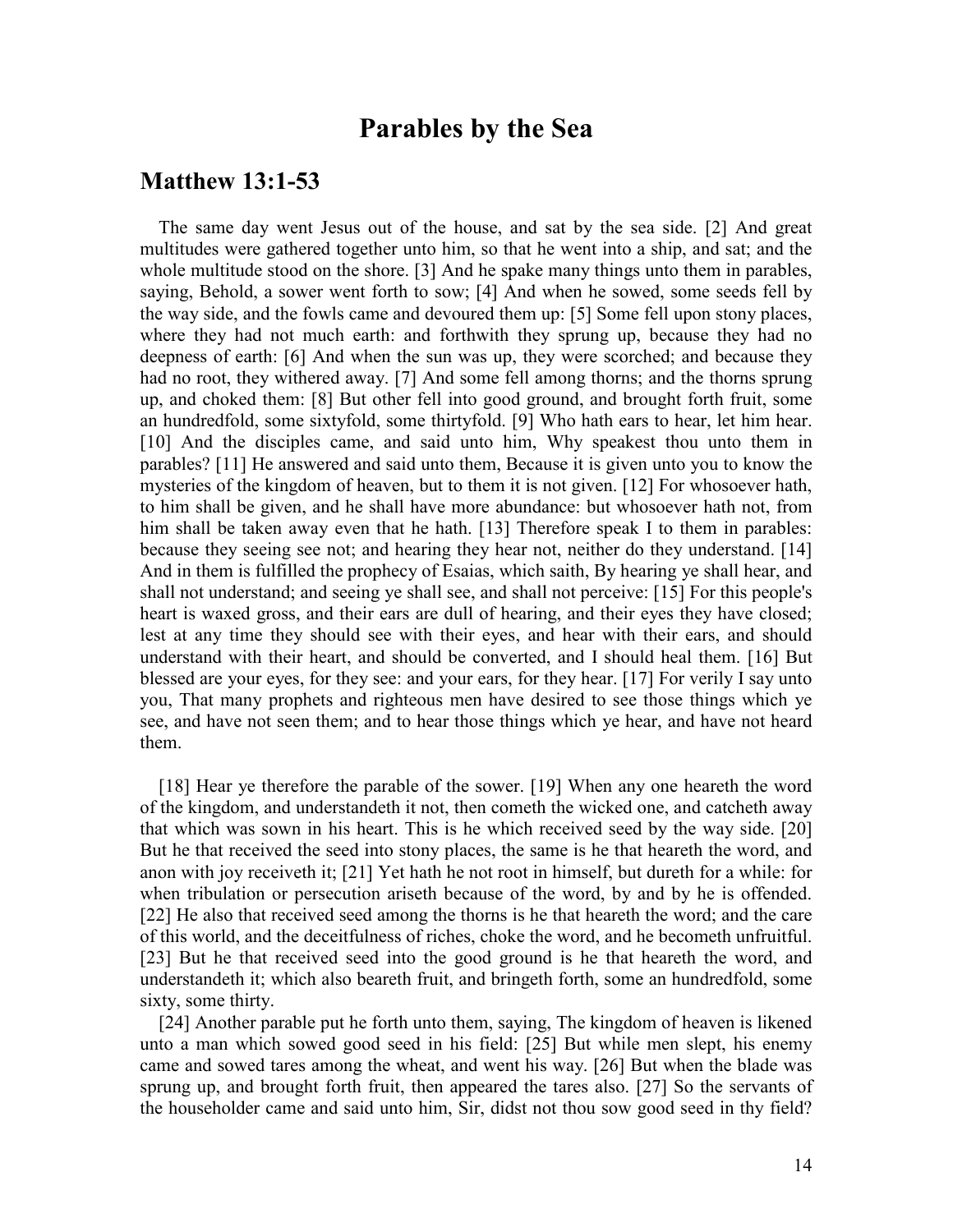# Parables by the Sea

## Matthew 13:1-53

The same day went Jesus out of the house, and sat by the sea side. [2] And great multitudes were gathered together unto him, so that he went into a ship, and sat; and the whole multitude stood on the shore. [3] And he spake many things unto them in parables, saying, Behold, a sower went forth to sow; [4] And when he sowed, some seeds fell by the way side, and the fowls came and devoured them up: [5] Some fell upon stony places, where they had not much earth: and forthwith they sprung up, because they had no deepness of earth: [6] And when the sun was up, they were scorched; and because they had no root, they withered away. [7] And some fell among thorns; and the thorns sprung up, and choked them: [8] But other fell into good ground, and brought forth fruit, some an hundredfold, some sixtyfold, some thirtyfold. [9] Who hath ears to hear, let him hear. [10] And the disciples came, and said unto him, Why speakest thou unto them in parables? [11] He answered and said unto them, Because it is given unto you to know the mysteries of the kingdom of heaven, but to them it is not given. [12] For whosoever hath, to him shall be given, and he shall have more abundance: but whosoever hath not, from him shall be taken away even that he hath. [13] Therefore speak I to them in parables: because they seeing see not; and hearing they hear not, neither do they understand. [14] And in them is fulfilled the prophecy of Esaias, which saith, By hearing ye shall hear, and shall not understand; and seeing ye shall see, and shall not perceive: [15] For this people's heart is waxed gross, and their ears are dull of hearing, and their eyes they have closed; lest at any time they should see with their eyes, and hear with their ears, and should understand with their heart, and should be converted, and I should heal them. [16] But blessed are your eyes, for they see: and your ears, for they hear. [17] For verily I say unto you, That many prophets and righteous men have desired to see those things which ye see, and have not seen them; and to hear those things which ye hear, and have not heard them.

[18] Hear ye therefore the parable of the sower. [19] When any one heareth the word of the kingdom, and understandeth it not, then cometh the wicked one, and catcheth away that which was sown in his heart. This is he which received seed by the way side. [20] But he that received the seed into stony places, the same is he that heareth the word, and anon with joy receiveth it; [21] Yet hath he not root in himself, but dureth for a while: for when tribulation or persecution ariseth because of the word, by and by he is offended. [22] He also that received seed among the thorns is he that heareth the word; and the care of this world, and the deceitfulness of riches, choke the word, and he becometh unfruitful. [23] But he that received seed into the good ground is he that heareth the word, and understandeth it; which also beareth fruit, and bringeth forth, some an hundredfold, some sixty, some thirty.

[24] Another parable put he forth unto them, saying, The kingdom of heaven is likened unto a man which sowed good seed in his field: [25] But while men slept, his enemy came and sowed tares among the wheat, and went his way. [26] But when the blade was sprung up, and brought forth fruit, then appeared the tares also. [27] So the servants of the householder came and said unto him, Sir, didst not thou sow good seed in thy field?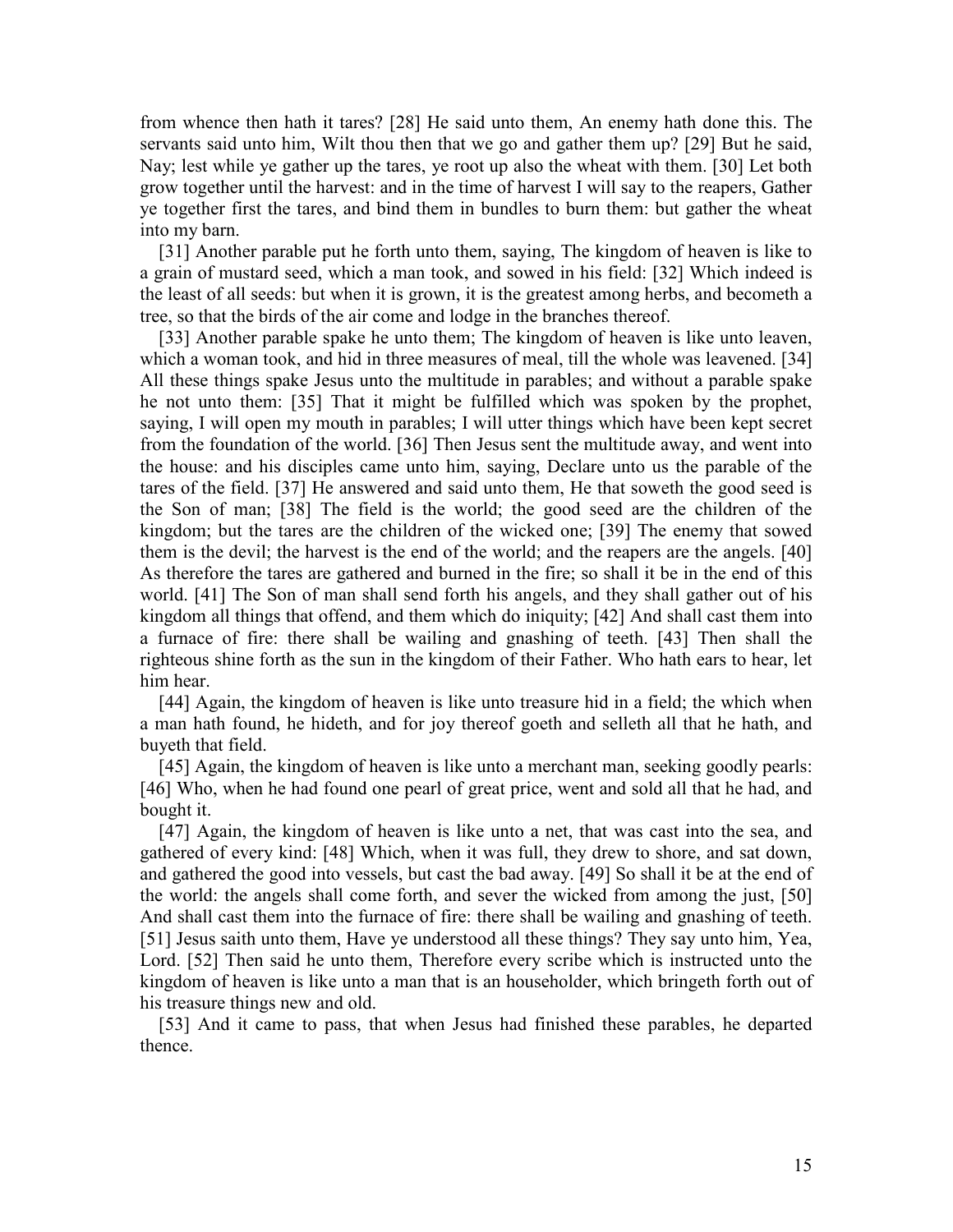from whence then hath it tares? [28] He said unto them, An enemy hath done this. The servants said unto him, Wilt thou then that we go and gather them up? [29] But he said, Nay; lest while ye gather up the tares, ye root up also the wheat with them. [30] Let both grow together until the harvest: and in the time of harvest I will say to the reapers, Gather ye together first the tares, and bind them in bundles to burn them: but gather the wheat into my barn.

[31] Another parable put he forth unto them, saying, The kingdom of heaven is like to a grain of mustard seed, which a man took, and sowed in his field: [32] Which indeed is the least of all seeds: but when it is grown, it is the greatest among herbs, and becometh a tree, so that the birds of the air come and lodge in the branches thereof.

[33] Another parable spake he unto them; The kingdom of heaven is like unto leaven, which a woman took, and hid in three measures of meal, till the whole was leavened. [34] All these things spake Jesus unto the multitude in parables; and without a parable spake he not unto them: [35] That it might be fulfilled which was spoken by the prophet, saying, I will open my mouth in parables; I will utter things which have been kept secret from the foundation of the world. [36] Then Jesus sent the multitude away, and went into the house: and his disciples came unto him, saying, Declare unto us the parable of the tares of the field. [37] He answered and said unto them, He that soweth the good seed is the Son of man; [38] The field is the world; the good seed are the children of the kingdom; but the tares are the children of the wicked one; [39] The enemy that sowed them is the devil; the harvest is the end of the world; and the reapers are the angels. [40] As therefore the tares are gathered and burned in the fire; so shall it be in the end of this world. [41] The Son of man shall send forth his angels, and they shall gather out of his kingdom all things that offend, and them which do iniquity; [42] And shall cast them into a furnace of fire: there shall be wailing and gnashing of teeth. [43] Then shall the righteous shine forth as the sun in the kingdom of their Father. Who hath ears to hear, let him hear.

[44] Again, the kingdom of heaven is like unto treasure hid in a field; the which when a man hath found, he hideth, and for joy thereof goeth and selleth all that he hath, and buyeth that field.

[45] Again, the kingdom of heaven is like unto a merchant man, seeking goodly pearls: [46] Who, when he had found one pearl of great price, went and sold all that he had, and bought it.

[47] Again, the kingdom of heaven is like unto a net, that was cast into the sea, and gathered of every kind: [48] Which, when it was full, they drew to shore, and sat down, and gathered the good into vessels, but cast the bad away. [49] So shall it be at the end of the world: the angels shall come forth, and sever the wicked from among the just, [50] And shall cast them into the furnace of fire: there shall be wailing and gnashing of teeth. [51] Jesus saith unto them, Have ye understood all these things? They say unto him, Yea, Lord. [52] Then said he unto them, Therefore every scribe which is instructed unto the kingdom of heaven is like unto a man that is an householder, which bringeth forth out of his treasure things new and old.

[53] And it came to pass, that when Jesus had finished these parables, he departed thence.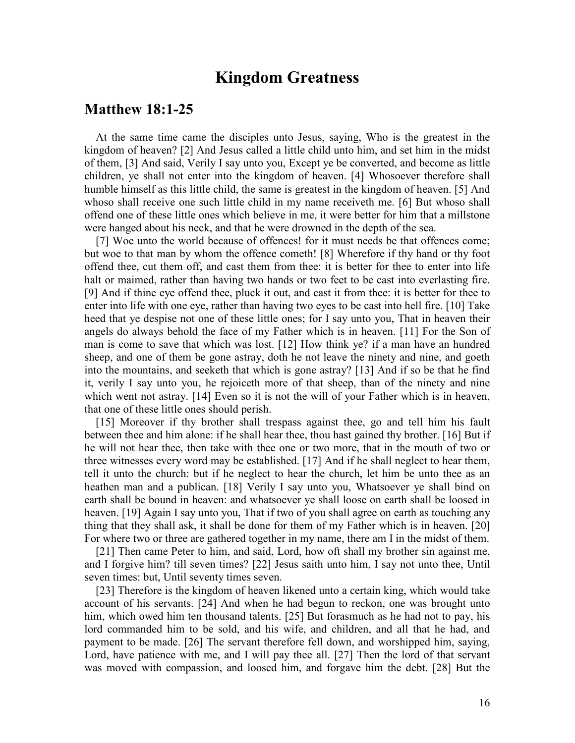# Kingdom Greatness

## Matthew 18:1-25

At the same time came the disciples unto Jesus, saying, Who is the greatest in the kingdom of heaven? [2] And Jesus called a little child unto him, and set him in the midst of them, [3] And said, Verily I say unto you, Except ye be converted, and become as little children, ye shall not enter into the kingdom of heaven. [4] Whosoever therefore shall humble himself as this little child, the same is greatest in the kingdom of heaven. [5] And whoso shall receive one such little child in my name receiveth me. [6] But whoso shall offend one of these little ones which believe in me, it were better for him that a millstone were hanged about his neck, and that he were drowned in the depth of the sea.

[7] Woe unto the world because of offences! for it must needs be that offences come; but woe to that man by whom the offence cometh! [8] Wherefore if thy hand or thy foot offend thee, cut them off, and cast them from thee: it is better for thee to enter into life halt or maimed, rather than having two hands or two feet to be cast into everlasting fire. [9] And if thine eye offend thee, pluck it out, and cast it from thee: it is better for thee to enter into life with one eye, rather than having two eyes to be cast into hell fire. [10] Take heed that ye despise not one of these little ones; for I say unto you, That in heaven their angels do always behold the face of my Father which is in heaven. [11] For the Son of man is come to save that which was lost. [12] How think ye? if a man have an hundred sheep, and one of them be gone astray, doth he not leave the ninety and nine, and goeth into the mountains, and seeketh that which is gone astray? [13] And if so be that he find it, verily I say unto you, he rejoiceth more of that sheep, than of the ninety and nine which went not astray. [14] Even so it is not the will of your Father which is in heaven, that one of these little ones should perish.

[15] Moreover if thy brother shall trespass against thee, go and tell him his fault between thee and him alone: if he shall hear thee, thou hast gained thy brother. [16] But if he will not hear thee, then take with thee one or two more, that in the mouth of two or three witnesses every word may be established. [17] And if he shall neglect to hear them, tell it unto the church: but if he neglect to hear the church, let him be unto thee as an heathen man and a publican. [18] Verily I say unto you, Whatsoever ye shall bind on earth shall be bound in heaven: and whatsoever ye shall loose on earth shall be loosed in heaven. [19] Again I say unto you, That if two of you shall agree on earth as touching any thing that they shall ask, it shall be done for them of my Father which is in heaven. [20] For where two or three are gathered together in my name, there am I in the midst of them.

[21] Then came Peter to him, and said, Lord, how oft shall my brother sin against me, and I forgive him? till seven times? [22] Jesus saith unto him, I say not unto thee, Until seven times: but, Until seventy times seven.

[23] Therefore is the kingdom of heaven likened unto a certain king, which would take account of his servants. [24] And when he had begun to reckon, one was brought unto him, which owed him ten thousand talents. [25] But forasmuch as he had not to pay, his lord commanded him to be sold, and his wife, and children, and all that he had, and payment to be made. [26] The servant therefore fell down, and worshipped him, saying, Lord, have patience with me, and I will pay thee all. [27] Then the lord of that servant was moved with compassion, and loosed him, and forgave him the debt. [28] But the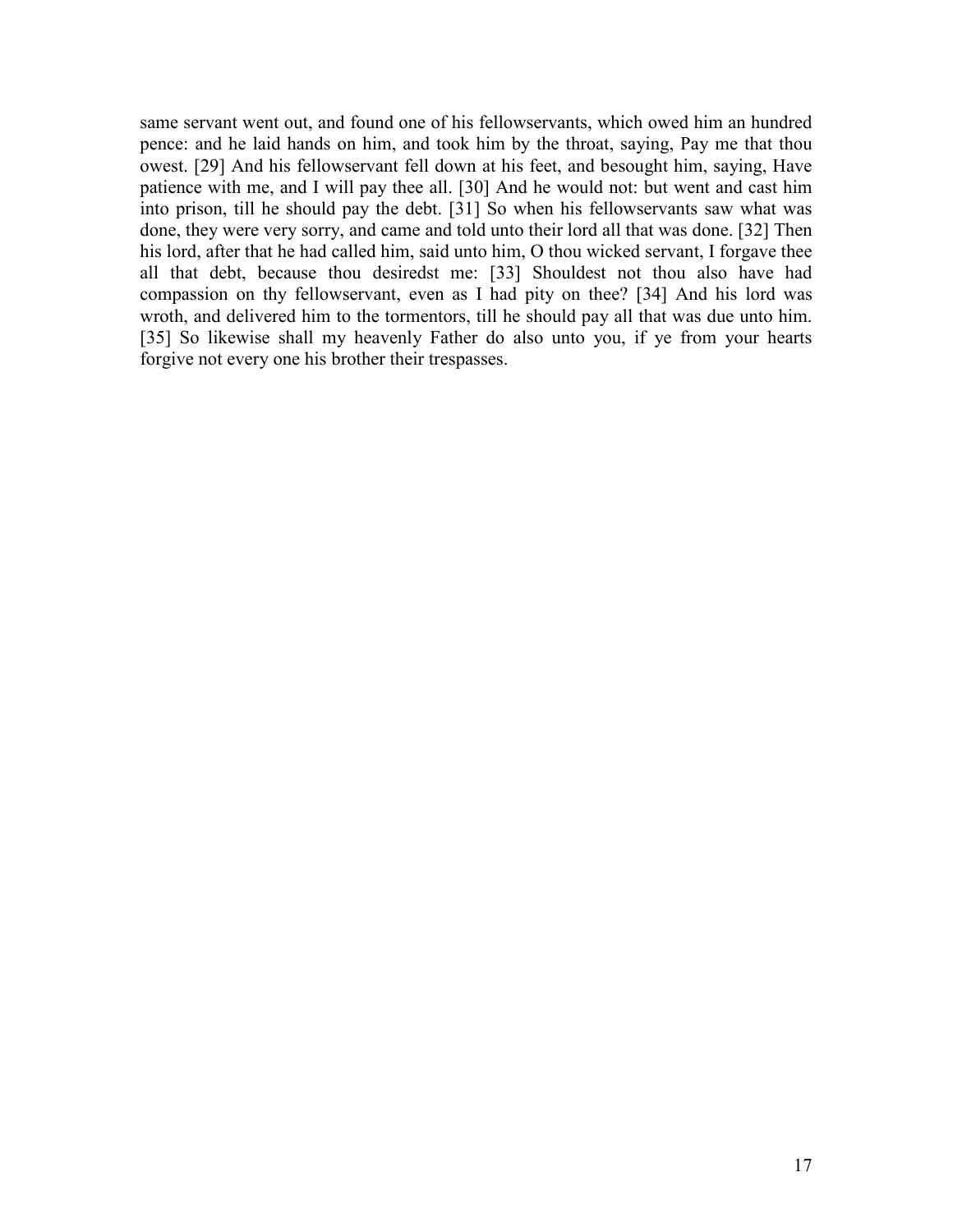same servant went out, and found one of his fellowservants, which owed him an hundred pence: and he laid hands on him, and took him by the throat, saying, Pay me that thou owest. [29] And his fellowservant fell down at his feet, and besought him, saying, Have patience with me, and I will pay thee all. [30] And he would not: but went and cast him into prison, till he should pay the debt. [31] So when his fellowservants saw what was done, they were very sorry, and came and told unto their lord all that was done. [32] Then his lord, after that he had called him, said unto him, O thou wicked servant, I forgave thee all that debt, because thou desiredst me: [33] Shouldest not thou also have had compassion on thy fellowservant, even as I had pity on thee? [34] And his lord was wroth, and delivered him to the tormentors, till he should pay all that was due unto him. [35] So likewise shall my heavenly Father do also unto you, if ye from your hearts forgive not every one his brother their trespasses.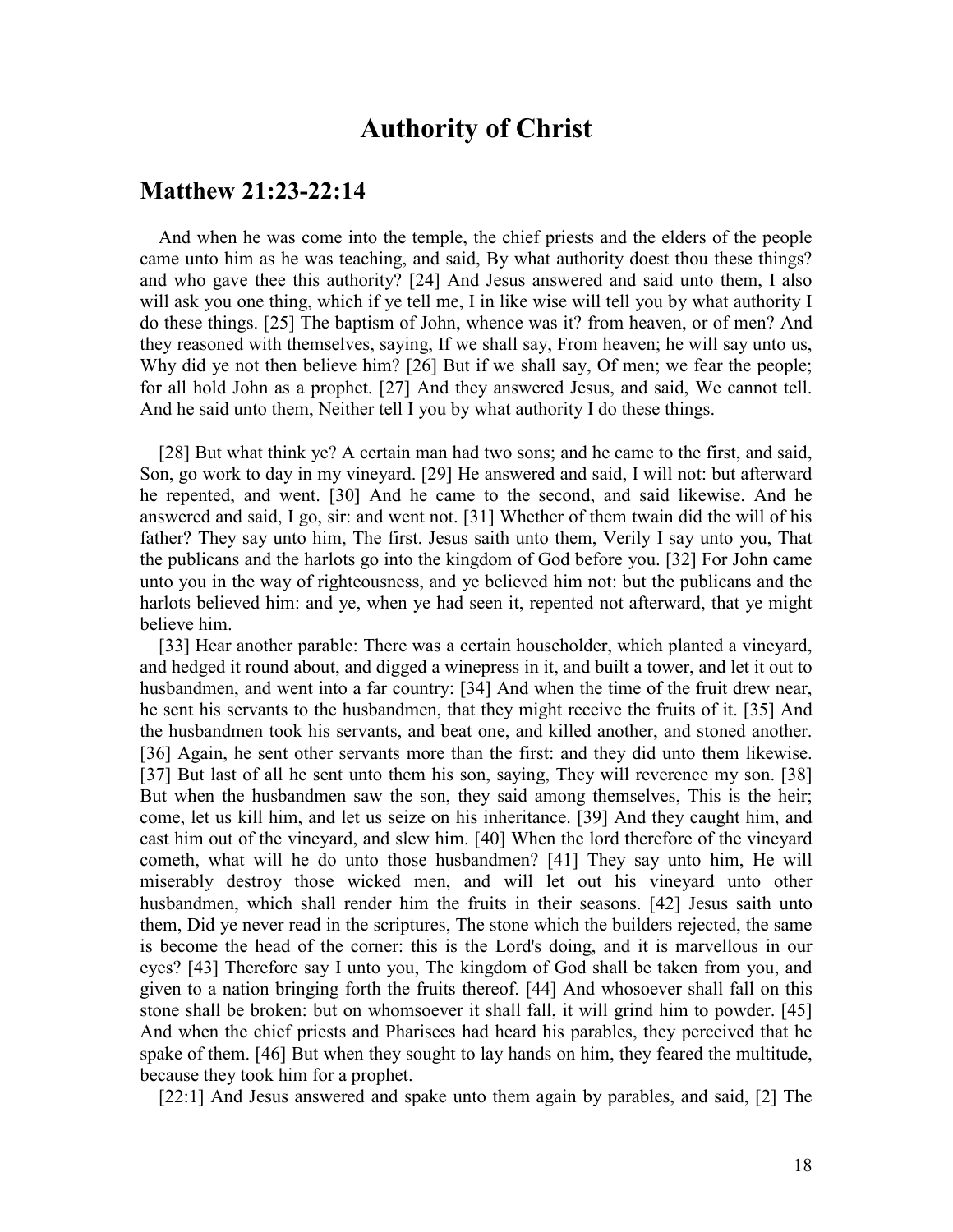# Authority of Christ

## Matthew 21:23-22:14

And when he was come into the temple, the chief priests and the elders of the people came unto him as he was teaching, and said, By what authority doest thou these things? and who gave thee this authority? [24] And Jesus answered and said unto them, I also will ask you one thing, which if ye tell me, I in like wise will tell you by what authority I do these things. [25] The baptism of John, whence was it? from heaven, or of men? And they reasoned with themselves, saying, If we shall say, From heaven; he will say unto us, Why did ye not then believe him? [26] But if we shall say, Of men; we fear the people; for all hold John as a prophet. [27] And they answered Jesus, and said, We cannot tell. And he said unto them, Neither tell I you by what authority I do these things.

[28] But what think ye? A certain man had two sons; and he came to the first, and said, Son, go work to day in my vineyard. [29] He answered and said, I will not: but afterward he repented, and went. [30] And he came to the second, and said likewise. And he answered and said, I go, sir: and went not. [31] Whether of them twain did the will of his father? They say unto him, The first. Jesus saith unto them, Verily I say unto you, That the publicans and the harlots go into the kingdom of God before you. [32] For John came unto you in the way of righteousness, and ye believed him not: but the publicans and the harlots believed him: and ye, when ye had seen it, repented not afterward, that ye might believe him.

[33] Hear another parable: There was a certain householder, which planted a vineyard, and hedged it round about, and digged a winepress in it, and built a tower, and let it out to husbandmen, and went into a far country: [34] And when the time of the fruit drew near, he sent his servants to the husbandmen, that they might receive the fruits of it. [35] And the husbandmen took his servants, and beat one, and killed another, and stoned another. [36] Again, he sent other servants more than the first: and they did unto them likewise. [37] But last of all he sent unto them his son, saying, They will reverence my son. [38] But when the husbandmen saw the son, they said among themselves, This is the heir; come, let us kill him, and let us seize on his inheritance. [39] And they caught him, and cast him out of the vineyard, and slew him. [40] When the lord therefore of the vineyard cometh, what will he do unto those husbandmen? [41] They say unto him, He will miserably destroy those wicked men, and will let out his vineyard unto other husbandmen, which shall render him the fruits in their seasons. [42] Jesus saith unto them, Did ye never read in the scriptures, The stone which the builders rejected, the same is become the head of the corner: this is the Lord's doing, and it is marvellous in our eyes? [43] Therefore say I unto you, The kingdom of God shall be taken from you, and given to a nation bringing forth the fruits thereof. [44] And whosoever shall fall on this stone shall be broken: but on whomsoever it shall fall, it will grind him to powder. [45] And when the chief priests and Pharisees had heard his parables, they perceived that he spake of them. [46] But when they sought to lay hands on him, they feared the multitude, because they took him for a prophet.

[22:1] And Jesus answered and spake unto them again by parables, and said, [2] The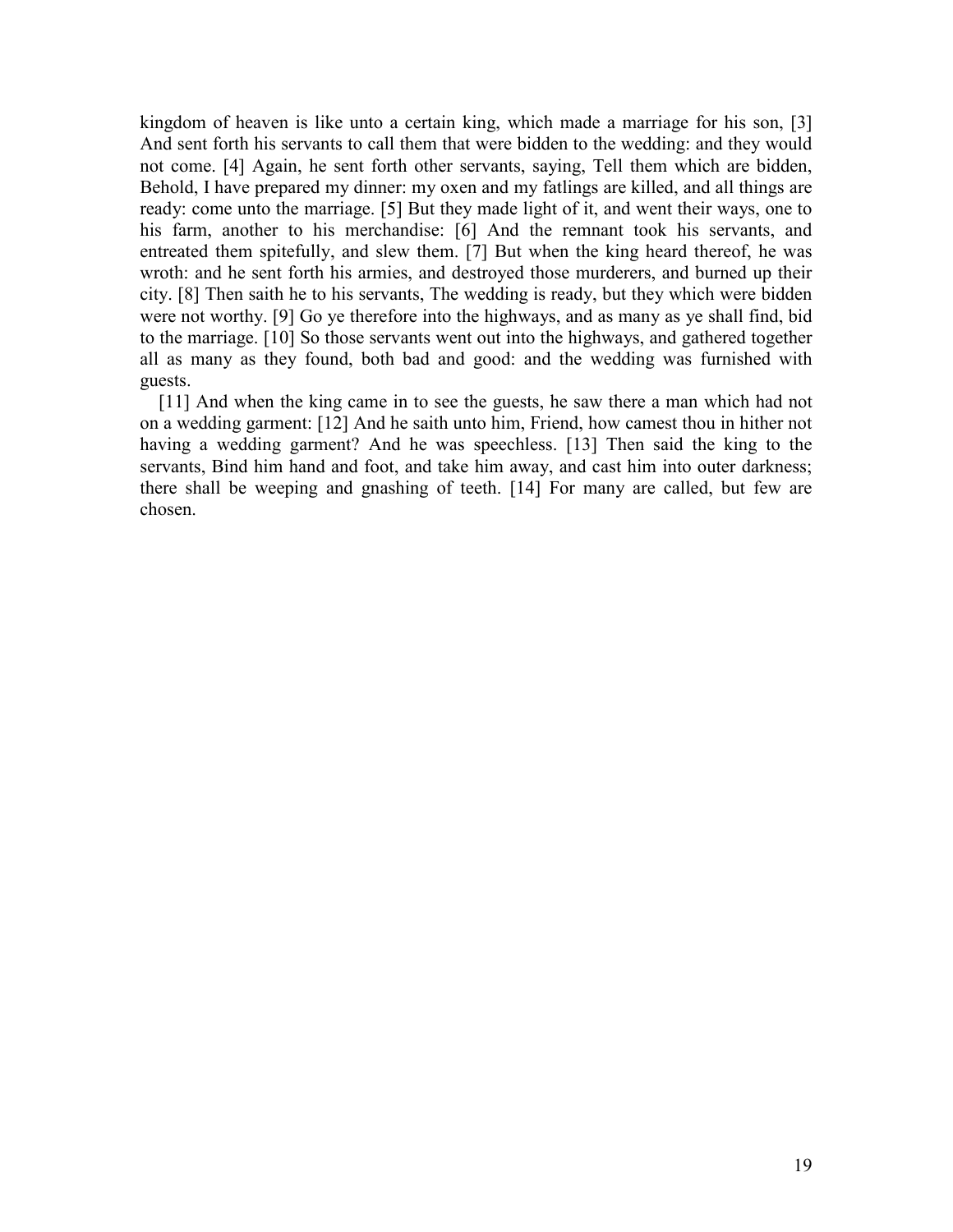kingdom of heaven is like unto a certain king, which made a marriage for his son, [3] And sent forth his servants to call them that were bidden to the wedding: and they would not come. [4] Again, he sent forth other servants, saying, Tell them which are bidden, Behold, I have prepared my dinner: my oxen and my fatlings are killed, and all things are ready: come unto the marriage. [5] But they made light of it, and went their ways, one to his farm, another to his merchandise: [6] And the remnant took his servants, and entreated them spitefully, and slew them. [7] But when the king heard thereof, he was wroth: and he sent forth his armies, and destroyed those murderers, and burned up their city. [8] Then saith he to his servants, The wedding is ready, but they which were bidden were not worthy. [9] Go ye therefore into the highways, and as many as ye shall find, bid to the marriage. [10] So those servants went out into the highways, and gathered together all as many as they found, both bad and good: and the wedding was furnished with guests.

[11] And when the king came in to see the guests, he saw there a man which had not on a wedding garment: [12] And he saith unto him, Friend, how camest thou in hither not having a wedding garment? And he was speechless. [13] Then said the king to the servants, Bind him hand and foot, and take him away, and cast him into outer darkness; there shall be weeping and gnashing of teeth. [14] For many are called, but few are chosen.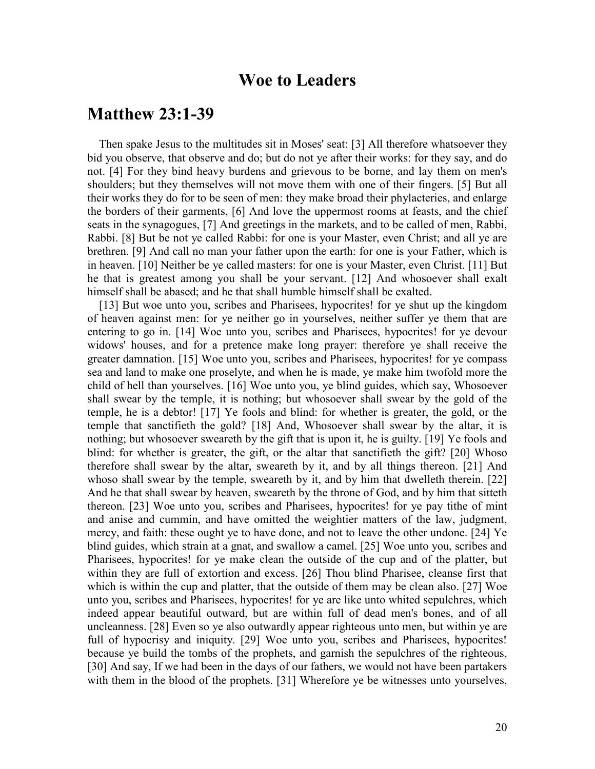# Woe to Leaders

## Matthew 23:1-39

Then spake Jesus to the multitudes sit in Moses' seat: [3] All therefore whatsoever they bid you observe, that observe and do; but do not ye after their works: for they say, and do not. [4] For they bind heavy burdens and grievous to be borne, and lay them on men's shoulders; but they themselves will not move them with one of their fingers. [5] But all their works they do for to be seen of men: they make broad their phylacteries, and enlarge the borders of their garments, [6] And love the uppermost rooms at feasts, and the chief seats in the synagogues, [7] And greetings in the markets, and to be called of men, Rabbi, Rabbi. [8] But be not ye called Rabbi: for one is your Master, even Christ; and all ye are brethren. [9] And call no man your father upon the earth: for one is your Father, which is in heaven. [10] Neither be ye called masters: for one is your Master, even Christ. [11] But he that is greatest among you shall be your servant. [12] And whosoever shall exalt himself shall be abased; and he that shall humble himself shall be exalted.

[13] But woe unto you, scribes and Pharisees, hypocrites! for ye shut up the kingdom of heaven against men: for ye neither go in yourselves, neither suffer ye them that are entering to go in. [14] Woe unto you, scribes and Pharisees, hypocrites! for ye devour widows' houses, and for a pretence make long prayer: therefore ye shall receive the greater damnation. [15] Woe unto you, scribes and Pharisees, hypocrites! for ye compass sea and land to make one proselyte, and when he is made, ye make him twofold more the child of hell than yourselves. [16] Woe unto you, ye blind guides, which say, Whosoever shall swear by the temple, it is nothing; but whosoever shall swear by the gold of the temple, he is a debtor! [17] Ye fools and blind: for whether is greater, the gold, or the temple that sanctifieth the gold? [18] And, Whosoever shall swear by the altar, it is nothing; but whosoever sweareth by the gift that is upon it, he is guilty. [19] Ye fools and blind: for whether is greater, the gift, or the altar that sanctifieth the gift? [20] Whoso therefore shall swear by the altar, sweareth by it, and by all things thereon. [21] And whoso shall swear by the temple, sweareth by it, and by him that dwelleth therein. [22] And he that shall swear by heaven, sweareth by the throne of God, and by him that sitteth thereon. [23] Woe unto you, scribes and Pharisees, hypocrites! for ye pay tithe of mint and anise and cummin, and have omitted the weightier matters of the law, judgment, mercy, and faith: these ought ye to have done, and not to leave the other undone. [24] Ye blind guides, which strain at a gnat, and swallow a camel. [25] Woe unto you, scribes and Pharisees, hypocrites! for ye make clean the outside of the cup and of the platter, but within they are full of extortion and excess. [26] Thou blind Pharisee, cleanse first that which is within the cup and platter, that the outside of them may be clean also. [27] Woe unto you, scribes and Pharisees, hypocrites! for ye are like unto whited sepulchres, which indeed appear beautiful outward, but are within full of dead men's bones, and of all uncleanness. [28] Even so ye also outwardly appear righteous unto men, but within ye are full of hypocrisy and iniquity. [29] Woe unto you, scribes and Pharisees, hypocrites! because ye build the tombs of the prophets, and garnish the sepulchres of the righteous, [30] And say, If we had been in the days of our fathers, we would not have been partakers with them in the blood of the prophets. [31] Wherefore ye be witnesses unto yourselves,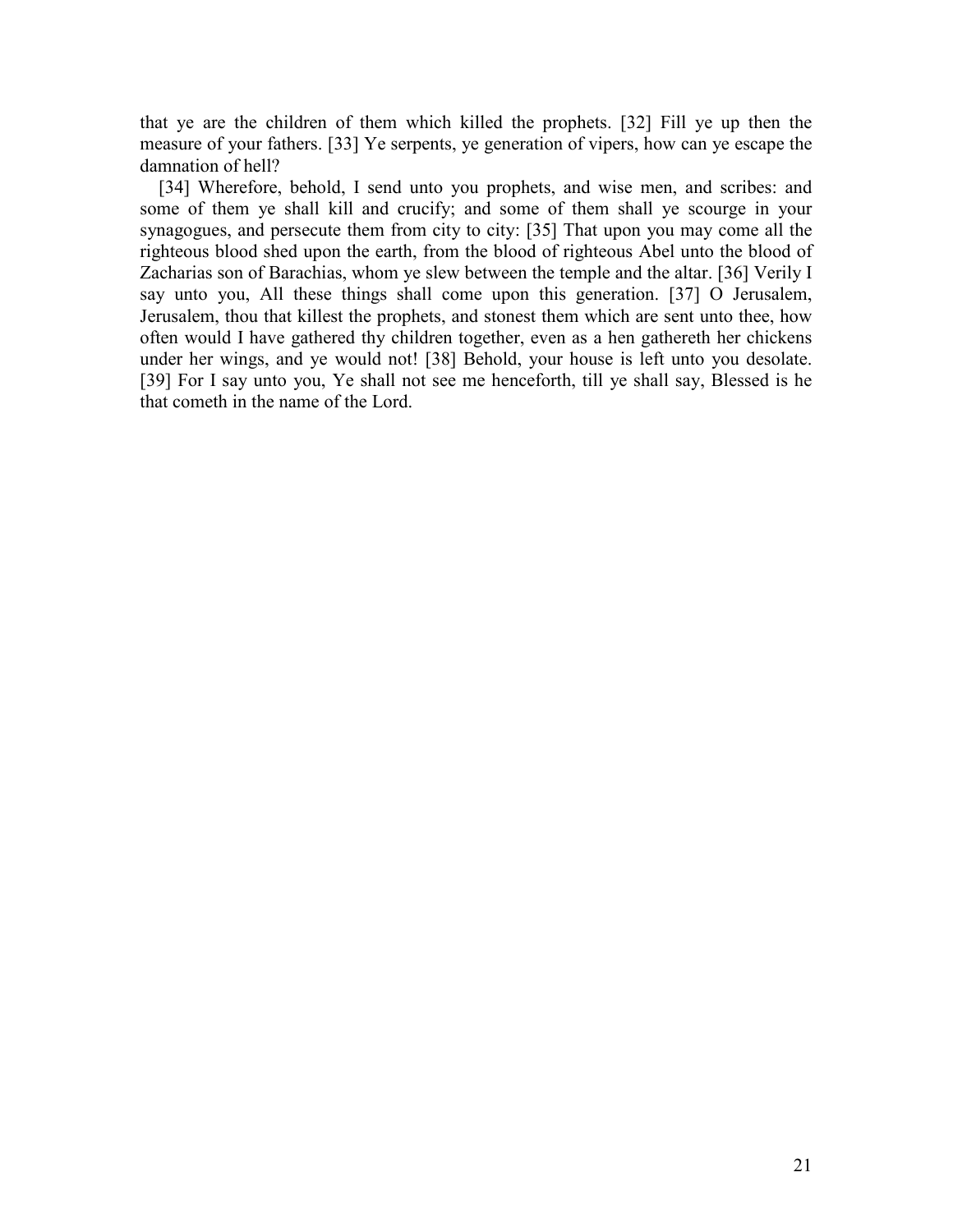that ye are the children of them which killed the prophets. [32] Fill ye up then the measure of your fathers. [33] Ye serpents, ye generation of vipers, how can ye escape the damnation of hell?

[34] Wherefore, behold, I send unto you prophets, and wise men, and scribes: and some of them ye shall kill and crucify; and some of them shall ye scourge in your synagogues, and persecute them from city to city: [35] That upon you may come all the righteous blood shed upon the earth, from the blood of righteous Abel unto the blood of Zacharias son of Barachias, whom ye slew between the temple and the altar. [36] Verily I say unto you, All these things shall come upon this generation. [37] O Jerusalem, Jerusalem, thou that killest the prophets, and stonest them which are sent unto thee, how often would I have gathered thy children together, even as a hen gathereth her chickens under her wings, and ye would not! [38] Behold, your house is left unto you desolate. [39] For I say unto you, Ye shall not see me henceforth, till ye shall say, Blessed is he that cometh in the name of the Lord.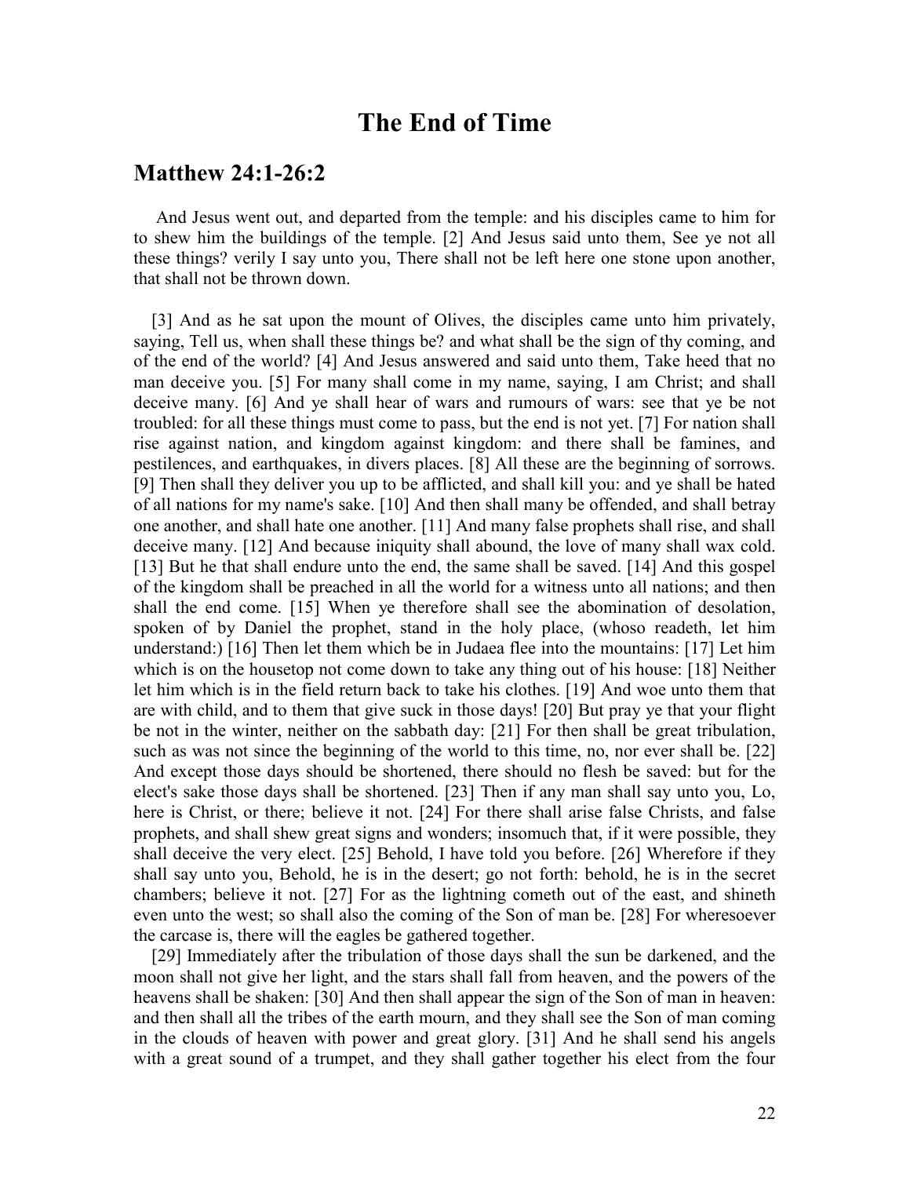# The End of Time

## Matthew 24:1-26:2

And Jesus went out, and departed from the temple: and his disciples came to him for to shew him the buildings of the temple. [2] And Jesus said unto them, See ye not all these things? verily I say unto you, There shall not be left here one stone upon another, that shall not be thrown down.

[3] And as he sat upon the mount of Olives, the disciples came unto him privately, saying, Tell us, when shall these things be? and what shall be the sign of thy coming, and of the end of the world? [4] And Jesus answered and said unto them, Take heed that no man deceive you. [5] For many shall come in my name, saying, I am Christ; and shall deceive many. [6] And ye shall hear of wars and rumours of wars: see that ye be not troubled: for all these things must come to pass, but the end is not yet. [7] For nation shall rise against nation, and kingdom against kingdom: and there shall be famines, and pestilences, and earthquakes, in divers places. [8] All these are the beginning of sorrows. [9] Then shall they deliver you up to be afflicted, and shall kill you: and ye shall be hated of all nations for my name's sake. [10] And then shall many be offended, and shall betray one another, and shall hate one another. [11] And many false prophets shall rise, and shall deceive many. [12] And because iniquity shall abound, the love of many shall wax cold. [13] But he that shall endure unto the end, the same shall be saved. [14] And this gospel of the kingdom shall be preached in all the world for a witness unto all nations; and then shall the end come. [15] When ye therefore shall see the abomination of desolation, spoken of by Daniel the prophet, stand in the holy place, (whoso readeth, let him understand:) [16] Then let them which be in Judaea flee into the mountains: [17] Let him which is on the housetop not come down to take any thing out of his house: [18] Neither let him which is in the field return back to take his clothes. [19] And woe unto them that are with child, and to them that give suck in those days! [20] But pray ye that your flight be not in the winter, neither on the sabbath day: [21] For then shall be great tribulation, such as was not since the beginning of the world to this time, no, nor ever shall be. [22] And except those days should be shortened, there should no flesh be saved: but for the elect's sake those days shall be shortened. [23] Then if any man shall say unto you, Lo, here is Christ, or there; believe it not. [24] For there shall arise false Christs, and false prophets, and shall shew great signs and wonders; insomuch that, if it were possible, they shall deceive the very elect. [25] Behold, I have told you before. [26] Wherefore if they shall say unto you, Behold, he is in the desert; go not forth: behold, he is in the secret chambers; believe it not. [27] For as the lightning cometh out of the east, and shineth even unto the west; so shall also the coming of the Son of man be. [28] For wheresoever the carcase is, there will the eagles be gathered together.

[29] Immediately after the tribulation of those days shall the sun be darkened, and the moon shall not give her light, and the stars shall fall from heaven, and the powers of the heavens shall be shaken: [30] And then shall appear the sign of the Son of man in heaven: and then shall all the tribes of the earth mourn, and they shall see the Son of man coming in the clouds of heaven with power and great glory. [31] And he shall send his angels with a great sound of a trumpet, and they shall gather together his elect from the four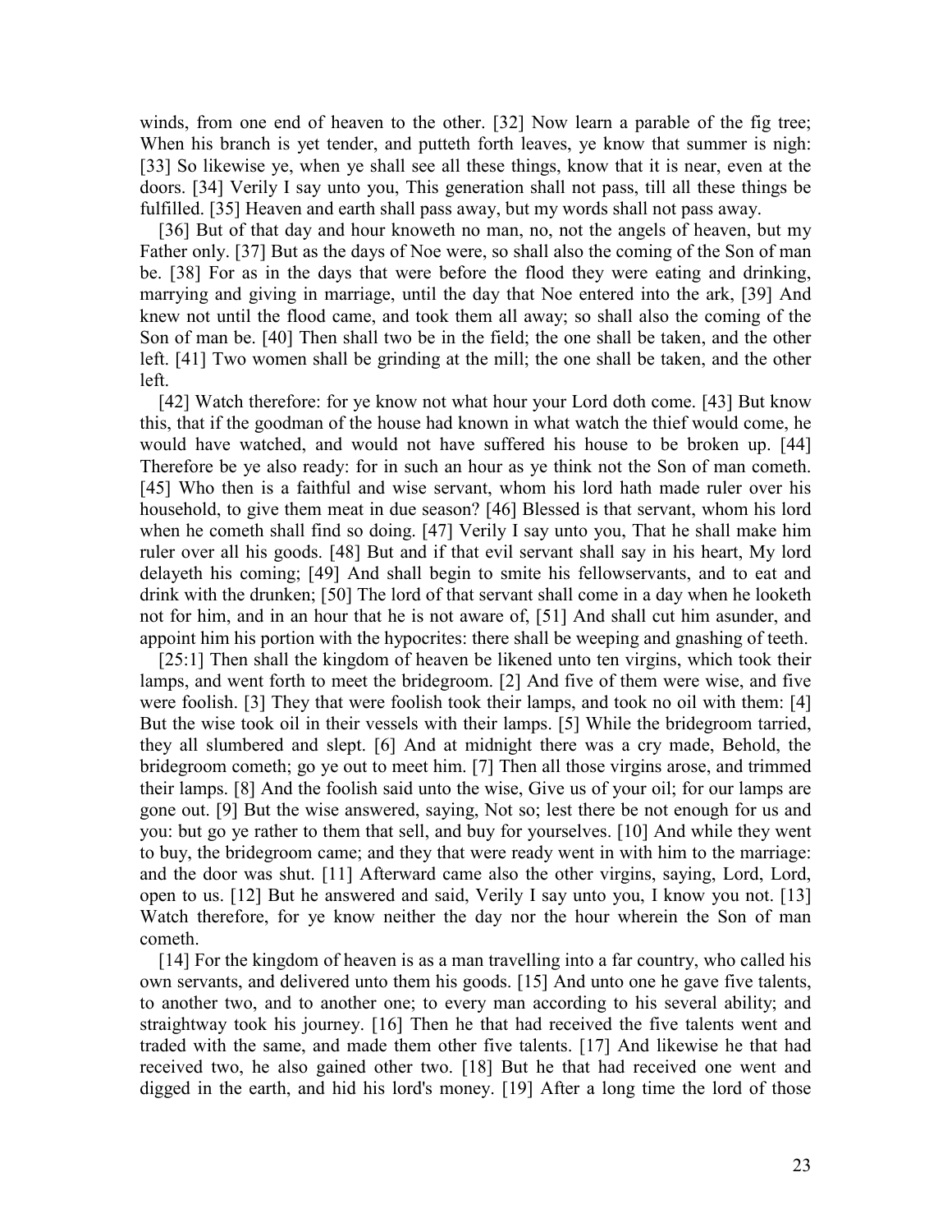winds, from one end of heaven to the other. [32] Now learn a parable of the fig tree; When his branch is yet tender, and putteth forth leaves, ye know that summer is nigh: [33] So likewise ye, when ye shall see all these things, know that it is near, even at the doors. [34] Verily I say unto you, This generation shall not pass, till all these things be fulfilled. [35] Heaven and earth shall pass away, but my words shall not pass away.

[36] But of that day and hour knoweth no man, no, not the angels of heaven, but my Father only. [37] But as the days of Noe were, so shall also the coming of the Son of man be. [38] For as in the days that were before the flood they were eating and drinking, marrying and giving in marriage, until the day that Noe entered into the ark, [39] And knew not until the flood came, and took them all away; so shall also the coming of the Son of man be. [40] Then shall two be in the field; the one shall be taken, and the other left. [41] Two women shall be grinding at the mill; the one shall be taken, and the other left.

[42] Watch therefore: for ye know not what hour your Lord doth come. [43] But know this, that if the goodman of the house had known in what watch the thief would come, he would have watched, and would not have suffered his house to be broken up. [44] Therefore be ye also ready: for in such an hour as ye think not the Son of man cometh. [45] Who then is a faithful and wise servant, whom his lord hath made ruler over his household, to give them meat in due season? [46] Blessed is that servant, whom his lord when he cometh shall find so doing. [47] Verily I say unto you, That he shall make him ruler over all his goods. [48] But and if that evil servant shall say in his heart, My lord delayeth his coming; [49] And shall begin to smite his fellowservants, and to eat and drink with the drunken; [50] The lord of that servant shall come in a day when he looketh not for him, and in an hour that he is not aware of, [51] And shall cut him asunder, and appoint him his portion with the hypocrites: there shall be weeping and gnashing of teeth.

[25:1] Then shall the kingdom of heaven be likened unto ten virgins, which took their lamps, and went forth to meet the bridegroom. [2] And five of them were wise, and five were foolish. [3] They that were foolish took their lamps, and took no oil with them: [4] But the wise took oil in their vessels with their lamps. [5] While the bridegroom tarried, they all slumbered and slept. [6] And at midnight there was a cry made, Behold, the bridegroom cometh; go ye out to meet him. [7] Then all those virgins arose, and trimmed their lamps. [8] And the foolish said unto the wise, Give us of your oil; for our lamps are gone out. [9] But the wise answered, saying, Not so; lest there be not enough for us and you: but go ye rather to them that sell, and buy for yourselves. [10] And while they went to buy, the bridegroom came; and they that were ready went in with him to the marriage: and the door was shut. [11] Afterward came also the other virgins, saying, Lord, Lord, open to us. [12] But he answered and said, Verily I say unto you, I know you not. [13] Watch therefore, for ye know neither the day nor the hour wherein the Son of man cometh.

[14] For the kingdom of heaven is as a man travelling into a far country, who called his own servants, and delivered unto them his goods. [15] And unto one he gave five talents, to another two, and to another one; to every man according to his several ability; and straightway took his journey. [16] Then he that had received the five talents went and traded with the same, and made them other five talents. [17] And likewise he that had received two, he also gained other two. [18] But he that had received one went and digged in the earth, and hid his lord's money. [19] After a long time the lord of those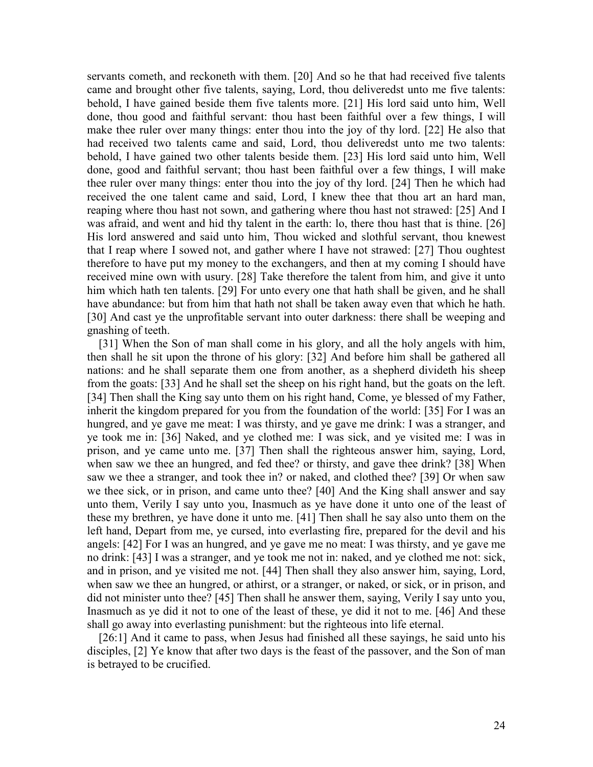servants cometh, and reckoneth with them. [20] And so he that had received five talents came and brought other five talents, saying, Lord, thou deliveredst unto me five talents: behold, I have gained beside them five talents more. [21] His lord said unto him, Well done, thou good and faithful servant: thou hast been faithful over a few things, I will make thee ruler over many things: enter thou into the joy of thy lord. [22] He also that had received two talents came and said, Lord, thou deliveredst unto me two talents: behold, I have gained two other talents beside them. [23] His lord said unto him, Well done, good and faithful servant; thou hast been faithful over a few things, I will make thee ruler over many things: enter thou into the joy of thy lord. [24] Then he which had received the one talent came and said, Lord, I knew thee that thou art an hard man, reaping where thou hast not sown, and gathering where thou hast not strawed: [25] And I was afraid, and went and hid thy talent in the earth: lo, there thou hast that is thine. [26] His lord answered and said unto him, Thou wicked and slothful servant, thou knewest that I reap where I sowed not, and gather where I have not strawed: [27] Thou oughtest therefore to have put my money to the exchangers, and then at my coming I should have received mine own with usury. [28] Take therefore the talent from him, and give it unto him which hath ten talents. [29] For unto every one that hath shall be given, and he shall have abundance: but from him that hath not shall be taken away even that which he hath. [30] And cast ye the unprofitable servant into outer darkness: there shall be weeping and gnashing of teeth.

[31] When the Son of man shall come in his glory, and all the holy angels with him, then shall he sit upon the throne of his glory: [32] And before him shall be gathered all nations: and he shall separate them one from another, as a shepherd divideth his sheep from the goats: [33] And he shall set the sheep on his right hand, but the goats on the left. [34] Then shall the King say unto them on his right hand, Come, ye blessed of my Father, inherit the kingdom prepared for you from the foundation of the world: [35] For I was an hungred, and ye gave me meat: I was thirsty, and ye gave me drink: I was a stranger, and ye took me in: [36] Naked, and ye clothed me: I was sick, and ye visited me: I was in prison, and ye came unto me. [37] Then shall the righteous answer him, saying, Lord, when saw we thee an hungred, and fed thee? or thirsty, and gave thee drink? [38] When saw we thee a stranger, and took thee in? or naked, and clothed thee? [39] Or when saw we thee sick, or in prison, and came unto thee? [40] And the King shall answer and say unto them, Verily I say unto you, Inasmuch as ye have done it unto one of the least of these my brethren, ye have done it unto me. [41] Then shall he say also unto them on the left hand, Depart from me, ye cursed, into everlasting fire, prepared for the devil and his angels: [42] For I was an hungred, and ye gave me no meat: I was thirsty, and ye gave me no drink: [43] I was a stranger, and ye took me not in: naked, and ye clothed me not: sick, and in prison, and ye visited me not. [44] Then shall they also answer him, saying, Lord, when saw we thee an hungred, or athirst, or a stranger, or naked, or sick, or in prison, and did not minister unto thee? [45] Then shall he answer them, saying, Verily I say unto you, Inasmuch as ye did it not to one of the least of these, ye did it not to me. [46] And these shall go away into everlasting punishment: but the righteous into life eternal.

[26:1] And it came to pass, when Jesus had finished all these sayings, he said unto his disciples, [2] Ye know that after two days is the feast of the passover, and the Son of man is betrayed to be crucified.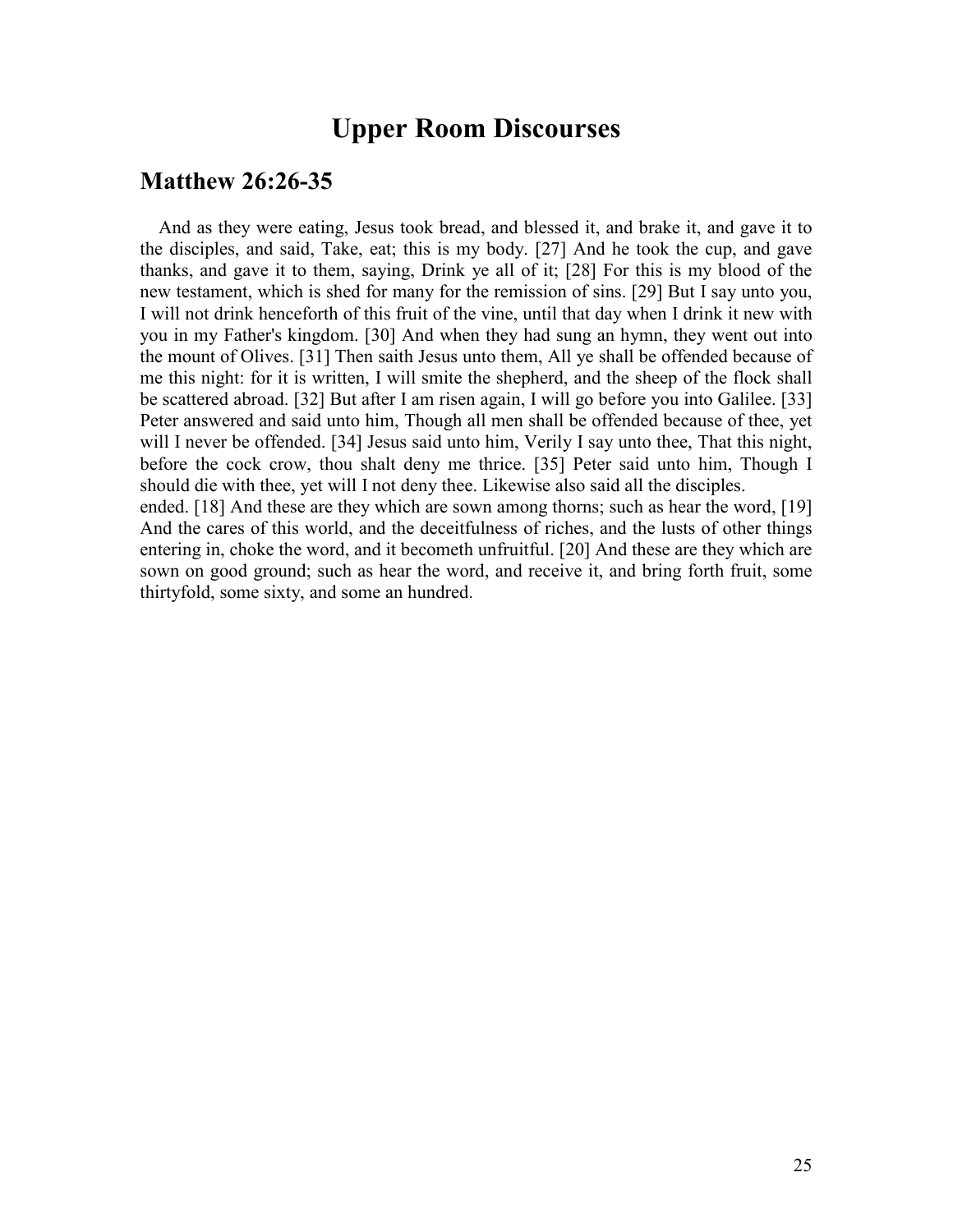# Upper Room Discourses

## Matthew 26:26-35

And as they were eating, Jesus took bread, and blessed it, and brake it, and gave it to the disciples, and said, Take, eat; this is my body. [27] And he took the cup, and gave thanks, and gave it to them, saying, Drink ye all of it; [28] For this is my blood of the new testament, which is shed for many for the remission of sins. [29] But I say unto you, I will not drink henceforth of this fruit of the vine, until that day when I drink it new with you in my Father's kingdom. [30] And when they had sung an hymn, they went out into the mount of Olives. [31] Then saith Jesus unto them, All ye shall be offended because of me this night: for it is written, I will smite the shepherd, and the sheep of the flock shall be scattered abroad. [32] But after I am risen again, I will go before you into Galilee. [33] Peter answered and said unto him, Though all men shall be offended because of thee, yet will I never be offended. [34] Jesus said unto him, Verily I say unto thee, That this night, before the cock crow, thou shalt deny me thrice. [35] Peter said unto him, Though I should die with thee, yet will I not deny thee. Likewise also said all the disciples.
ended. [18] And these are they which are sown among thorns; such as hear the word, [19] And the cares of this world, and the deceitfulness of riches, and the lusts of other things entering in, choke the word, and it becometh unfruitful. [20] And these are they which are sown on good ground; such as hear the word, and receive it, and bring forth fruit, some thirtyfold, some sixty, and some an hundred.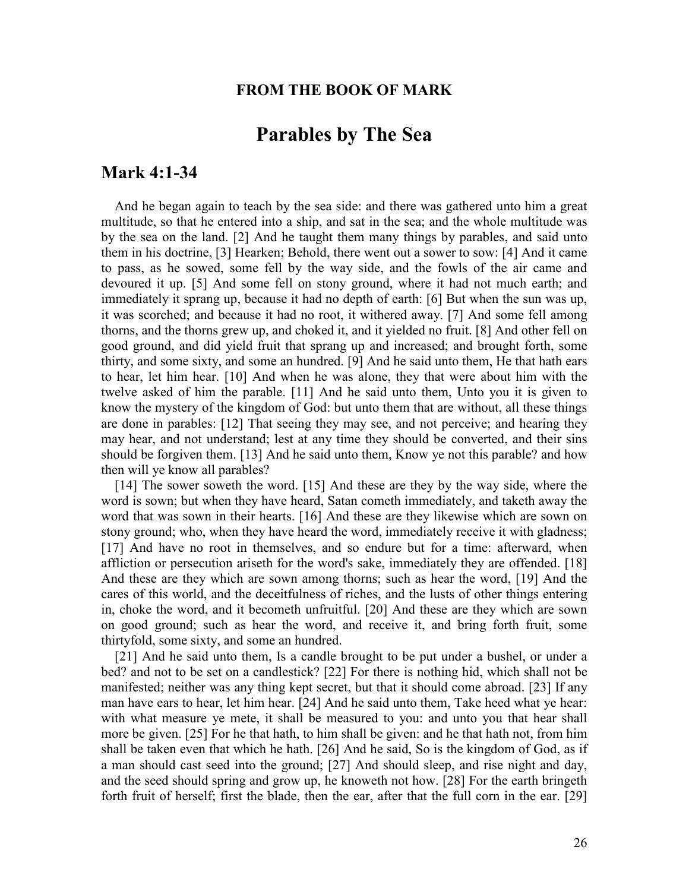**FROM THE BOOK OF MARK**

# Parables by The Sea

## Mark 4:1-34

And he began again to teach by the sea side: and there was gathered unto him a great multitude, so that he entered into a ship, and sat in the sea; and the whole multitude was by the sea on the land. [2] And he taught them many things by parables, and said unto them in his doctrine, [3] Hearken; Behold, there went out a sower to sow: [4] And it came to pass, as he sowed, some fell by the way side, and the fowls of the air came and devoured it up. [5] And some fell on stony ground, where it had not much earth; and immediately it sprang up, because it had no depth of earth: [6] But when the sun was up, it was scorched; and because it had no root, it withered away. [7] And some fell among thorns, and the thorns grew up, and choked it, and it yielded no fruit. [8] And other fell on good ground, and did yield fruit that sprang up and increased; and brought forth, some thirty, and some sixty, and some an hundred. [9] And he said unto them, He that hath ears to hear, let him hear. [10] And when he was alone, they that were about him with the twelve asked of him the parable. [11] And he said unto them, Unto you it is given to know the mystery of the kingdom of God: but unto them that are without, all these things are done in parables: [12] That seeing they may see, and not perceive; and hearing they may hear, and not understand; lest at any time they should be converted, and their sins should be forgiven them. [13] And he said unto them, Know ye not this parable? and how then will ye know all parables?

[14] The sower soweth the word. [15] And these are they by the way side, where the word is sown; but when they have heard, Satan cometh immediately, and taketh away the word that was sown in their hearts. [16] And these are they likewise which are sown on stony ground; who, when they have heard the word, immediately receive it with gladness; [17] And have no root in themselves, and so endure but for a time: afterward, when affliction or persecution ariseth for the word's sake, immediately they are offended. [18] And these are they which are sown among thorns; such as hear the word, [19] And the cares of this world, and the deceitfulness of riches, and the lusts of other things entering in, choke the word, and it becometh unfruitful. [20] And these are they which are sown on good ground; such as hear the word, and receive it, and bring forth fruit, some thirtyfold, some sixty, and some an hundred.

[21] And he said unto them, Is a candle brought to be put under a bushel, or under a bed? and not to be set on a candlestick? [22] For there is nothing hid, which shall not be manifested; neither was any thing kept secret, but that it should come abroad. [23] If any man have ears to hear, let him hear. [24] And he said unto them, Take heed what ye hear: with what measure ye mete, it shall be measured to you: and unto you that hear shall more be given. [25] For he that hath, to him shall be given: and he that hath not, from him shall be taken even that which he hath. [26] And he said, So is the kingdom of God, as if a man should cast seed into the ground; [27] And should sleep, and rise night and day, and the seed should spring and grow up, he knoweth not how. [28] For the earth bringeth forth fruit of herself; first the blade, then the ear, after that the full corn in the ear. [29]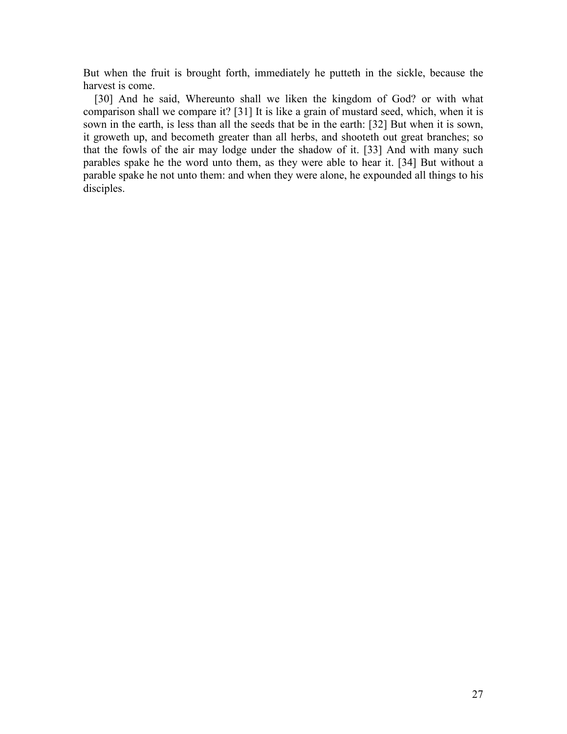But when the fruit is brought forth, immediately he putteth in the sickle, because the harvest is come.

[30] And he said, Whereunto shall we liken the kingdom of God? or with what comparison shall we compare it? [31] It is like a grain of mustard seed, which, when it is sown in the earth, is less than all the seeds that be in the earth: [32] But when it is sown, it groweth up, and becometh greater than all herbs, and shooteth out great branches; so that the fowls of the air may lodge under the shadow of it. [33] And with many such parables spake he the word unto them, as they were able to hear it. [34] But without a parable spake he not unto them: and when they were alone, he expounded all things to his disciples.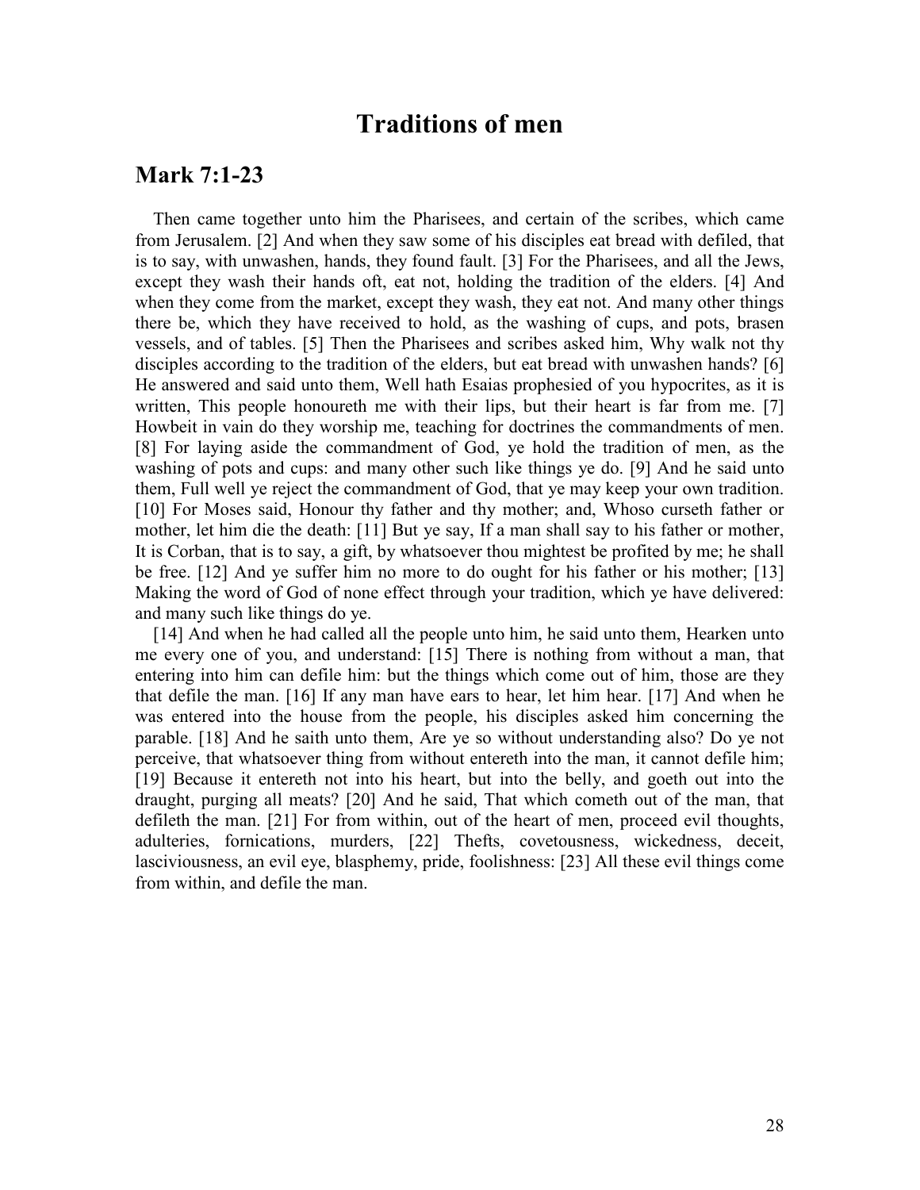# Traditions of men

## Mark 7:1-23

Then came together unto him the Pharisees, and certain of the scribes, which came from Jerusalem. [2] And when they saw some of his disciples eat bread with defiled, that is to say, with unwashen, hands, they found fault. [3] For the Pharisees, and all the Jews, except they wash their hands oft, eat not, holding the tradition of the elders. [4] And when they come from the market, except they wash, they eat not. And many other things there be, which they have received to hold, as the washing of cups, and pots, brasen vessels, and of tables. [5] Then the Pharisees and scribes asked him, Why walk not thy disciples according to the tradition of the elders, but eat bread with unwashen hands? [6] He answered and said unto them, Well hath Esaias prophesied of you hypocrites, as it is written, This people honoureth me with their lips, but their heart is far from me. [7] Howbeit in vain do they worship me, teaching for doctrines the commandments of men. [8] For laying aside the commandment of God, ye hold the tradition of men, as the washing of pots and cups: and many other such like things ye do. [9] And he said unto them, Full well ye reject the commandment of God, that ye may keep your own tradition. [10] For Moses said, Honour thy father and thy mother; and, Whoso curseth father or mother, let him die the death: [11] But ye say, If a man shall say to his father or mother, It is Corban, that is to say, a gift, by whatsoever thou mightest be profited by me; he shall be free. [12] And ye suffer him no more to do ought for his father or his mother; [13] Making the word of God of none effect through your tradition, which ye have delivered: and many such like things do ye.

[14] And when he had called all the people unto him, he said unto them, Hearken unto me every one of you, and understand: [15] There is nothing from without a man, that entering into him can defile him: but the things which come out of him, those are they that defile the man. [16] If any man have ears to hear, let him hear. [17] And when he was entered into the house from the people, his disciples asked him concerning the parable. [18] And he saith unto them, Are ye so without understanding also? Do ye not perceive, that whatsoever thing from without entereth into the man, it cannot defile him; [19] Because it entereth not into his heart, but into the belly, and goeth out into the draught, purging all meats? [20] And he said, That which cometh out of the man, that defileth the man. [21] For from within, out of the heart of men, proceed evil thoughts, adulteries, fornications, murders, [22] Thefts, covetousness, wickedness, deceit, lasciviousness, an evil eye, blasphemy, pride, foolishness: [23] All these evil things come from within, and defile the man.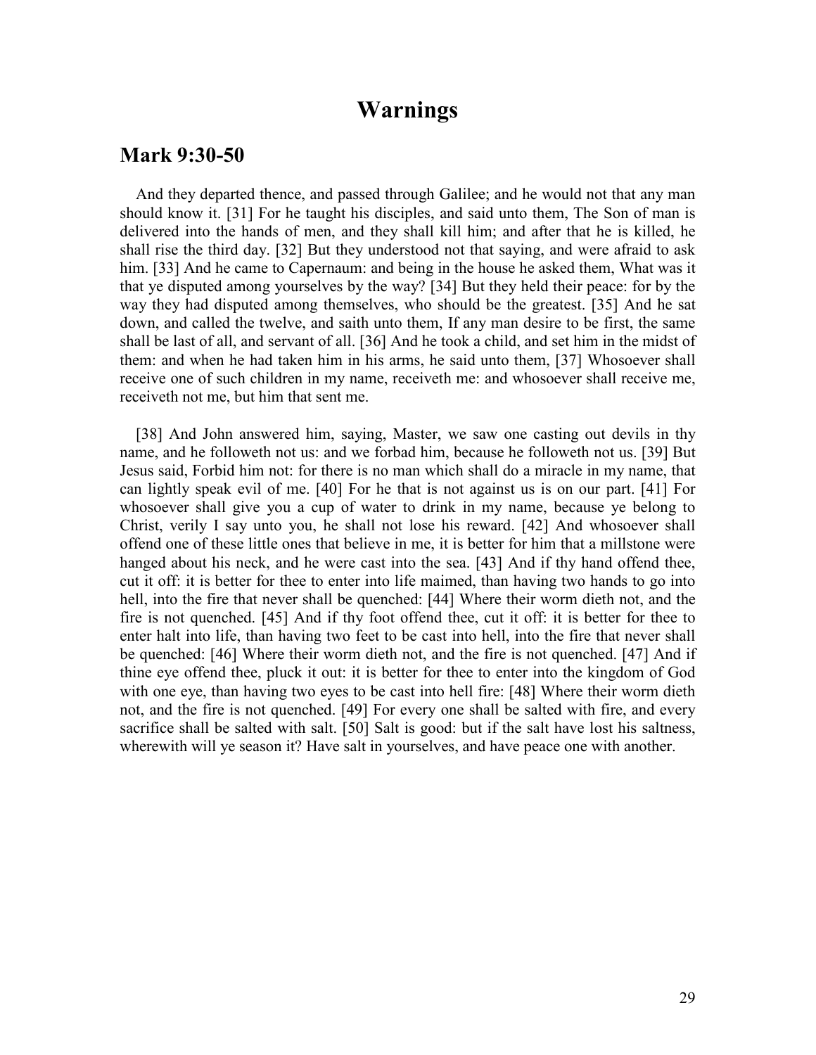# Warnings

## Mark 9:30-50

And they departed thence, and passed through Galilee; and he would not that any man should know it. [31] For he taught his disciples, and said unto them, The Son of man is delivered into the hands of men, and they shall kill him; and after that he is killed, he shall rise the third day. [32] But they understood not that saying, and were afraid to ask him. [33] And he came to Capernaum: and being in the house he asked them, What was it that ye disputed among yourselves by the way? [34] But they held their peace: for by the way they had disputed among themselves, who should be the greatest. [35] And he sat down, and called the twelve, and saith unto them, If any man desire to be first, the same shall be last of all, and servant of all. [36] And he took a child, and set him in the midst of them: and when he had taken him in his arms, he said unto them, [37] Whosoever shall receive one of such children in my name, receiveth me: and whosoever shall receive me, receiveth not me, but him that sent me.

[38] And John answered him, saying, Master, we saw one casting out devils in thy name, and he followeth not us: and we forbad him, because he followeth not us. [39] But Jesus said, Forbid him not: for there is no man which shall do a miracle in my name, that can lightly speak evil of me. [40] For he that is not against us is on our part. [41] For whosoever shall give you a cup of water to drink in my name, because ye belong to Christ, verily I say unto you, he shall not lose his reward. [42] And whosoever shall offend one of these little ones that believe in me, it is better for him that a millstone were hanged about his neck, and he were cast into the sea. [43] And if thy hand offend thee, cut it off: it is better for thee to enter into life maimed, than having two hands to go into hell, into the fire that never shall be quenched: [44] Where their worm dieth not, and the fire is not quenched. [45] And if thy foot offend thee, cut it off: it is better for thee to enter halt into life, than having two feet to be cast into hell, into the fire that never shall be quenched: [46] Where their worm dieth not, and the fire is not quenched. [47] And if thine eye offend thee, pluck it out: it is better for thee to enter into the kingdom of God with one eye, than having two eyes to be cast into hell fire: [48] Where their worm dieth not, and the fire is not quenched. [49] For every one shall be salted with fire, and every sacrifice shall be salted with salt. [50] Salt is good: but if the salt have lost his saltness, wherewith will ye season it? Have salt in yourselves, and have peace one with another.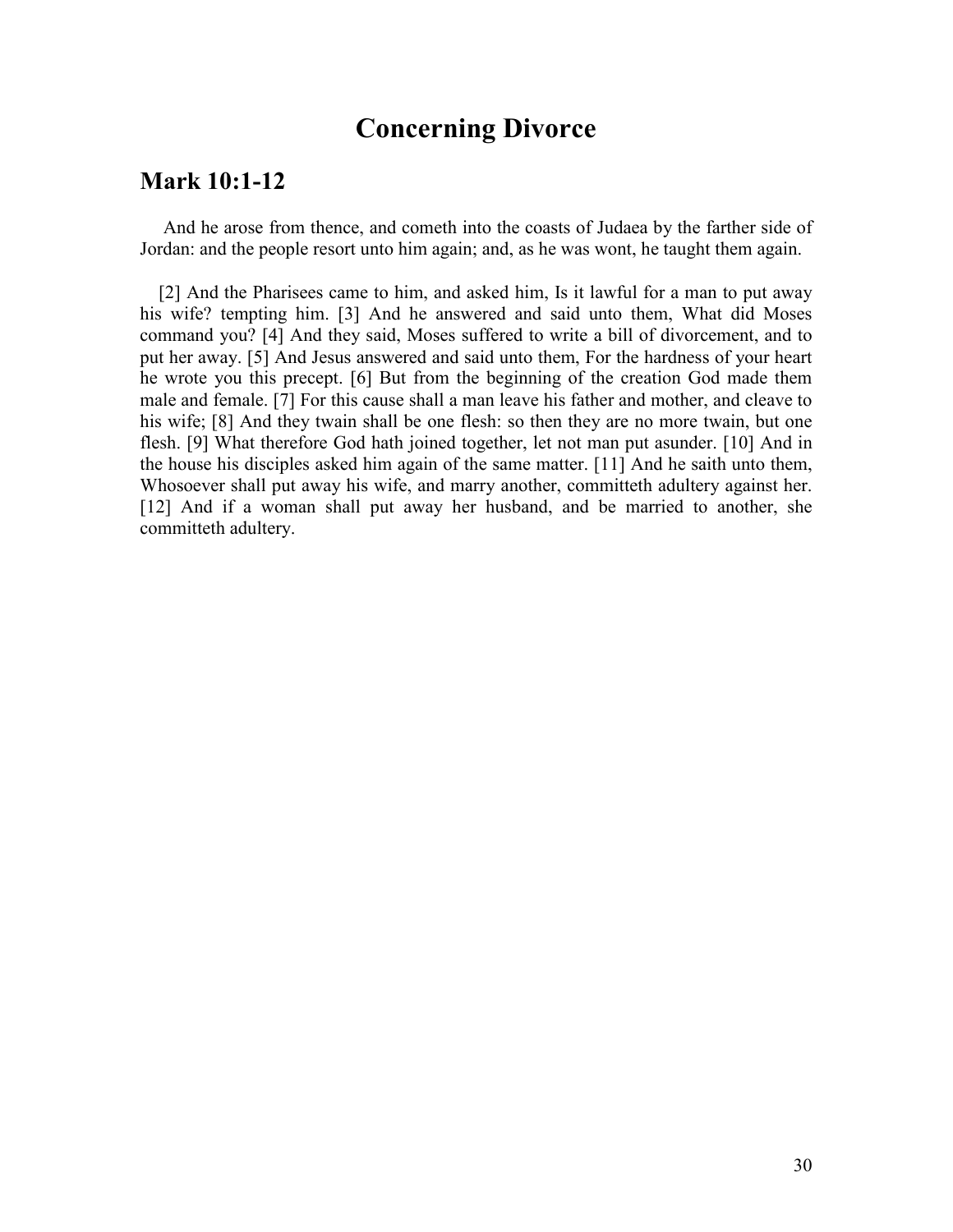# Concerning Divorce

## Mark 10:1-12

And he arose from thence, and cometh into the coasts of Judaea by the farther side of Jordan: and the people resort unto him again; and, as he was wont, he taught them again.

[2] And the Pharisees came to him, and asked him, Is it lawful for a man to put away his wife? tempting him. [3] And he answered and said unto them, What did Moses command you? [4] And they said, Moses suffered to write a bill of divorcement, and to put her away. [5] And Jesus answered and said unto them, For the hardness of your heart he wrote you this precept. [6] But from the beginning of the creation God made them male and female. [7] For this cause shall a man leave his father and mother, and cleave to his wife; [8] And they twain shall be one flesh: so then they are no more twain, but one flesh. [9] What therefore God hath joined together, let not man put asunder. [10] And in the house his disciples asked him again of the same matter. [11] And he saith unto them, Whosoever shall put away his wife, and marry another, committeth adultery against her. [12] And if a woman shall put away her husband, and be married to another, she committeth adultery.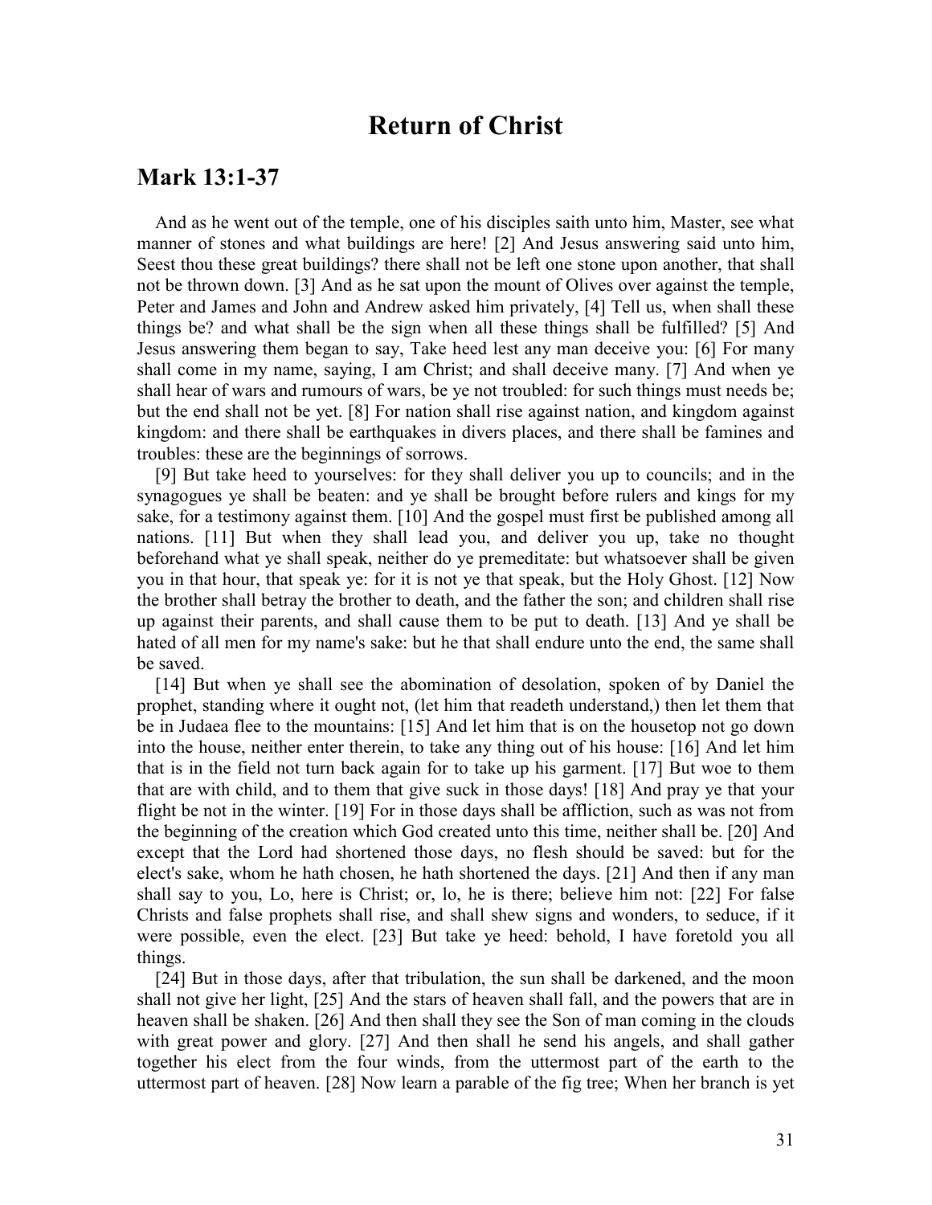# Return of Christ

## Mark 13:1-37

And as he went out of the temple, one of his disciples saith unto him, Master, see what manner of stones and what buildings are here! [2] And Jesus answering said unto him, Seest thou these great buildings? there shall not be left one stone upon another, that shall not be thrown down. [3] And as he sat upon the mount of Olives over against the temple, Peter and James and John and Andrew asked him privately, [4] Tell us, when shall these things be? and what shall be the sign when all these things shall be fulfilled? [5] And Jesus answering them began to say, Take heed lest any man deceive you: [6] For many shall come in my name, saying, I am Christ; and shall deceive many. [7] And when ye shall hear of wars and rumours of wars, be ye not troubled: for such things must needs be; but the end shall not be yet. [8] For nation shall rise against nation, and kingdom against kingdom: and there shall be earthquakes in divers places, and there shall be famines and troubles: these are the beginnings of sorrows.

[9] But take heed to yourselves: for they shall deliver you up to councils; and in the synagogues ye shall be beaten: and ye shall be brought before rulers and kings for my sake, for a testimony against them. [10] And the gospel must first be published among all nations. [11] But when they shall lead you, and deliver you up, take no thought beforehand what ye shall speak, neither do ye premeditate: but whatsoever shall be given you in that hour, that speak ye: for it is not ye that speak, but the Holy Ghost. [12] Now the brother shall betray the brother to death, and the father the son; and children shall rise up against their parents, and shall cause them to be put to death. [13] And ye shall be hated of all men for my name's sake: but he that shall endure unto the end, the same shall be saved.

[14] But when ye shall see the abomination of desolation, spoken of by Daniel the prophet, standing where it ought not, (let him that readeth understand,) then let them that be in Judaea flee to the mountains: [15] And let him that is on the housetop not go down into the house, neither enter therein, to take any thing out of his house: [16] And let him that is in the field not turn back again for to take up his garment. [17] But woe to them that are with child, and to them that give suck in those days! [18] And pray ye that your flight be not in the winter. [19] For in those days shall be affliction, such as was not from the beginning of the creation which God created unto this time, neither shall be. [20] And except that the Lord had shortened those days, no flesh should be saved: but for the elect's sake, whom he hath chosen, he hath shortened the days. [21] And then if any man shall say to you, Lo, here is Christ; or, lo, he is there; believe him not: [22] For false Christs and false prophets shall rise, and shall shew signs and wonders, to seduce, if it were possible, even the elect. [23] But take ye heed: behold, I have foretold you all things.

[24] But in those days, after that tribulation, the sun shall be darkened, and the moon shall not give her light, [25] And the stars of heaven shall fall, and the powers that are in heaven shall be shaken. [26] And then shall they see the Son of man coming in the clouds with great power and glory. [27] And then shall he send his angels, and shall gather together his elect from the four winds, from the uttermost part of the earth to the uttermost part of heaven. [28] Now learn a parable of the fig tree; When her branch is yet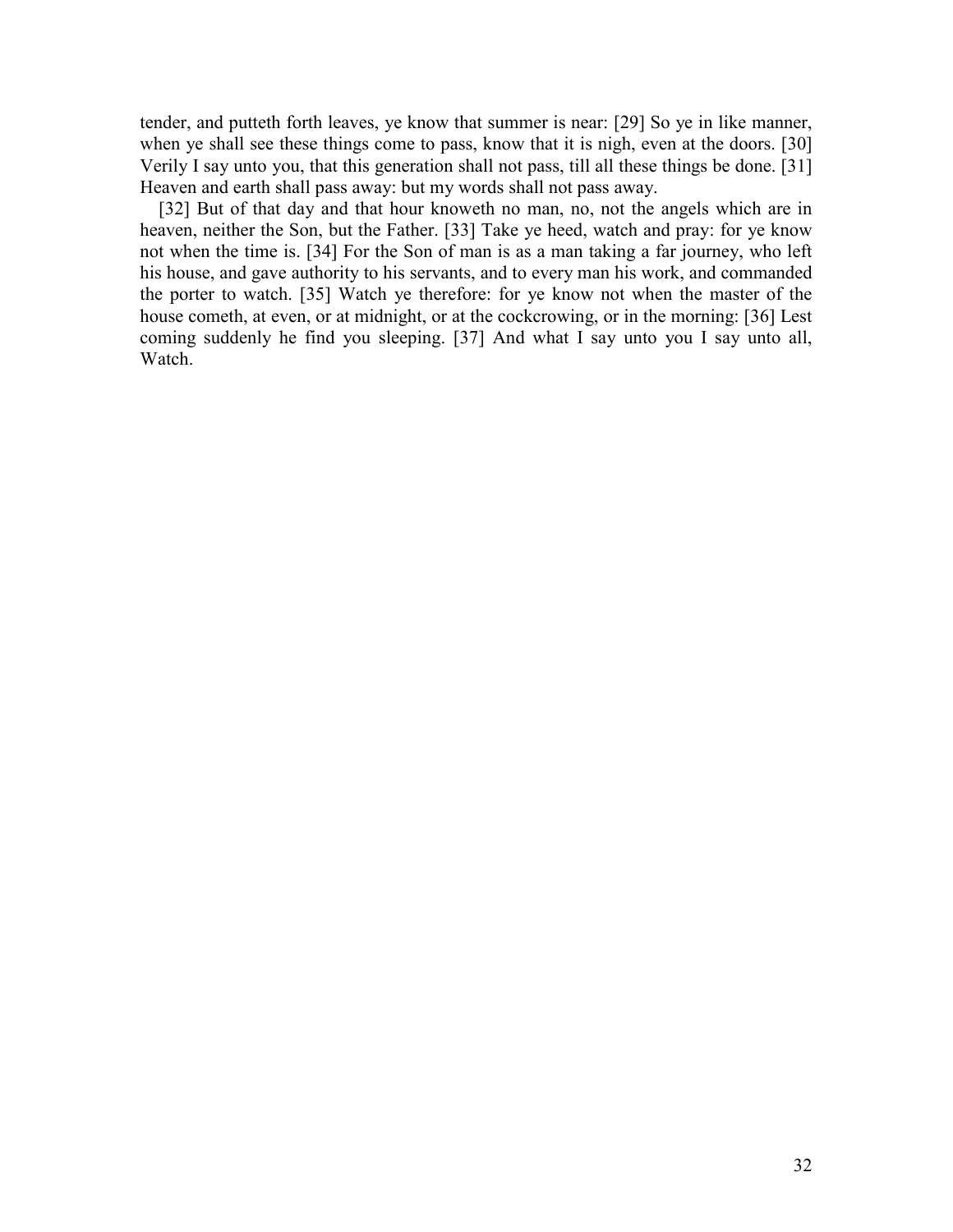tender, and putteth forth leaves, ye know that summer is near: [29] So ye in like manner, when ye shall see these things come to pass, know that it is nigh, even at the doors. [30] Verily I say unto you, that this generation shall not pass, till all these things be done. [31] Heaven and earth shall pass away: but my words shall not pass away.

[32] But of that day and that hour knoweth no man, no, not the angels which are in heaven, neither the Son, but the Father. [33] Take ye heed, watch and pray: for ye know not when the time is. [34] For the Son of man is as a man taking a far journey, who left his house, and gave authority to his servants, and to every man his work, and commanded the porter to watch. [35] Watch ye therefore: for ye know not when the master of the house cometh, at even, or at midnight, or at the cockcrowing, or in the morning: [36] Lest coming suddenly he find you sleeping. [37] And what I say unto you I say unto all, Watch.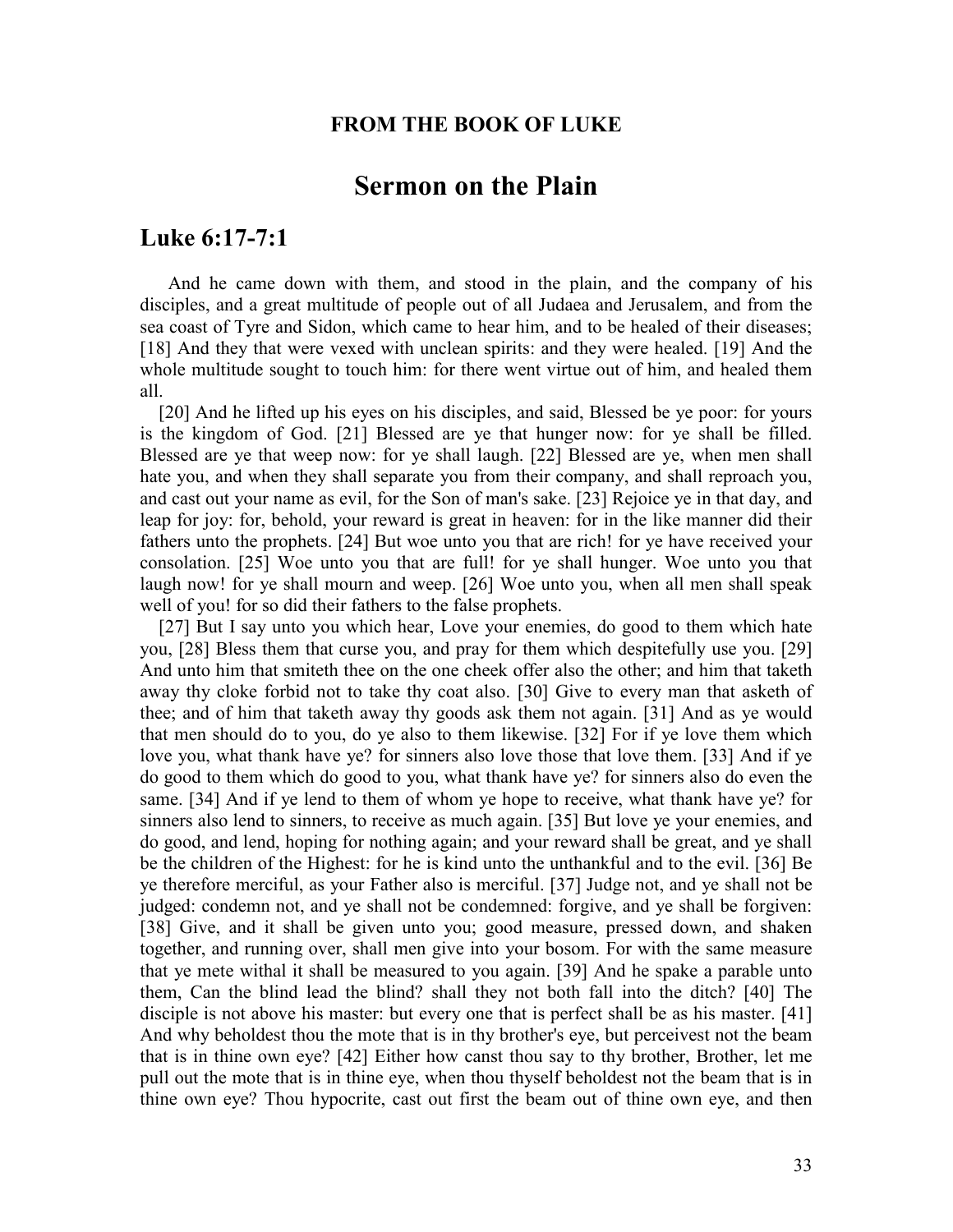**FROM THE BOOK OF LUKE**

# Sermon on the Plain

## Luke 6:17-7:1

And he came down with them, and stood in the plain, and the company of his disciples, and a great multitude of people out of all Judaea and Jerusalem, and from the sea coast of Tyre and Sidon, which came to hear him, and to be healed of their diseases; [18] And they that were vexed with unclean spirits: and they were healed. [19] And the whole multitude sought to touch him: for there went virtue out of him, and healed them all.

[20] And he lifted up his eyes on his disciples, and said, Blessed be ye poor: for yours is the kingdom of God. [21] Blessed are ye that hunger now: for ye shall be filled. Blessed are ye that weep now: for ye shall laugh. [22] Blessed are ye, when men shall hate you, and when they shall separate you from their company, and shall reproach you, and cast out your name as evil, for the Son of man's sake. [23] Rejoice ye in that day, and leap for joy: for, behold, your reward is great in heaven: for in the like manner did their fathers unto the prophets. [24] But woe unto you that are rich! for ye have received your consolation. [25] Woe unto you that are full! for ye shall hunger. Woe unto you that laugh now! for ye shall mourn and weep. [26] Woe unto you, when all men shall speak well of you! for so did their fathers to the false prophets.

[27] But I say unto you which hear, Love your enemies, do good to them which hate you, [28] Bless them that curse you, and pray for them which despitefully use you. [29] And unto him that smiteth thee on the one cheek offer also the other; and him that taketh away thy cloke forbid not to take thy coat also. [30] Give to every man that asketh of thee; and of him that taketh away thy goods ask them not again. [31] And as ye would that men should do to you, do ye also to them likewise. [32] For if ye love them which love you, what thank have ye? for sinners also love those that love them. [33] And if ye do good to them which do good to you, what thank have ye? for sinners also do even the same. [34] And if ye lend to them of whom ye hope to receive, what thank have ye? for sinners also lend to sinners, to receive as much again. [35] But love ye your enemies, and do good, and lend, hoping for nothing again; and your reward shall be great, and ye shall be the children of the Highest: for he is kind unto the unthankful and to the evil. [36] Be ye therefore merciful, as your Father also is merciful. [37] Judge not, and ye shall not be judged: condemn not, and ye shall not be condemned: forgive, and ye shall be forgiven: [38] Give, and it shall be given unto you; good measure, pressed down, and shaken together, and running over, shall men give into your bosom. For with the same measure that ye mete withal it shall be measured to you again. [39] And he spake a parable unto them, Can the blind lead the blind? shall they not both fall into the ditch? [40] The disciple is not above his master: but every one that is perfect shall be as his master. [41] And why beholdest thou the mote that is in thy brother's eye, but perceivest not the beam that is in thine own eye? [42] Either how canst thou say to thy brother, Brother, let me pull out the mote that is in thine eye, when thou thyself beholdest not the beam that is in thine own eye? Thou hypocrite, cast out first the beam out of thine own eye, and then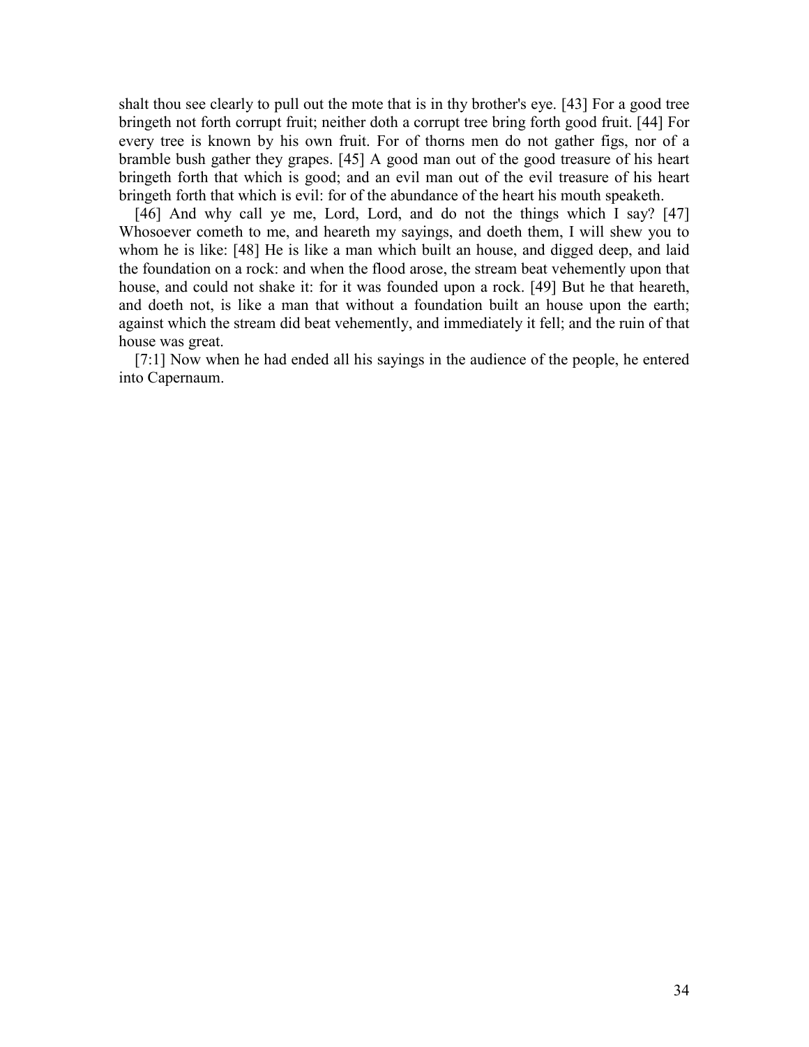shalt thou see clearly to pull out the mote that is in thy brother's eye. [43] For a good tree bringeth not forth corrupt fruit; neither doth a corrupt tree bring forth good fruit. [44] For every tree is known by his own fruit. For of thorns men do not gather figs, nor of a bramble bush gather they grapes. [45] A good man out of the good treasure of his heart bringeth forth that which is good; and an evil man out of the evil treasure of his heart bringeth forth that which is evil: for of the abundance of the heart his mouth speaketh.

[46] And why call ye me, Lord, Lord, and do not the things which I say? [47] Whosoever cometh to me, and heareth my sayings, and doeth them, I will shew you to whom he is like: [48] He is like a man which built an house, and digged deep, and laid the foundation on a rock: and when the flood arose, the stream beat vehemently upon that house, and could not shake it: for it was founded upon a rock. [49] But he that heareth, and doeth not, is like a man that without a foundation built an house upon the earth; against which the stream did beat vehemently, and immediately it fell; and the ruin of that house was great.

[7:1] Now when he had ended all his sayings in the audience of the people, he entered into Capernaum.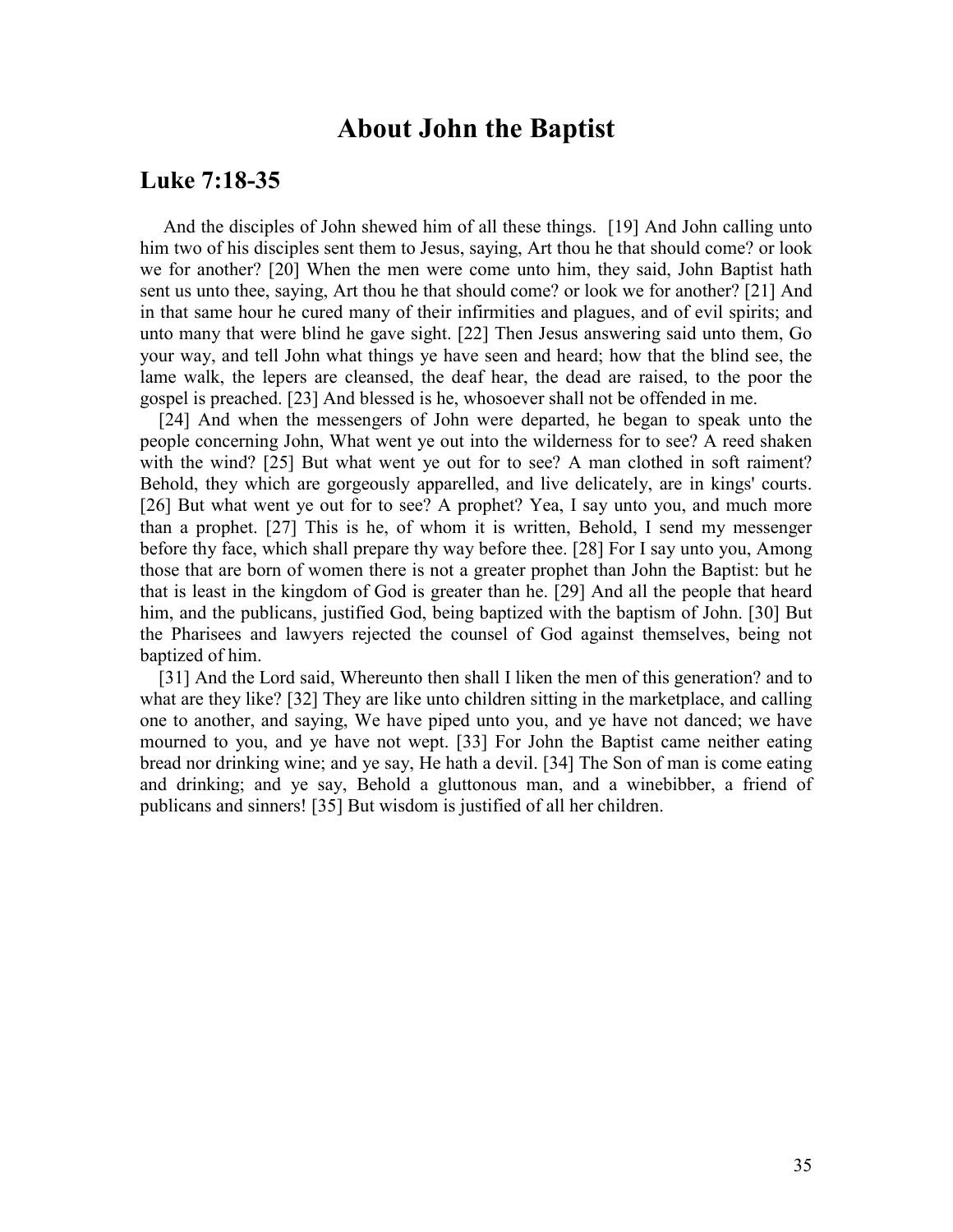# About John the Baptist

## Luke 7:18-35

And the disciples of John shewed him of all these things. [19] And John calling unto him two of his disciples sent them to Jesus, saying, Art thou he that should come? or look we for another? [20] When the men were come unto him, they said, John Baptist hath sent us unto thee, saying, Art thou he that should come? or look we for another? [21] And in that same hour he cured many of their infirmities and plagues, and of evil spirits; and unto many that were blind he gave sight. [22] Then Jesus answering said unto them, Go your way, and tell John what things ye have seen and heard; how that the blind see, the lame walk, the lepers are cleansed, the deaf hear, the dead are raised, to the poor the gospel is preached. [23] And blessed is he, whosoever shall not be offended in me.

[24] And when the messengers of John were departed, he began to speak unto the people concerning John, What went ye out into the wilderness for to see? A reed shaken with the wind? [25] But what went ye out for to see? A man clothed in soft raiment? Behold, they which are gorgeously apparelled, and live delicately, are in kings' courts. [26] But what went ye out for to see? A prophet? Yea, I say unto you, and much more than a prophet. [27] This is he, of whom it is written, Behold, I send my messenger before thy face, which shall prepare thy way before thee. [28] For I say unto you, Among those that are born of women there is not a greater prophet than John the Baptist: but he that is least in the kingdom of God is greater than he. [29] And all the people that heard him, and the publicans, justified God, being baptized with the baptism of John. [30] But the Pharisees and lawyers rejected the counsel of God against themselves, being not baptized of him.

[31] And the Lord said, Whereunto then shall I liken the men of this generation? and to what are they like? [32] They are like unto children sitting in the marketplace, and calling one to another, and saying, We have piped unto you, and ye have not danced; we have mourned to you, and ye have not wept. [33] For John the Baptist came neither eating bread nor drinking wine; and ye say, He hath a devil. [34] The Son of man is come eating and drinking; and ye say, Behold a gluttonous man, and a winebibber, a friend of publicans and sinners! [35] But wisdom is justified of all her children.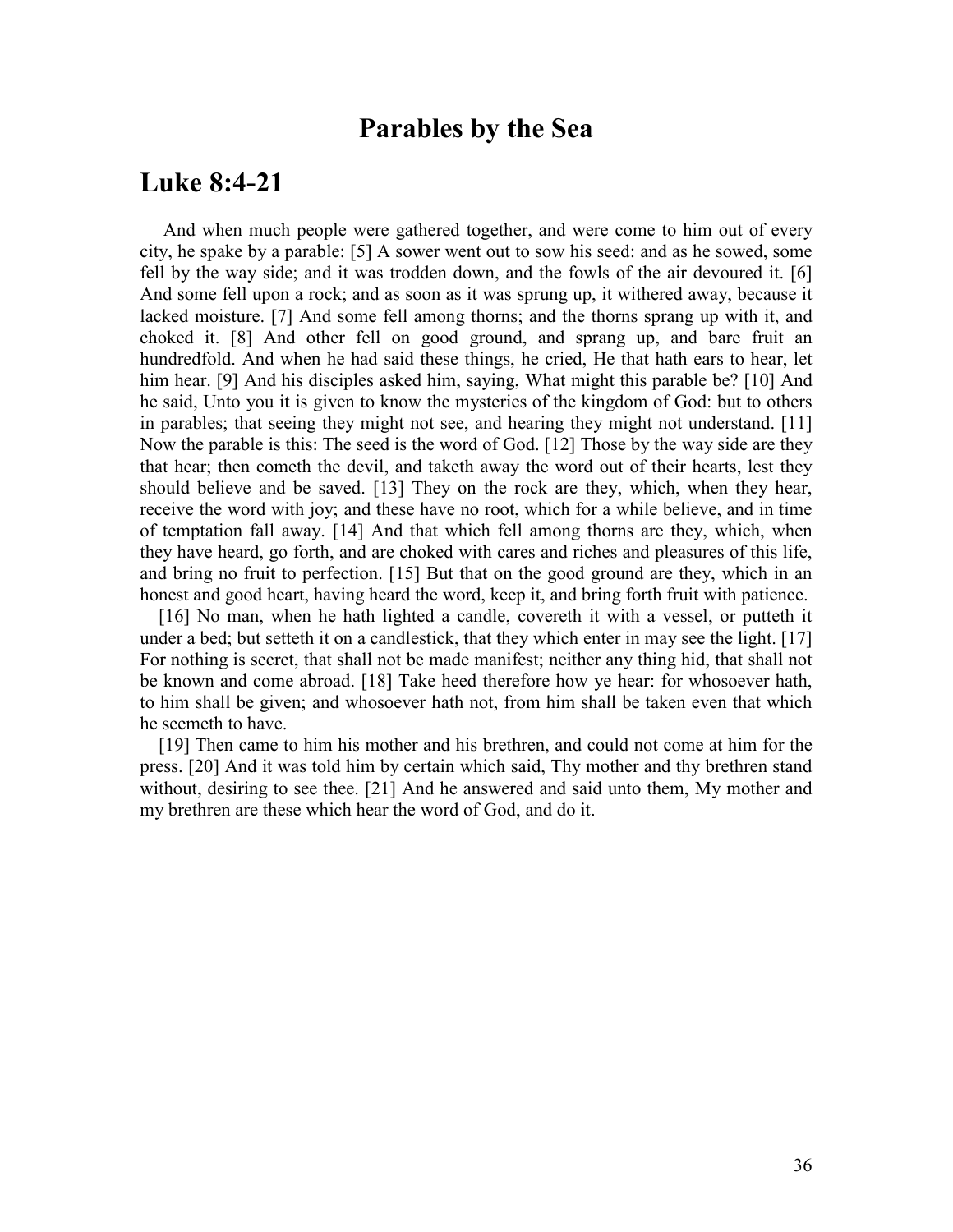# Parables by the Sea

## Luke 8:4-21

And when much people were gathered together, and were come to him out of every city, he spake by a parable: [5] A sower went out to sow his seed: and as he sowed, some fell by the way side; and it was trodden down, and the fowls of the air devoured it. [6] And some fell upon a rock; and as soon as it was sprung up, it withered away, because it lacked moisture. [7] And some fell among thorns; and the thorns sprang up with it, and choked it. [8] And other fell on good ground, and sprang up, and bare fruit an hundredfold. And when he had said these things, he cried, He that hath ears to hear, let him hear. [9] And his disciples asked him, saying, What might this parable be? [10] And he said, Unto you it is given to know the mysteries of the kingdom of God: but to others in parables; that seeing they might not see, and hearing they might not understand. [11] Now the parable is this: The seed is the word of God. [12] Those by the way side are they that hear; then cometh the devil, and taketh away the word out of their hearts, lest they should believe and be saved. [13] They on the rock are they, which, when they hear, receive the word with joy; and these have no root, which for a while believe, and in time of temptation fall away. [14] And that which fell among thorns are they, which, when they have heard, go forth, and are choked with cares and riches and pleasures of this life, and bring no fruit to perfection. [15] But that on the good ground are they, which in an honest and good heart, having heard the word, keep it, and bring forth fruit with patience.

[16] No man, when he hath lighted a candle, covereth it with a vessel, or putteth it under a bed; but setteth it on a candlestick, that they which enter in may see the light. [17] For nothing is secret, that shall not be made manifest; neither any thing hid, that shall not be known and come abroad. [18] Take heed therefore how ye hear: for whosoever hath, to him shall be given; and whosoever hath not, from him shall be taken even that which he seemeth to have.

[19] Then came to him his mother and his brethren, and could not come at him for the press. [20] And it was told him by certain which said, Thy mother and thy brethren stand without, desiring to see thee. [21] And he answered and said unto them, My mother and my brethren are these which hear the word of God, and do it.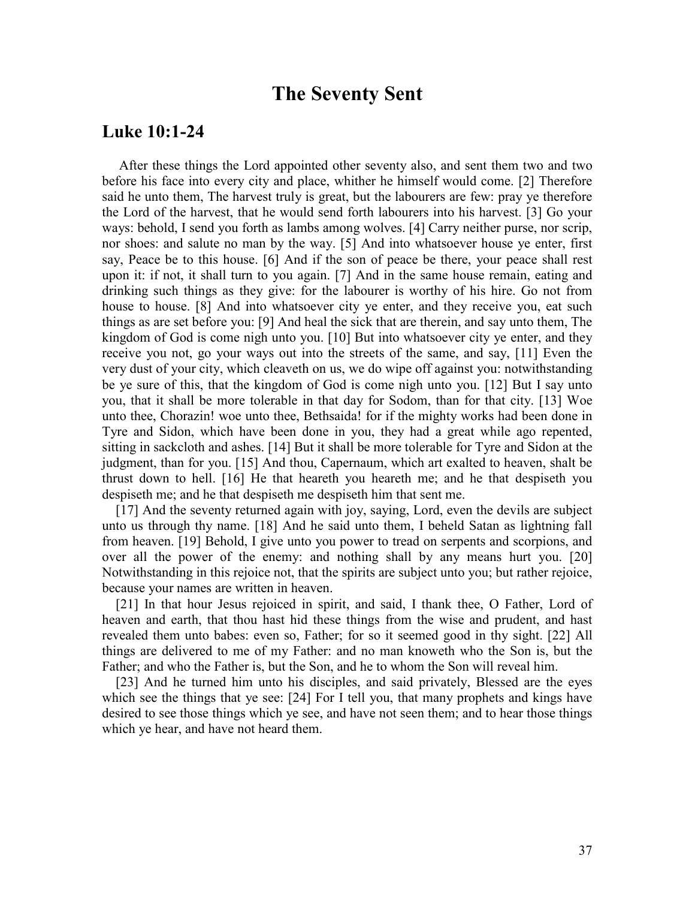# The Seventy Sent

## Luke 10:1-24

After these things the Lord appointed other seventy also, and sent them two and two before his face into every city and place, whither he himself would come. [2] Therefore said he unto them, The harvest truly is great, but the labourers are few: pray ye therefore the Lord of the harvest, that he would send forth labourers into his harvest. [3] Go your ways: behold, I send you forth as lambs among wolves. [4] Carry neither purse, nor scrip, nor shoes: and salute no man by the way. [5] And into whatsoever house ye enter, first say, Peace be to this house. [6] And if the son of peace be there, your peace shall rest upon it: if not, it shall turn to you again. [7] And in the same house remain, eating and drinking such things as they give: for the labourer is worthy of his hire. Go not from house to house. [8] And into whatsoever city ye enter, and they receive you, eat such things as are set before you: [9] And heal the sick that are therein, and say unto them, The kingdom of God is come nigh unto you. [10] But into whatsoever city ye enter, and they receive you not, go your ways out into the streets of the same, and say, [11] Even the very dust of your city, which cleaveth on us, we do wipe off against you: notwithstanding be ye sure of this, that the kingdom of God is come nigh unto you. [12] But I say unto you, that it shall be more tolerable in that day for Sodom, than for that city. [13] Woe unto thee, Chorazin! woe unto thee, Bethsaida! for if the mighty works had been done in Tyre and Sidon, which have been done in you, they had a great while ago repented, sitting in sackcloth and ashes. [14] But it shall be more tolerable for Tyre and Sidon at the judgment, than for you. [15] And thou, Capernaum, which art exalted to heaven, shalt be thrust down to hell. [16] He that heareth you heareth me; and he that despiseth you despiseth me; and he that despiseth me despiseth him that sent me.

[17] And the seventy returned again with joy, saying, Lord, even the devils are subject unto us through thy name. [18] And he said unto them, I beheld Satan as lightning fall from heaven. [19] Behold, I give unto you power to tread on serpents and scorpions, and over all the power of the enemy: and nothing shall by any means hurt you. [20] Notwithstanding in this rejoice not, that the spirits are subject unto you; but rather rejoice, because your names are written in heaven.

[21] In that hour Jesus rejoiced in spirit, and said, I thank thee, O Father, Lord of heaven and earth, that thou hast hid these things from the wise and prudent, and hast revealed them unto babes: even so, Father; for so it seemed good in thy sight. [22] All things are delivered to me of my Father: and no man knoweth who the Son is, but the Father; and who the Father is, but the Son, and he to whom the Son will reveal him.

[23] And he turned him unto his disciples, and said privately, Blessed are the eyes which see the things that ye see: [24] For I tell you, that many prophets and kings have desired to see those things which ye see, and have not seen them; and to hear those things which ye hear, and have not heard them.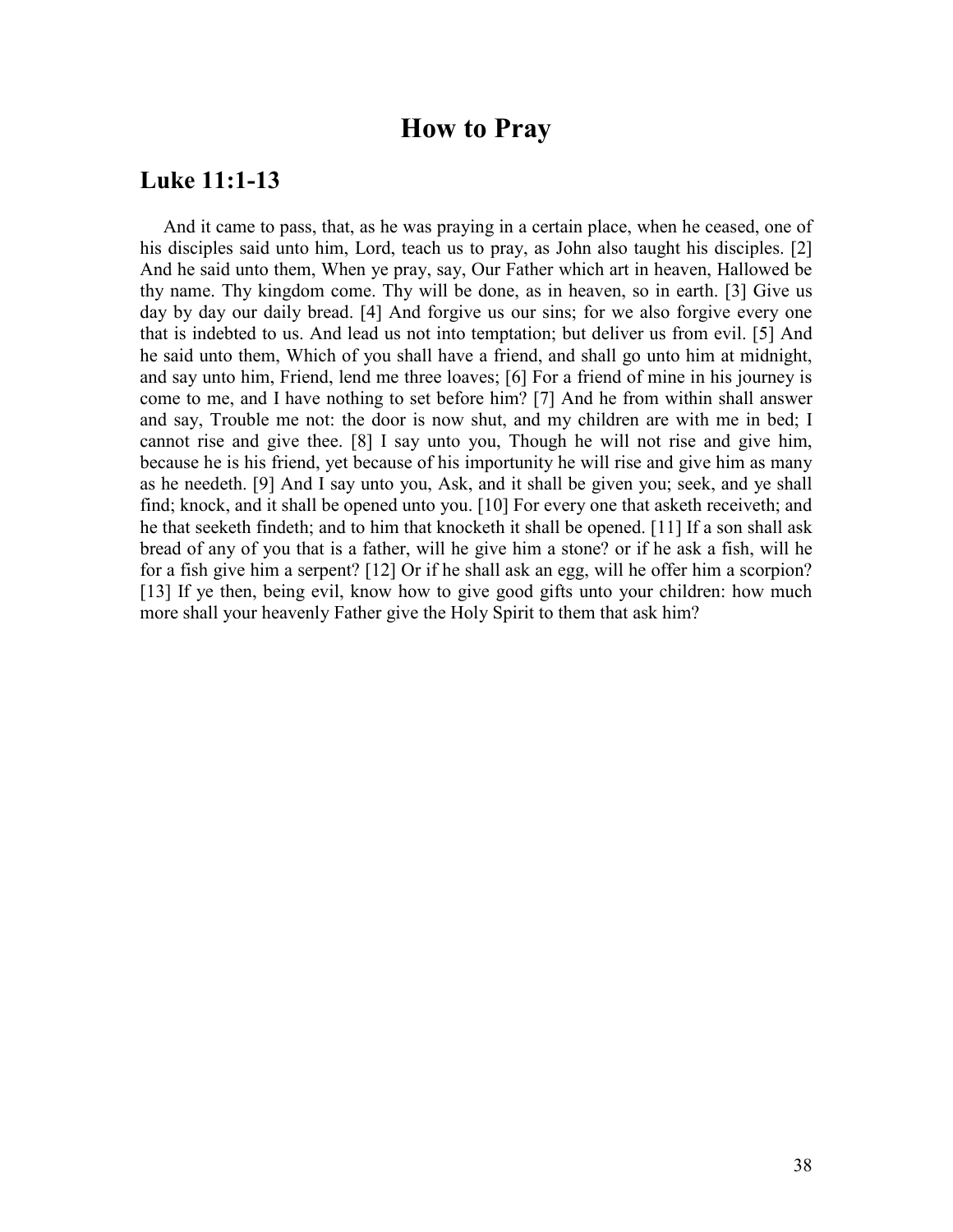# How to Pray

## Luke 11:1-13

And it came to pass, that, as he was praying in a certain place, when he ceased, one of his disciples said unto him, Lord, teach us to pray, as John also taught his disciples. [2] And he said unto them, When ye pray, say, Our Father which art in heaven, Hallowed be thy name. Thy kingdom come. Thy will be done, as in heaven, so in earth. [3] Give us day by day our daily bread. [4] And forgive us our sins; for we also forgive every one that is indebted to us. And lead us not into temptation; but deliver us from evil. [5] And he said unto them, Which of you shall have a friend, and shall go unto him at midnight, and say unto him, Friend, lend me three loaves; [6] For a friend of mine in his journey is come to me, and I have nothing to set before him? [7] And he from within shall answer and say, Trouble me not: the door is now shut, and my children are with me in bed; I cannot rise and give thee. [8] I say unto you, Though he will not rise and give him, because he is his friend, yet because of his importunity he will rise and give him as many as he needeth. [9] And I say unto you, Ask, and it shall be given you; seek, and ye shall find; knock, and it shall be opened unto you. [10] For every one that asketh receiveth; and he that seeketh findeth; and to him that knocketh it shall be opened. [11] If a son shall ask bread of any of you that is a father, will he give him a stone? or if he ask a fish, will he for a fish give him a serpent? [12] Or if he shall ask an egg, will he offer him a scorpion? [13] If ye then, being evil, know how to give good gifts unto your children: how much more shall your heavenly Father give the Holy Spirit to them that ask him?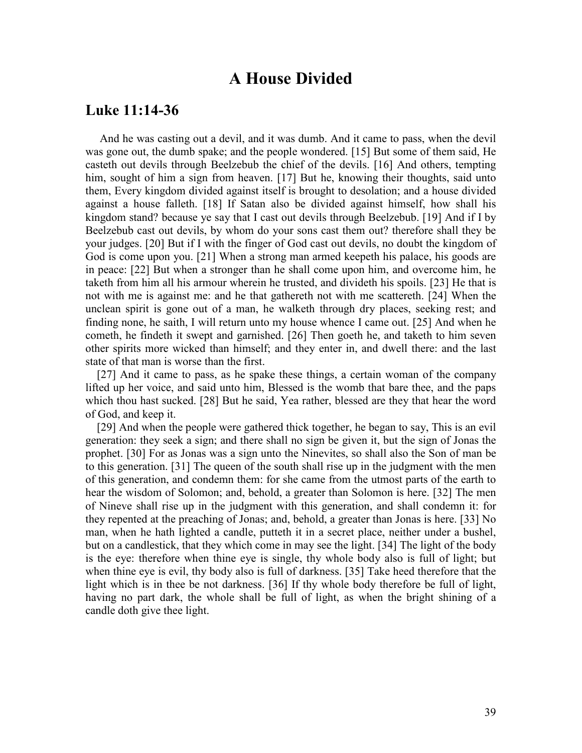# A House Divided

## Luke 11:14-36

And he was casting out a devil, and it was dumb. And it came to pass, when the devil was gone out, the dumb spake; and the people wondered. [15] But some of them said, He casteth out devils through Beelzebub the chief of the devils. [16] And others, tempting him, sought of him a sign from heaven. [17] But he, knowing their thoughts, said unto them, Every kingdom divided against itself is brought to desolation; and a house divided against a house falleth. [18] If Satan also be divided against himself, how shall his kingdom stand? because ye say that I cast out devils through Beelzebub. [19] And if I by Beelzebub cast out devils, by whom do your sons cast them out? therefore shall they be your judges. [20] But if I with the finger of God cast out devils, no doubt the kingdom of God is come upon you. [21] When a strong man armed keepeth his palace, his goods are in peace: [22] But when a stronger than he shall come upon him, and overcome him, he taketh from him all his armour wherein he trusted, and divideth his spoils. [23] He that is not with me is against me: and he that gathereth not with me scattereth. [24] When the unclean spirit is gone out of a man, he walketh through dry places, seeking rest; and finding none, he saith, I will return unto my house whence I came out. [25] And when he cometh, he findeth it swept and garnished. [26] Then goeth he, and taketh to him seven other spirits more wicked than himself; and they enter in, and dwell there: and the last state of that man is worse than the first.

[27] And it came to pass, as he spake these things, a certain woman of the company lifted up her voice, and said unto him, Blessed is the womb that bare thee, and the paps which thou hast sucked. [28] But he said, Yea rather, blessed are they that hear the word of God, and keep it.

[29] And when the people were gathered thick together, he began to say, This is an evil generation: they seek a sign; and there shall no sign be given it, but the sign of Jonas the prophet. [30] For as Jonas was a sign unto the Ninevites, so shall also the Son of man be to this generation. [31] The queen of the south shall rise up in the judgment with the men of this generation, and condemn them: for she came from the utmost parts of the earth to hear the wisdom of Solomon; and, behold, a greater than Solomon is here. [32] The men of Nineve shall rise up in the judgment with this generation, and shall condemn it: for they repented at the preaching of Jonas; and, behold, a greater than Jonas is here. [33] No man, when he hath lighted a candle, putteth it in a secret place, neither under a bushel, but on a candlestick, that they which come in may see the light. [34] The light of the body is the eye: therefore when thine eye is single, thy whole body also is full of light; but when thine eye is evil, thy body also is full of darkness. [35] Take heed therefore that the light which is in thee be not darkness. [36] If thy whole body therefore be full of light, having no part dark, the whole shall be full of light, as when the bright shining of a candle doth give thee light.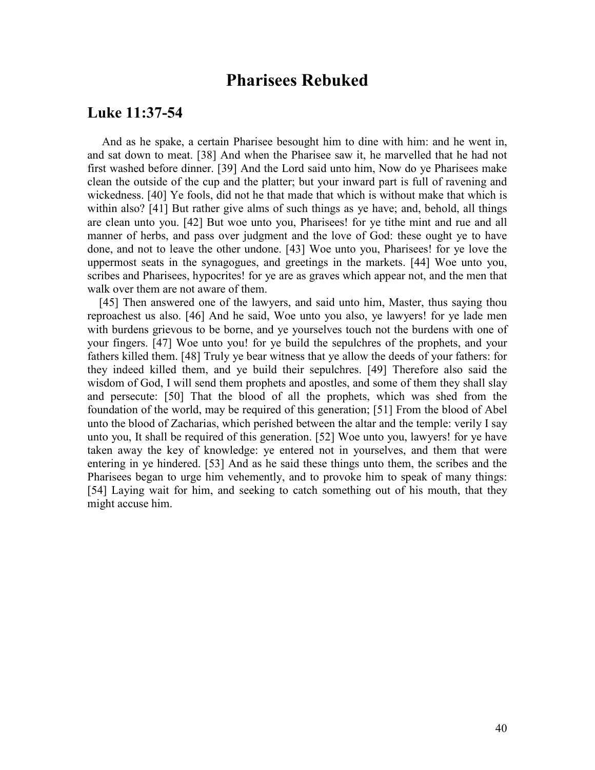# Pharisees Rebuked

## Luke 11:37-54

And as he spake, a certain Pharisee besought him to dine with him: and he went in, and sat down to meat. [38] And when the Pharisee saw it, he marvelled that he had not first washed before dinner. [39] And the Lord said unto him, Now do ye Pharisees make clean the outside of the cup and the platter; but your inward part is full of ravening and wickedness. [40] Ye fools, did not he that made that which is without make that which is within also? [41] But rather give alms of such things as ye have; and, behold, all things are clean unto you. [42] But woe unto you, Pharisees! for ye tithe mint and rue and all manner of herbs, and pass over judgment and the love of God: these ought ye to have done, and not to leave the other undone. [43] Woe unto you, Pharisees! for ye love the uppermost seats in the synagogues, and greetings in the markets. [44] Woe unto you, scribes and Pharisees, hypocrites! for ye are as graves which appear not, and the men that walk over them are not aware of them.

[45] Then answered one of the lawyers, and said unto him, Master, thus saying thou reproachest us also. [46] And he said, Woe unto you also, ye lawyers! for ye lade men with burdens grievous to be borne, and ye yourselves touch not the burdens with one of your fingers. [47] Woe unto you! for ye build the sepulchres of the prophets, and your fathers killed them. [48] Truly ye bear witness that ye allow the deeds of your fathers: for they indeed killed them, and ye build their sepulchres. [49] Therefore also said the wisdom of God, I will send them prophets and apostles, and some of them they shall slay and persecute: [50] That the blood of all the prophets, which was shed from the foundation of the world, may be required of this generation; [51] From the blood of Abel unto the blood of Zacharias, which perished between the altar and the temple: verily I say unto you, It shall be required of this generation. [52] Woe unto you, lawyers! for ye have taken away the key of knowledge: ye entered not in yourselves, and them that were entering in ye hindered. [53] And as he said these things unto them, the scribes and the Pharisees began to urge him vehemently, and to provoke him to speak of many things: [54] Laying wait for him, and seeking to catch something out of his mouth, that they might accuse him.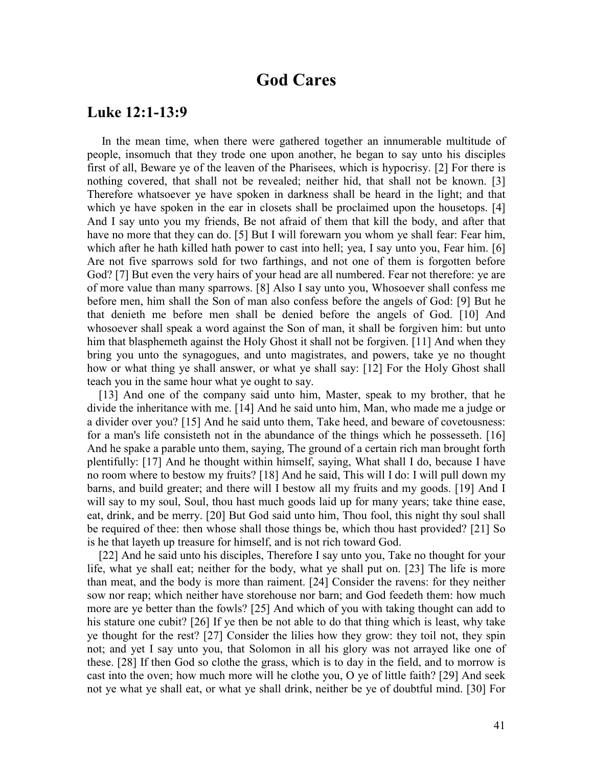# God Cares

## Luke 12:1-13:9

In the mean time, when there were gathered together an innumerable multitude of people, insomuch that they trode one upon another, he began to say unto his disciples first of all, Beware ye of the leaven of the Pharisees, which is hypocrisy. [2] For there is nothing covered, that shall not be revealed; neither hid, that shall not be known. [3] Therefore whatsoever ye have spoken in darkness shall be heard in the light; and that which ye have spoken in the ear in closets shall be proclaimed upon the housetops. [4] And I say unto you my friends, Be not afraid of them that kill the body, and after that have no more that they can do. [5] But I will forewarn you whom ye shall fear: Fear him, which after he hath killed hath power to cast into hell; yea, I say unto you, Fear him. [6] Are not five sparrows sold for two farthings, and not one of them is forgotten before God? [7] But even the very hairs of your head are all numbered. Fear not therefore: ye are of more value than many sparrows. [8] Also I say unto you, Whosoever shall confess me before men, him shall the Son of man also confess before the angels of God: [9] But he that denieth me before men shall be denied before the angels of God. [10] And whosoever shall speak a word against the Son of man, it shall be forgiven him: but unto him that blasphemeth against the Holy Ghost it shall not be forgiven. [11] And when they bring you unto the synagogues, and unto magistrates, and powers, take ye no thought how or what thing ye shall answer, or what ye shall say: [12] For the Holy Ghost shall teach you in the same hour what ye ought to say.

[13] And one of the company said unto him, Master, speak to my brother, that he divide the inheritance with me. [14] And he said unto him, Man, who made me a judge or a divider over you? [15] And he said unto them, Take heed, and beware of covetousness: for a man's life consisteth not in the abundance of the things which he possesseth. [16] And he spake a parable unto them, saying, The ground of a certain rich man brought forth plentifully: [17] And he thought within himself, saying, What shall I do, because I have no room where to bestow my fruits? [18] And he said, This will I do: I will pull down my barns, and build greater; and there will I bestow all my fruits and my goods. [19] And I will say to my soul, Soul, thou hast much goods laid up for many years; take thine ease, eat, drink, and be merry. [20] But God said unto him, Thou fool, this night thy soul shall be required of thee: then whose shall those things be, which thou hast provided? [21] So is he that layeth up treasure for himself, and is not rich toward God.

[22] And he said unto his disciples, Therefore I say unto you, Take no thought for your life, what ye shall eat; neither for the body, what ye shall put on. [23] The life is more than meat, and the body is more than raiment. [24] Consider the ravens: for they neither sow nor reap; which neither have storehouse nor barn; and God feedeth them: how much more are ye better than the fowls? [25] And which of you with taking thought can add to his stature one cubit? [26] If ye then be not able to do that thing which is least, why take ye thought for the rest? [27] Consider the lilies how they grow: they toil not, they spin not; and yet I say unto you, that Solomon in all his glory was not arrayed like one of these. [28] If then God so clothe the grass, which is to day in the field, and to morrow is cast into the oven; how much more will he clothe you, O ye of little faith? [29] And seek not ye what ye shall eat, or what ye shall drink, neither be ye of doubtful mind. [30] For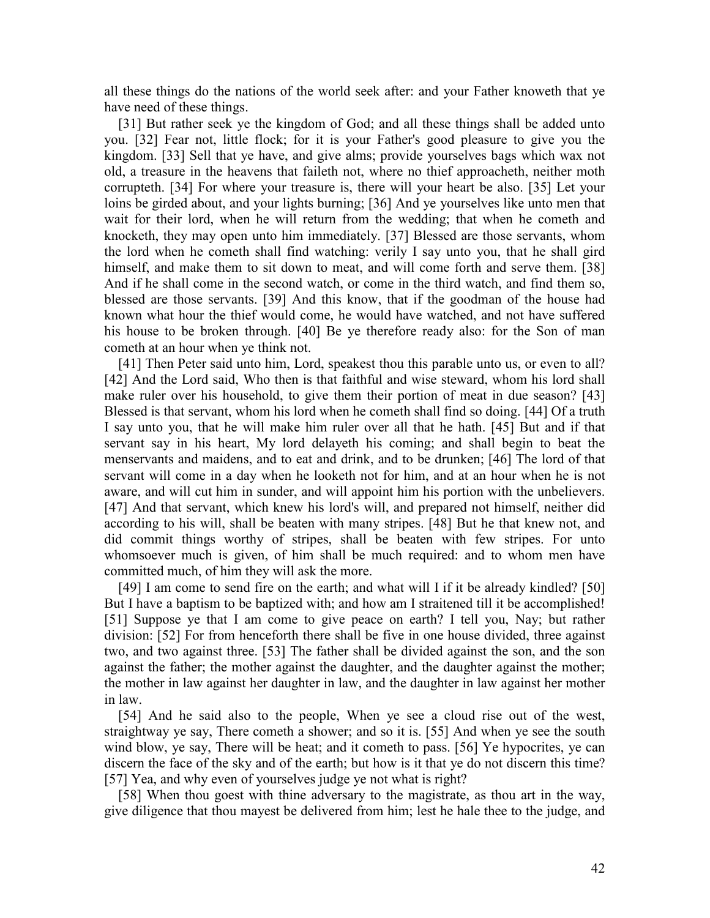all these things do the nations of the world seek after: and your Father knoweth that ye have need of these things.

[31] But rather seek ye the kingdom of God; and all these things shall be added unto you. [32] Fear not, little flock; for it is your Father's good pleasure to give you the kingdom. [33] Sell that ye have, and give alms; provide yourselves bags which wax not old, a treasure in the heavens that faileth not, where no thief approacheth, neither moth corrupteth. [34] For where your treasure is, there will your heart be also. [35] Let your loins be girded about, and your lights burning; [36] And ye yourselves like unto men that wait for their lord, when he will return from the wedding; that when he cometh and knocketh, they may open unto him immediately. [37] Blessed are those servants, whom the lord when he cometh shall find watching: verily I say unto you, that he shall gird himself, and make them to sit down to meat, and will come forth and serve them. [38] And if he shall come in the second watch, or come in the third watch, and find them so, blessed are those servants. [39] And this know, that if the goodman of the house had known what hour the thief would come, he would have watched, and not have suffered his house to be broken through. [40] Be ye therefore ready also: for the Son of man cometh at an hour when ye think not.

[41] Then Peter said unto him, Lord, speakest thou this parable unto us, or even to all? [42] And the Lord said, Who then is that faithful and wise steward, whom his lord shall make ruler over his household, to give them their portion of meat in due season? [43] Blessed is that servant, whom his lord when he cometh shall find so doing. [44] Of a truth I say unto you, that he will make him ruler over all that he hath. [45] But and if that servant say in his heart, My lord delayeth his coming; and shall begin to beat the menservants and maidens, and to eat and drink, and to be drunken; [46] The lord of that servant will come in a day when he looketh not for him, and at an hour when he is not aware, and will cut him in sunder, and will appoint him his portion with the unbelievers. [47] And that servant, which knew his lord's will, and prepared not himself, neither did according to his will, shall be beaten with many stripes. [48] But he that knew not, and did commit things worthy of stripes, shall be beaten with few stripes. For unto whomsoever much is given, of him shall be much required: and to whom men have committed much, of him they will ask the more.

[49] I am come to send fire on the earth; and what will I if it be already kindled? [50] But I have a baptism to be baptized with; and how am I straitened till it be accomplished! [51] Suppose ye that I am come to give peace on earth? I tell you, Nay; but rather division: [52] For from henceforth there shall be five in one house divided, three against two, and two against three. [53] The father shall be divided against the son, and the son against the father; the mother against the daughter, and the daughter against the mother; the mother in law against her daughter in law, and the daughter in law against her mother in law.

[54] And he said also to the people, When ye see a cloud rise out of the west, straightway ye say, There cometh a shower; and so it is. [55] And when ye see the south wind blow, ye say, There will be heat; and it cometh to pass. [56] Ye hypocrites, ye can discern the face of the sky and of the earth; but how is it that ye do not discern this time? [57] Yea, and why even of yourselves judge ye not what is right?

[58] When thou goest with thine adversary to the magistrate, as thou art in the way, give diligence that thou mayest be delivered from him; lest he hale thee to the judge, and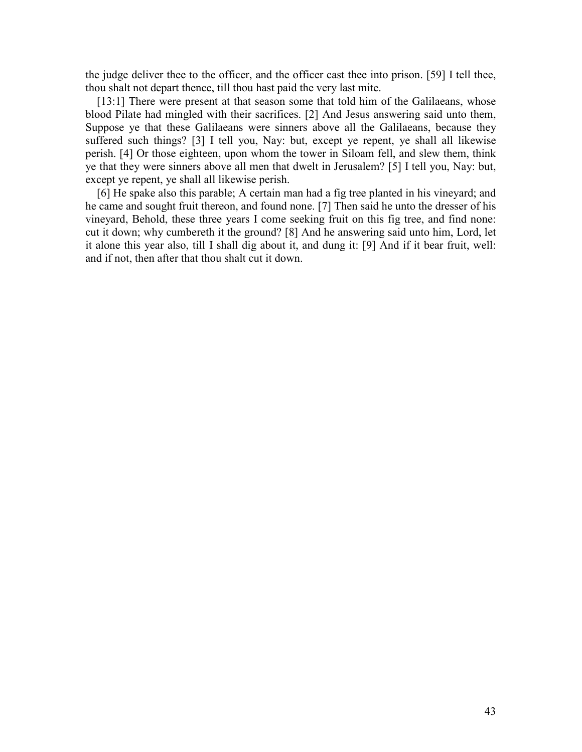the judge deliver thee to the officer, and the officer cast thee into prison. [59] I tell thee, thou shalt not depart thence, till thou hast paid the very last mite.

[13:1] There were present at that season some that told him of the Galilaeans, whose blood Pilate had mingled with their sacrifices. [2] And Jesus answering said unto them, Suppose ye that these Galilaeans were sinners above all the Galilaeans, because they suffered such things? [3] I tell you, Nay: but, except ye repent, ye shall all likewise perish. [4] Or those eighteen, upon whom the tower in Siloam fell, and slew them, think ye that they were sinners above all men that dwelt in Jerusalem? [5] I tell you, Nay: but, except ye repent, ye shall all likewise perish.

[6] He spake also this parable; A certain man had a fig tree planted in his vineyard; and he came and sought fruit thereon, and found none. [7] Then said he unto the dresser of his vineyard, Behold, these three years I come seeking fruit on this fig tree, and find none: cut it down; why cumbereth it the ground? [8] And he answering said unto him, Lord, let it alone this year also, till I shall dig about it, and dung it: [9] And if it bear fruit, well: and if not, then after that thou shalt cut it down.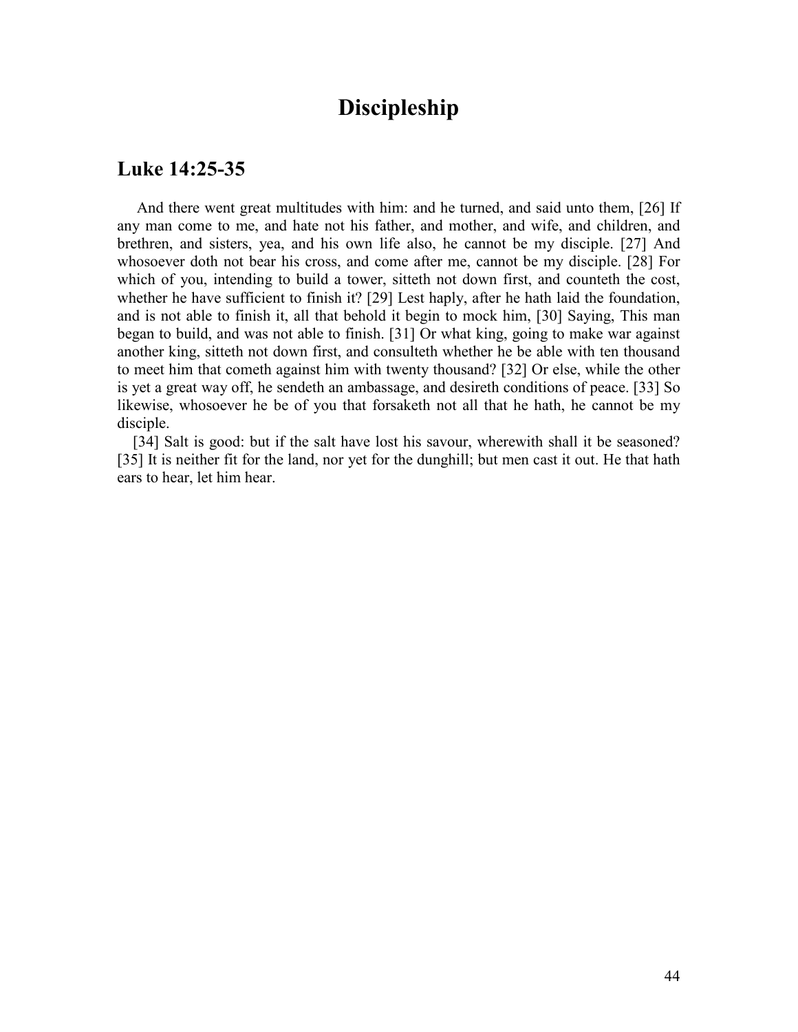# Discipleship

## Luke 14:25-35

And there went great multitudes with him: and he turned, and said unto them, [26] If any man come to me, and hate not his father, and mother, and wife, and children, and brethren, and sisters, yea, and his own life also, he cannot be my disciple. [27] And whosoever doth not bear his cross, and come after me, cannot be my disciple. [28] For which of you, intending to build a tower, sitteth not down first, and counteth the cost, whether he have sufficient to finish it? [29] Lest haply, after he hath laid the foundation, and is not able to finish it, all that behold it begin to mock him, [30] Saying, This man began to build, and was not able to finish. [31] Or what king, going to make war against another king, sitteth not down first, and consulteth whether he be able with ten thousand to meet him that cometh against him with twenty thousand? [32] Or else, while the other is yet a great way off, he sendeth an ambassage, and desireth conditions of peace. [33] So likewise, whosoever he be of you that forsaketh not all that he hath, he cannot be my disciple.

[34] Salt is good: but if the salt have lost his savour, wherewith shall it be seasoned? [35] It is neither fit for the land, nor yet for the dunghill; but men cast it out. He that hath ears to hear, let him hear.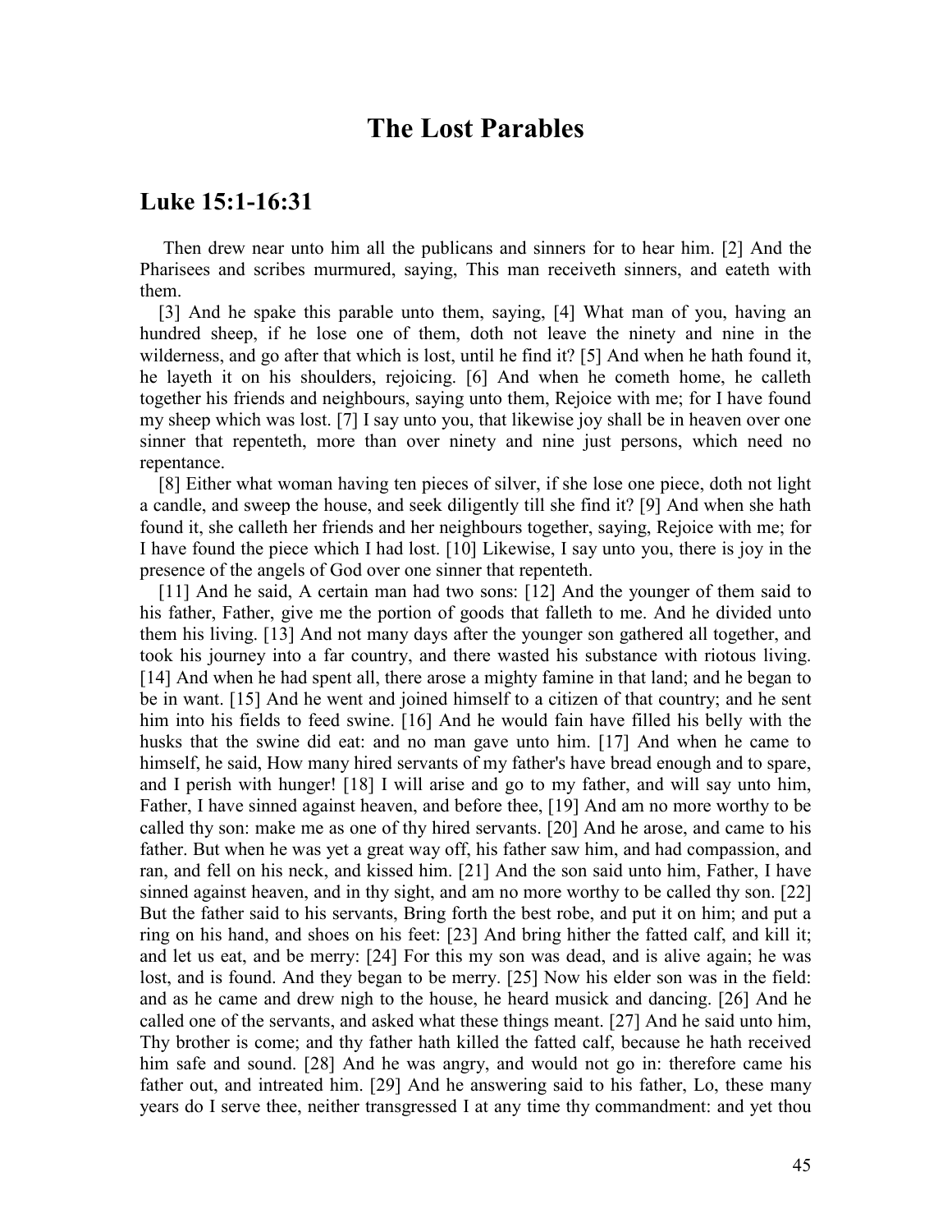# The Lost Parables

## Luke 15:1-16:31

Then drew near unto him all the publicans and sinners for to hear him. [2] And the Pharisees and scribes murmured, saying, This man receiveth sinners, and eateth with them.

[3] And he spake this parable unto them, saying, [4] What man of you, having an hundred sheep, if he lose one of them, doth not leave the ninety and nine in the wilderness, and go after that which is lost, until he find it? [5] And when he hath found it, he layeth it on his shoulders, rejoicing. [6] And when he cometh home, he calleth together his friends and neighbours, saying unto them, Rejoice with me; for I have found my sheep which was lost. [7] I say unto you, that likewise joy shall be in heaven over one sinner that repenteth, more than over ninety and nine just persons, which need no repentance.

[8] Either what woman having ten pieces of silver, if she lose one piece, doth not light a candle, and sweep the house, and seek diligently till she find it? [9] And when she hath found it, she calleth her friends and her neighbours together, saying, Rejoice with me; for I have found the piece which I had lost. [10] Likewise, I say unto you, there is joy in the presence of the angels of God over one sinner that repenteth.

[11] And he said, A certain man had two sons: [12] And the younger of them said to his father, Father, give me the portion of goods that falleth to me. And he divided unto them his living. [13] And not many days after the younger son gathered all together, and took his journey into a far country, and there wasted his substance with riotous living. [14] And when he had spent all, there arose a mighty famine in that land; and he began to be in want. [15] And he went and joined himself to a citizen of that country; and he sent him into his fields to feed swine. [16] And he would fain have filled his belly with the husks that the swine did eat: and no man gave unto him. [17] And when he came to himself, he said, How many hired servants of my father's have bread enough and to spare, and I perish with hunger! [18] I will arise and go to my father, and will say unto him, Father, I have sinned against heaven, and before thee, [19] And am no more worthy to be called thy son: make me as one of thy hired servants. [20] And he arose, and came to his father. But when he was yet a great way off, his father saw him, and had compassion, and ran, and fell on his neck, and kissed him. [21] And the son said unto him, Father, I have sinned against heaven, and in thy sight, and am no more worthy to be called thy son. [22] But the father said to his servants, Bring forth the best robe, and put it on him; and put a ring on his hand, and shoes on his feet: [23] And bring hither the fatted calf, and kill it; and let us eat, and be merry: [24] For this my son was dead, and is alive again; he was lost, and is found. And they began to be merry. [25] Now his elder son was in the field: and as he came and drew nigh to the house, he heard musick and dancing. [26] And he called one of the servants, and asked what these things meant. [27] And he said unto him, Thy brother is come; and thy father hath killed the fatted calf, because he hath received him safe and sound. [28] And he was angry, and would not go in: therefore came his father out, and intreated him. [29] And he answering said to his father, Lo, these many years do I serve thee, neither transgressed I at any time thy commandment: and yet thou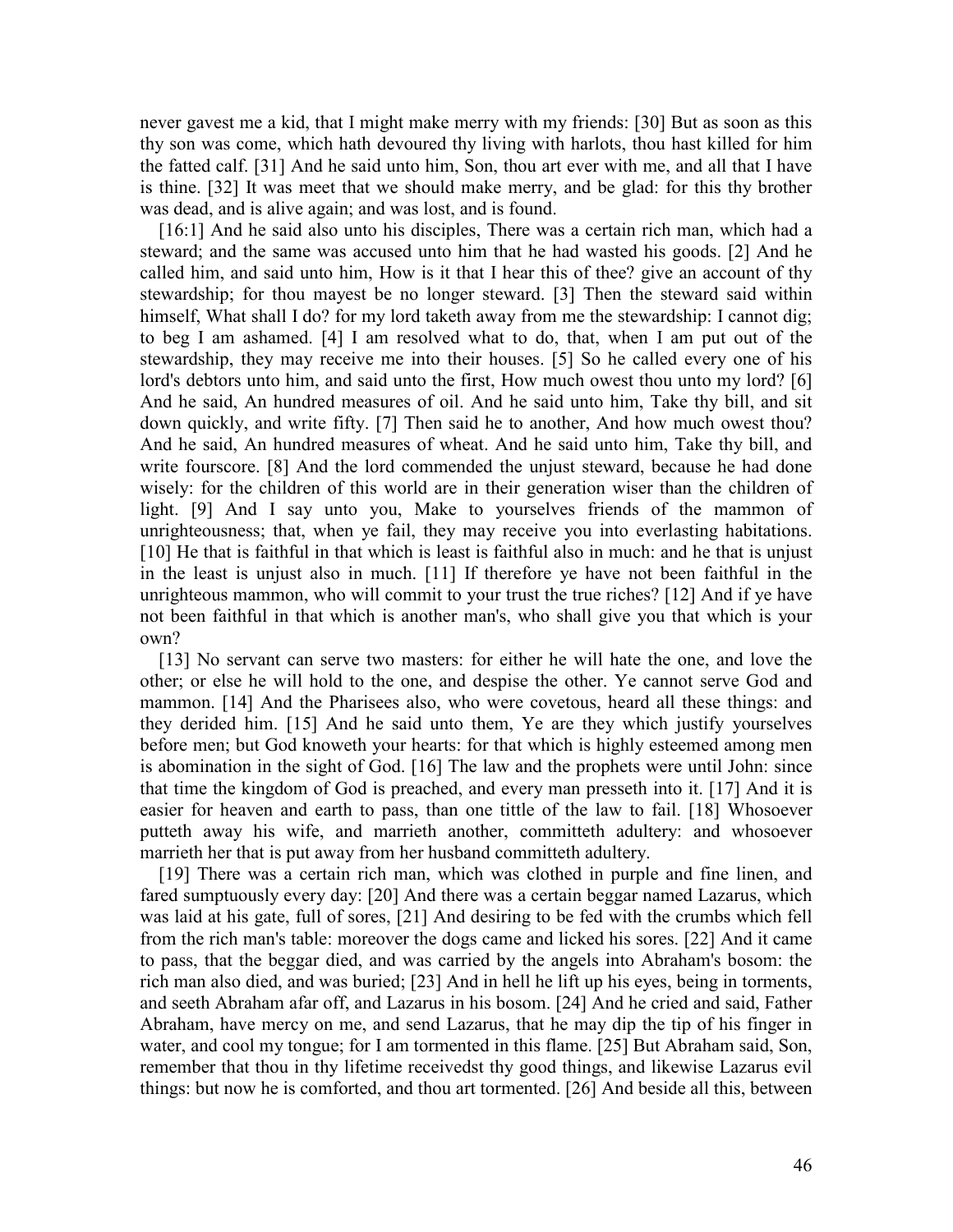never gavest me a kid, that I might make merry with my friends: [30] But as soon as this thy son was come, which hath devoured thy living with harlots, thou hast killed for him the fatted calf. [31] And he said unto him, Son, thou art ever with me, and all that I have is thine. [32] It was meet that we should make merry, and be glad: for this thy brother was dead, and is alive again; and was lost, and is found.

[16:1] And he said also unto his disciples, There was a certain rich man, which had a steward; and the same was accused unto him that he had wasted his goods. [2] And he called him, and said unto him, How is it that I hear this of thee? give an account of thy stewardship; for thou mayest be no longer steward. [3] Then the steward said within himself, What shall I do? for my lord taketh away from me the stewardship: I cannot dig; to beg I am ashamed. [4] I am resolved what to do, that, when I am put out of the stewardship, they may receive me into their houses. [5] So he called every one of his lord's debtors unto him, and said unto the first, How much owest thou unto my lord? [6] And he said, An hundred measures of oil. And he said unto him, Take thy bill, and sit down quickly, and write fifty. [7] Then said he to another, And how much owest thou? And he said, An hundred measures of wheat. And he said unto him, Take thy bill, and write fourscore. [8] And the lord commended the unjust steward, because he had done wisely: for the children of this world are in their generation wiser than the children of light. [9] And I say unto you, Make to yourselves friends of the mammon of unrighteousness; that, when ye fail, they may receive you into everlasting habitations. [10] He that is faithful in that which is least is faithful also in much: and he that is unjust in the least is unjust also in much. [11] If therefore ye have not been faithful in the unrighteous mammon, who will commit to your trust the true riches? [12] And if ye have not been faithful in that which is another man's, who shall give you that which is your own?

[13] No servant can serve two masters: for either he will hate the one, and love the other; or else he will hold to the one, and despise the other. Ye cannot serve God and mammon. [14] And the Pharisees also, who were covetous, heard all these things: and they derided him. [15] And he said unto them, Ye are they which justify yourselves before men; but God knoweth your hearts: for that which is highly esteemed among men is abomination in the sight of God. [16] The law and the prophets were until John: since that time the kingdom of God is preached, and every man presseth into it. [17] And it is easier for heaven and earth to pass, than one tittle of the law to fail. [18] Whosoever putteth away his wife, and marrieth another, committeth adultery: and whosoever marrieth her that is put away from her husband committeth adultery.

[19] There was a certain rich man, which was clothed in purple and fine linen, and fared sumptuously every day: [20] And there was a certain beggar named Lazarus, which was laid at his gate, full of sores, [21] And desiring to be fed with the crumbs which fell from the rich man's table: moreover the dogs came and licked his sores. [22] And it came to pass, that the beggar died, and was carried by the angels into Abraham's bosom: the rich man also died, and was buried; [23] And in hell he lift up his eyes, being in torments, and seeth Abraham afar off, and Lazarus in his bosom. [24] And he cried and said, Father Abraham, have mercy on me, and send Lazarus, that he may dip the tip of his finger in water, and cool my tongue; for I am tormented in this flame. [25] But Abraham said, Son, remember that thou in thy lifetime receivedst thy good things, and likewise Lazarus evil things: but now he is comforted, and thou art tormented. [26] And beside all this, between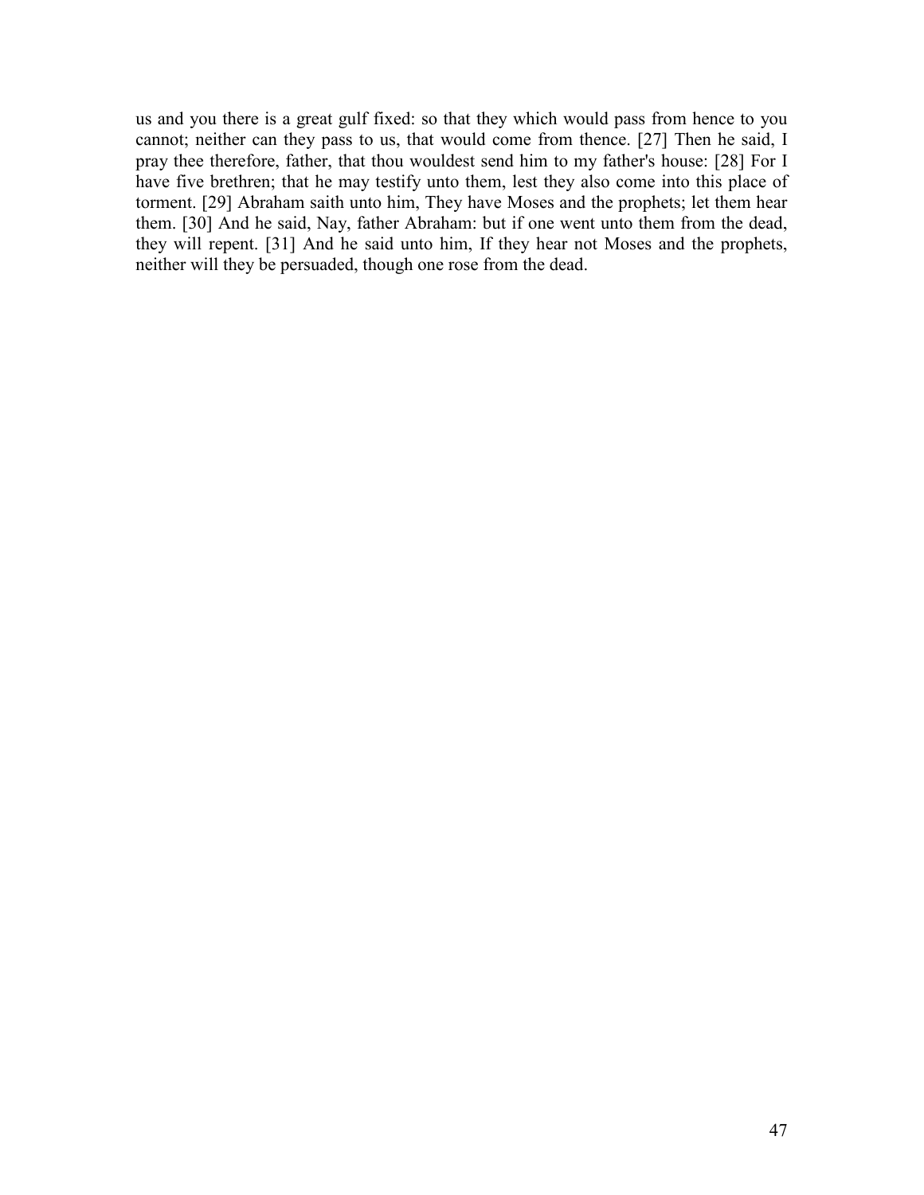us and you there is a great gulf fixed: so that they which would pass from hence to you cannot; neither can they pass to us, that would come from thence. [27] Then he said, I pray thee therefore, father, that thou wouldest send him to my father's house: [28] For I have five brethren; that he may testify unto them, lest they also come into this place of torment. [29] Abraham saith unto him, They have Moses and the prophets; let them hear them. [30] And he said, Nay, father Abraham: but if one went unto them from the dead, they will repent. [31] And he said unto him, If they hear not Moses and the prophets, neither will they be persuaded, though one rose from the dead.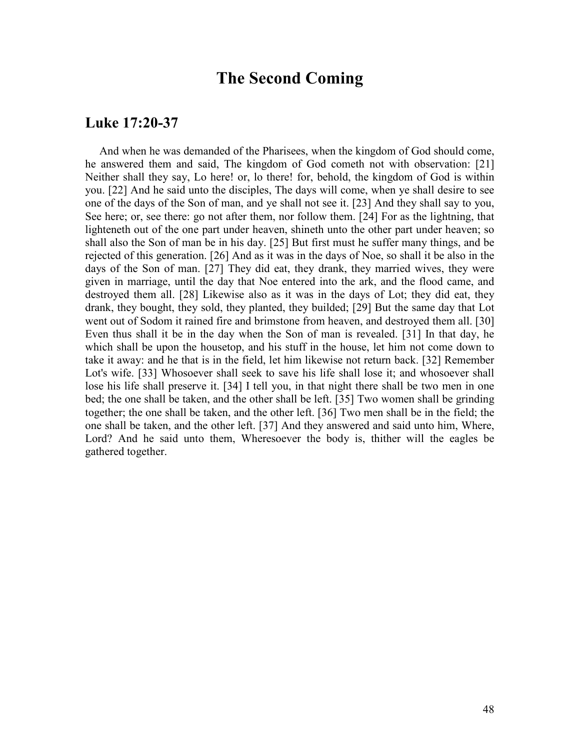# The Second Coming

## Luke 17:20-37

And when he was demanded of the Pharisees, when the kingdom of God should come, he answered them and said, The kingdom of God cometh not with observation: [21] Neither shall they say, Lo here! or, lo there! for, behold, the kingdom of God is within you. [22] And he said unto the disciples, The days will come, when ye shall desire to see one of the days of the Son of man, and ye shall not see it. [23] And they shall say to you, See here; or, see there: go not after them, nor follow them. [24] For as the lightning, that lighteneth out of the one part under heaven, shineth unto the other part under heaven; so shall also the Son of man be in his day. [25] But first must he suffer many things, and be rejected of this generation. [26] And as it was in the days of Noe, so shall it be also in the days of the Son of man. [27] They did eat, they drank, they married wives, they were given in marriage, until the day that Noe entered into the ark, and the flood came, and destroyed them all. [28] Likewise also as it was in the days of Lot; they did eat, they drank, they bought, they sold, they planted, they builded; [29] But the same day that Lot went out of Sodom it rained fire and brimstone from heaven, and destroyed them all. [30] Even thus shall it be in the day when the Son of man is revealed. [31] In that day, he which shall be upon the housetop, and his stuff in the house, let him not come down to take it away: and he that is in the field, let him likewise not return back. [32] Remember Lot's wife. [33] Whosoever shall seek to save his life shall lose it; and whosoever shall lose his life shall preserve it. [34] I tell you, in that night there shall be two men in one bed; the one shall be taken, and the other shall be left. [35] Two women shall be grinding together; the one shall be taken, and the other left. [36] Two men shall be in the field; the one shall be taken, and the other left. [37] And they answered and said unto him, Where, Lord? And he said unto them, Wheresoever the body is, thither will the eagles be gathered together.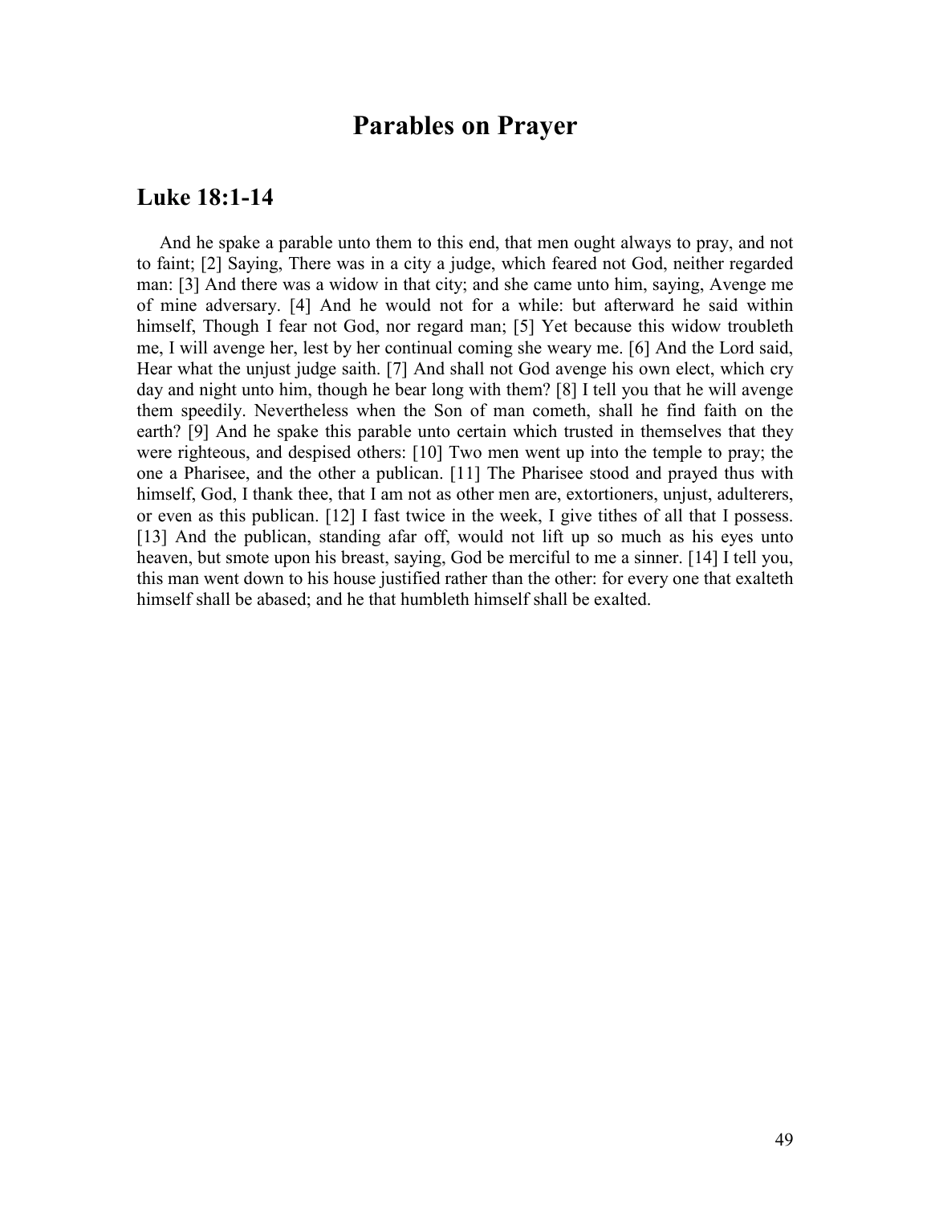# Parables on Prayer

## Luke 18:1-14

And he spake a parable unto them to this end, that men ought always to pray, and not to faint; [2] Saying, There was in a city a judge, which feared not God, neither regarded man: [3] And there was a widow in that city; and she came unto him, saying, Avenge me of mine adversary. [4] And he would not for a while: but afterward he said within himself, Though I fear not God, nor regard man; [5] Yet because this widow troubleth me, I will avenge her, lest by her continual coming she weary me. [6] And the Lord said, Hear what the unjust judge saith. [7] And shall not God avenge his own elect, which cry day and night unto him, though he bear long with them? [8] I tell you that he will avenge them speedily. Nevertheless when the Son of man cometh, shall he find faith on the earth? [9] And he spake this parable unto certain which trusted in themselves that they were righteous, and despised others: [10] Two men went up into the temple to pray; the one a Pharisee, and the other a publican. [11] The Pharisee stood and prayed thus with himself, God, I thank thee, that I am not as other men are, extortioners, unjust, adulterers, or even as this publican. [12] I fast twice in the week, I give tithes of all that I possess. [13] And the publican, standing afar off, would not lift up so much as his eyes unto heaven, but smote upon his breast, saying, God be merciful to me a sinner. [14] I tell you, this man went down to his house justified rather than the other: for every one that exalteth himself shall be abased; and he that humbleth himself shall be exalted.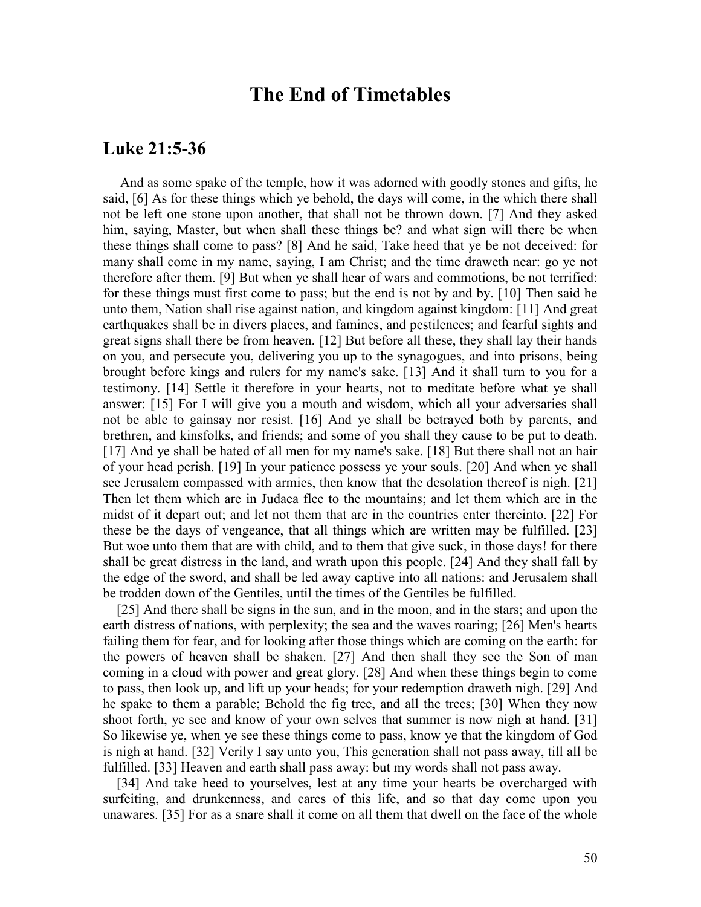# The End of Timetables

## Luke 21:5-36

And as some spake of the temple, how it was adorned with goodly stones and gifts, he said, [6] As for these things which ye behold, the days will come, in the which there shall not be left one stone upon another, that shall not be thrown down. [7] And they asked him, saying, Master, but when shall these things be? and what sign will there be when these things shall come to pass? [8] And he said, Take heed that ye be not deceived: for many shall come in my name, saying, I am Christ; and the time draweth near: go ye not therefore after them. [9] But when ye shall hear of wars and commotions, be not terrified: for these things must first come to pass; but the end is not by and by. [10] Then said he unto them, Nation shall rise against nation, and kingdom against kingdom: [11] And great earthquakes shall be in divers places, and famines, and pestilences; and fearful sights and great signs shall there be from heaven. [12] But before all these, they shall lay their hands on you, and persecute you, delivering you up to the synagogues, and into prisons, being brought before kings and rulers for my name's sake. [13] And it shall turn to you for a testimony. [14] Settle it therefore in your hearts, not to meditate before what ye shall answer: [15] For I will give you a mouth and wisdom, which all your adversaries shall not be able to gainsay nor resist. [16] And ye shall be betrayed both by parents, and brethren, and kinsfolks, and friends; and some of you shall they cause to be put to death. [17] And ye shall be hated of all men for my name's sake. [18] But there shall not an hair of your head perish. [19] In your patience possess ye your souls. [20] And when ye shall see Jerusalem compassed with armies, then know that the desolation thereof is nigh. [21] Then let them which are in Judaea flee to the mountains; and let them which are in the midst of it depart out; and let not them that are in the countries enter thereinto. [22] For these be the days of vengeance, that all things which are written may be fulfilled. [23] But woe unto them that are with child, and to them that give suck, in those days! for there shall be great distress in the land, and wrath upon this people. [24] And they shall fall by the edge of the sword, and shall be led away captive into all nations: and Jerusalem shall be trodden down of the Gentiles, until the times of the Gentiles be fulfilled.

[25] And there shall be signs in the sun, and in the moon, and in the stars; and upon the earth distress of nations, with perplexity; the sea and the waves roaring; [26] Men's hearts failing them for fear, and for looking after those things which are coming on the earth: for the powers of heaven shall be shaken. [27] And then shall they see the Son of man coming in a cloud with power and great glory. [28] And when these things begin to come to pass, then look up, and lift up your heads; for your redemption draweth nigh. [29] And he spake to them a parable; Behold the fig tree, and all the trees; [30] When they now shoot forth, ye see and know of your own selves that summer is now nigh at hand. [31] So likewise ye, when ye see these things come to pass, know ye that the kingdom of God is nigh at hand. [32] Verily I say unto you, This generation shall not pass away, till all be fulfilled. [33] Heaven and earth shall pass away: but my words shall not pass away.

[34] And take heed to yourselves, lest at any time your hearts be overcharged with surfeiting, and drunkenness, and cares of this life, and so that day come upon you unawares. [35] For as a snare shall it come on all them that dwell on the face of the whole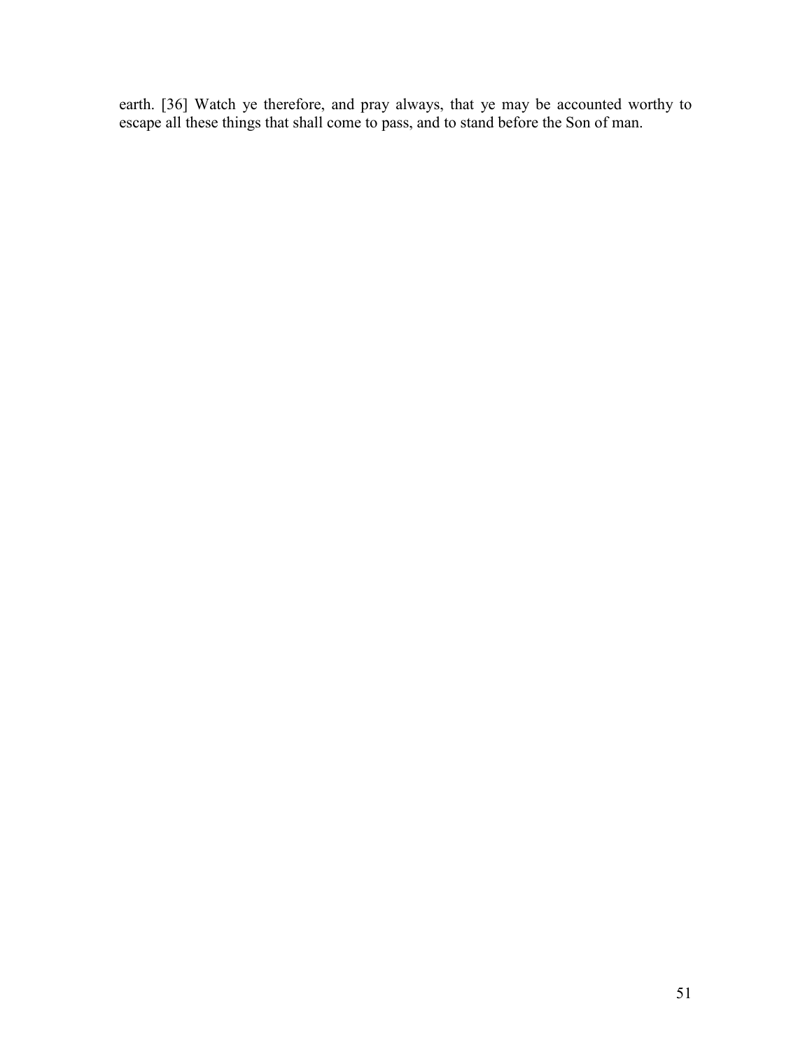earth. [36] Watch ye therefore, and pray always, that ye may be accounted worthy to escape all these things that shall come to pass, and to stand before the Son of man.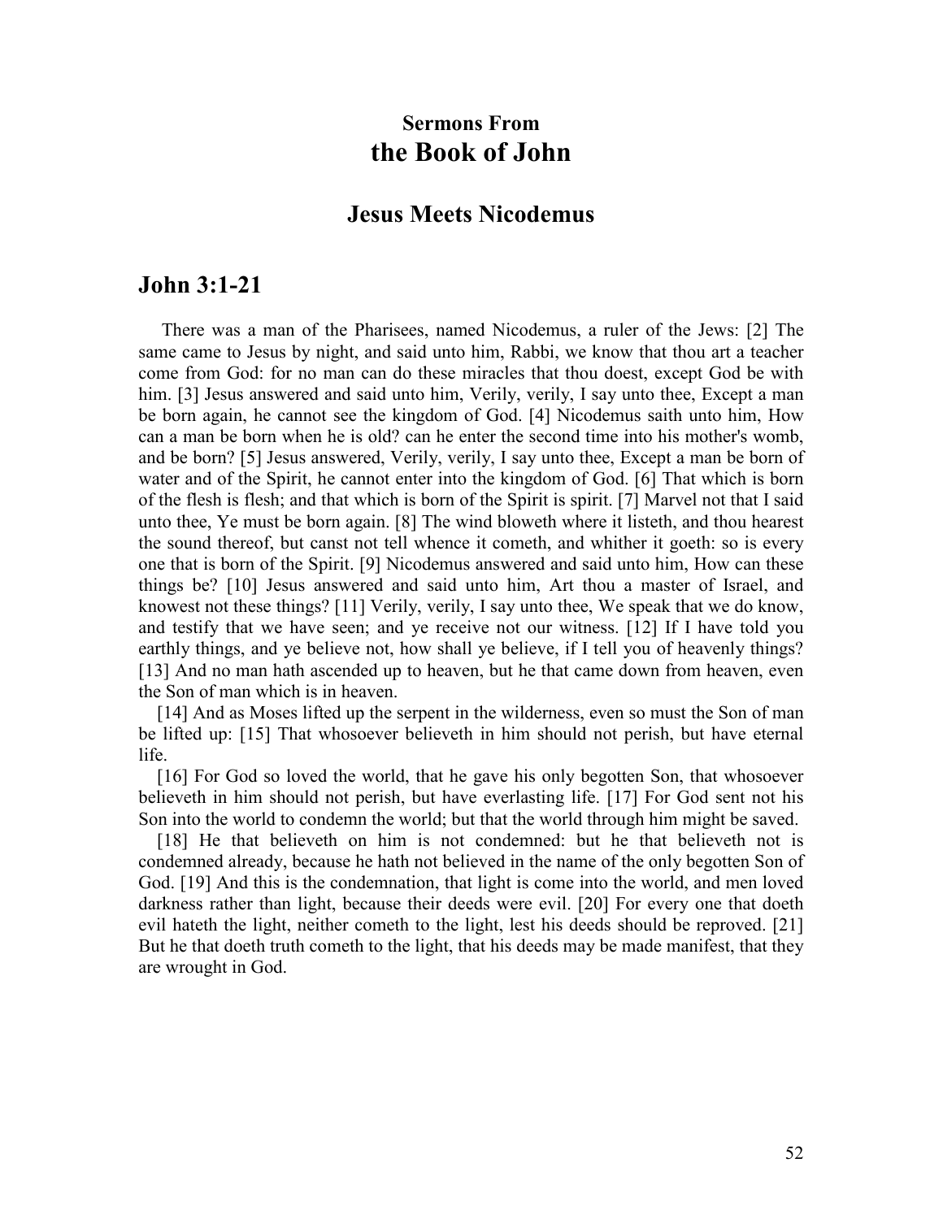### Sermons From
# the Book of John

## Jesus Meets Nicodemus

## John 3:1-21

There was a man of the Pharisees, named Nicodemus, a ruler of the Jews: [2] The same came to Jesus by night, and said unto him, Rabbi, we know that thou art a teacher come from God: for no man can do these miracles that thou doest, except God be with him. [3] Jesus answered and said unto him, Verily, verily, I say unto thee, Except a man be born again, he cannot see the kingdom of God. [4] Nicodemus saith unto him, How can a man be born when he is old? can he enter the second time into his mother's womb, and be born? [5] Jesus answered, Verily, verily, I say unto thee, Except a man be born of water and of the Spirit, he cannot enter into the kingdom of God. [6] That which is born of the flesh is flesh; and that which is born of the Spirit is spirit. [7] Marvel not that I said unto thee, Ye must be born again. [8] The wind bloweth where it listeth, and thou hearest the sound thereof, but canst not tell whence it cometh, and whither it goeth: so is every one that is born of the Spirit. [9] Nicodemus answered and said unto him, How can these things be? [10] Jesus answered and said unto him, Art thou a master of Israel, and knowest not these things? [11] Verily, verily, I say unto thee, We speak that we do know, and testify that we have seen; and ye receive not our witness. [12] If I have told you earthly things, and ye believe not, how shall ye believe, if I tell you of heavenly things? [13] And no man hath ascended up to heaven, but he that came down from heaven, even the Son of man which is in heaven.

[14] And as Moses lifted up the serpent in the wilderness, even so must the Son of man be lifted up: [15] That whosoever believeth in him should not perish, but have eternal life.

[16] For God so loved the world, that he gave his only begotten Son, that whosoever believeth in him should not perish, but have everlasting life. [17] For God sent not his Son into the world to condemn the world; but that the world through him might be saved.

[18] He that believeth on him is not condemned: but he that believeth not is condemned already, because he hath not believed in the name of the only begotten Son of God. [19] And this is the condemnation, that light is come into the world, and men loved darkness rather than light, because their deeds were evil. [20] For every one that doeth evil hateth the light, neither cometh to the light, lest his deeds should be reproved. [21] But he that doeth truth cometh to the light, that his deeds may be made manifest, that they are wrought in God.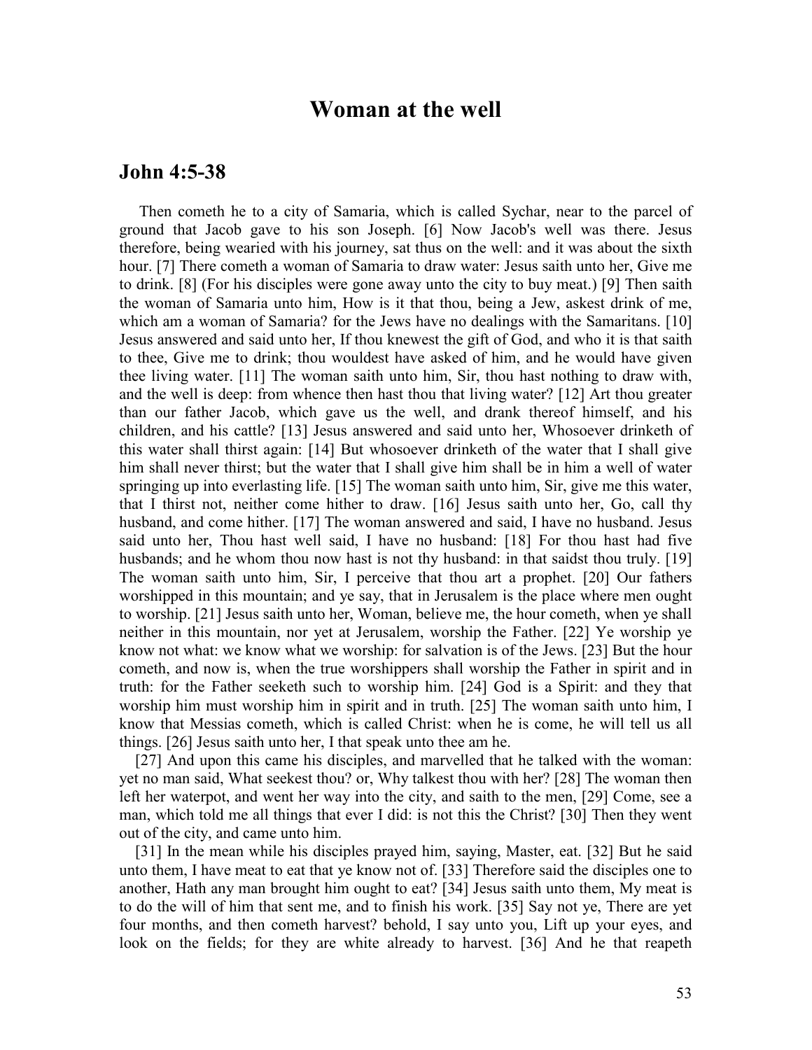# Woman at the well

## John 4:5-38

Then cometh he to a city of Samaria, which is called Sychar, near to the parcel of ground that Jacob gave to his son Joseph. [6] Now Jacob's well was there. Jesus therefore, being wearied with his journey, sat thus on the well: and it was about the sixth hour. [7] There cometh a woman of Samaria to draw water: Jesus saith unto her, Give me to drink. [8] (For his disciples were gone away unto the city to buy meat.) [9] Then saith the woman of Samaria unto him, How is it that thou, being a Jew, askest drink of me, which am a woman of Samaria? for the Jews have no dealings with the Samaritans. [10] Jesus answered and said unto her, If thou knewest the gift of God, and who it is that saith to thee, Give me to drink; thou wouldest have asked of him, and he would have given thee living water. [11] The woman saith unto him, Sir, thou hast nothing to draw with, and the well is deep: from whence then hast thou that living water? [12] Art thou greater than our father Jacob, which gave us the well, and drank thereof himself, and his children, and his cattle? [13] Jesus answered and said unto her, Whosoever drinketh of this water shall thirst again: [14] But whosoever drinketh of the water that I shall give him shall never thirst; but the water that I shall give him shall be in him a well of water springing up into everlasting life. [15] The woman saith unto him, Sir, give me this water, that I thirst not, neither come hither to draw. [16] Jesus saith unto her, Go, call thy husband, and come hither. [17] The woman answered and said, I have no husband. Jesus said unto her, Thou hast well said, I have no husband: [18] For thou hast had five husbands; and he whom thou now hast is not thy husband: in that saidst thou truly. [19] The woman saith unto him, Sir, I perceive that thou art a prophet. [20] Our fathers worshipped in this mountain; and ye say, that in Jerusalem is the place where men ought to worship. [21] Jesus saith unto her, Woman, believe me, the hour cometh, when ye shall neither in this mountain, nor yet at Jerusalem, worship the Father. [22] Ye worship ye know not what: we know what we worship: for salvation is of the Jews. [23] But the hour cometh, and now is, when the true worshippers shall worship the Father in spirit and in truth: for the Father seeketh such to worship him. [24] God is a Spirit: and they that worship him must worship him in spirit and in truth. [25] The woman saith unto him, I know that Messias cometh, which is called Christ: when he is come, he will tell us all things. [26] Jesus saith unto her, I that speak unto thee am he.

[27] And upon this came his disciples, and marvelled that he talked with the woman: yet no man said, What seekest thou? or, Why talkest thou with her? [28] The woman then left her waterpot, and went her way into the city, and saith to the men, [29] Come, see a man, which told me all things that ever I did: is not this the Christ? [30] Then they went out of the city, and came unto him.

[31] In the mean while his disciples prayed him, saying, Master, eat. [32] But he said unto them, I have meat to eat that ye know not of. [33] Therefore said the disciples one to another, Hath any man brought him ought to eat? [34] Jesus saith unto them, My meat is to do the will of him that sent me, and to finish his work. [35] Say not ye, There are yet four months, and then cometh harvest? behold, I say unto you, Lift up your eyes, and look on the fields; for they are white already to harvest. [36] And he that reapeth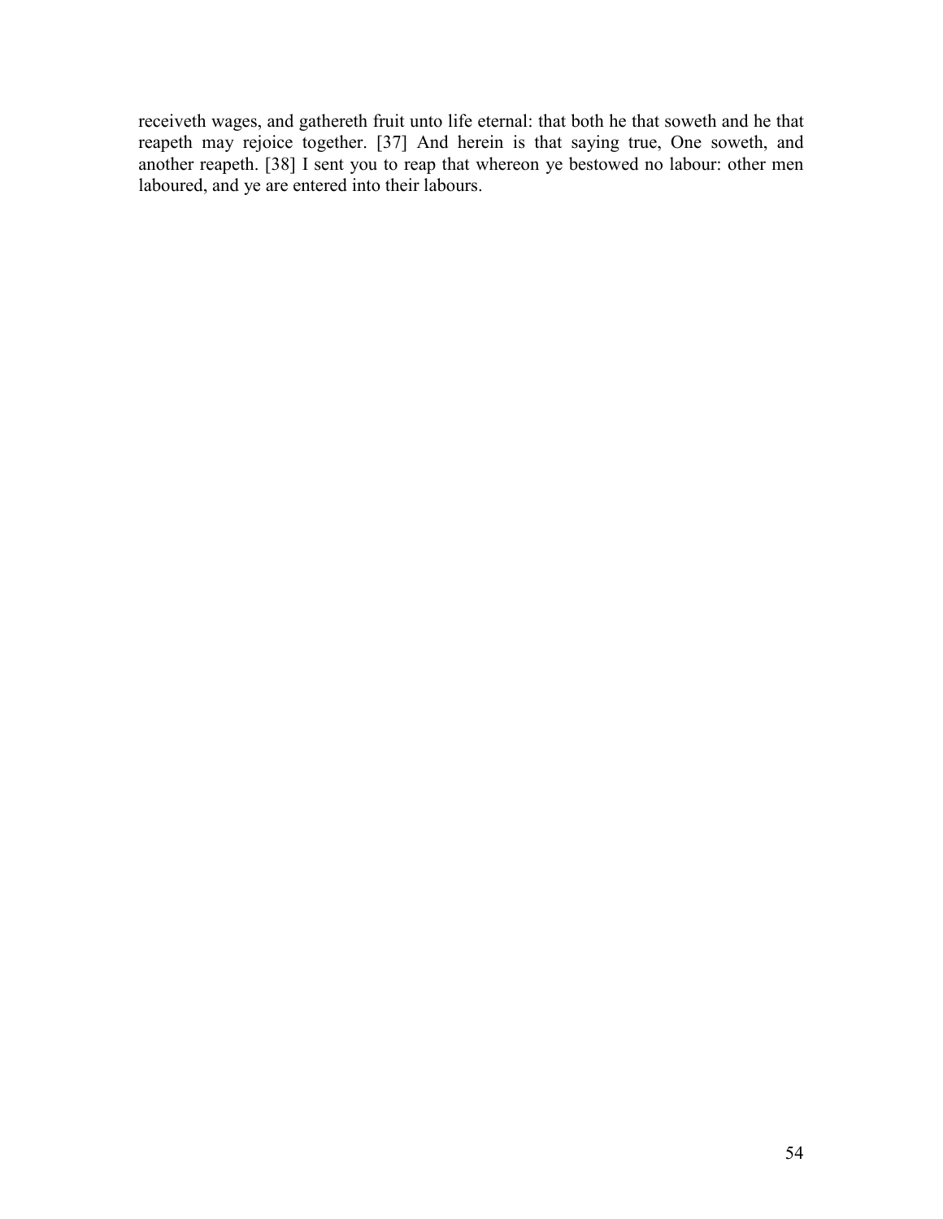receiveth wages, and gathereth fruit unto life eternal: that both he that soweth and he that reapeth may rejoice together. [37] And herein is that saying true, One soweth, and another reapeth. [38] I sent you to reap that whereon ye bestowed no labour: other men laboured, and ye are entered into their labours.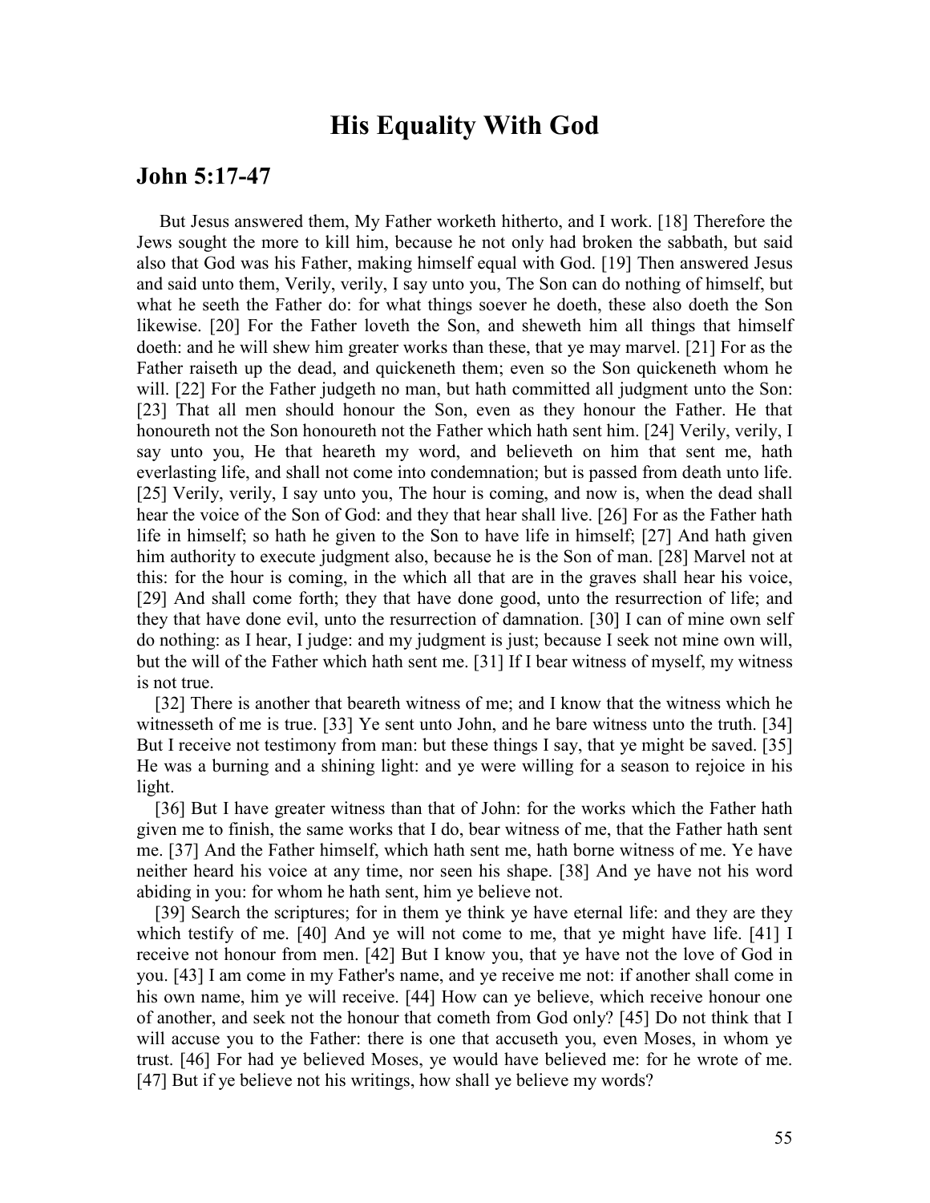# His Equality With God

## John 5:17-47

But Jesus answered them, My Father worketh hitherto, and I work. [18] Therefore the Jews sought the more to kill him, because he not only had broken the sabbath, but said also that God was his Father, making himself equal with God. [19] Then answered Jesus and said unto them, Verily, verily, I say unto you, The Son can do nothing of himself, but what he seeth the Father do: for what things soever he doeth, these also doeth the Son likewise. [20] For the Father loveth the Son, and sheweth him all things that himself doeth: and he will shew him greater works than these, that ye may marvel. [21] For as the Father raiseth up the dead, and quickeneth them; even so the Son quickeneth whom he will. [22] For the Father judgeth no man, but hath committed all judgment unto the Son: [23] That all men should honour the Son, even as they honour the Father. He that honoureth not the Son honoureth not the Father which hath sent him. [24] Verily, verily, I say unto you, He that heareth my word, and believeth on him that sent me, hath everlasting life, and shall not come into condemnation; but is passed from death unto life. [25] Verily, verily, I say unto you, The hour is coming, and now is, when the dead shall hear the voice of the Son of God: and they that hear shall live. [26] For as the Father hath life in himself; so hath he given to the Son to have life in himself; [27] And hath given him authority to execute judgment also, because he is the Son of man. [28] Marvel not at this: for the hour is coming, in the which all that are in the graves shall hear his voice, [29] And shall come forth; they that have done good, unto the resurrection of life; and they that have done evil, unto the resurrection of damnation. [30] I can of mine own self do nothing: as I hear, I judge: and my judgment is just; because I seek not mine own will, but the will of the Father which hath sent me. [31] If I bear witness of myself, my witness is not true.

[32] There is another that beareth witness of me; and I know that the witness which he witnesseth of me is true. [33] Ye sent unto John, and he bare witness unto the truth. [34] But I receive not testimony from man: but these things I say, that ye might be saved. [35] He was a burning and a shining light: and ye were willing for a season to rejoice in his light.

[36] But I have greater witness than that of John: for the works which the Father hath given me to finish, the same works that I do, bear witness of me, that the Father hath sent me. [37] And the Father himself, which hath sent me, hath borne witness of me. Ye have neither heard his voice at any time, nor seen his shape. [38] And ye have not his word abiding in you: for whom he hath sent, him ye believe not.

[39] Search the scriptures; for in them ye think ye have eternal life: and they are they which testify of me. [40] And ye will not come to me, that ye might have life. [41] I receive not honour from men. [42] But I know you, that ye have not the love of God in you. [43] I am come in my Father's name, and ye receive me not: if another shall come in his own name, him ye will receive. [44] How can ye believe, which receive honour one of another, and seek not the honour that cometh from God only? [45] Do not think that I will accuse you to the Father: there is one that accuseth you, even Moses, in whom ye trust. [46] For had ye believed Moses, ye would have believed me: for he wrote of me. [47] But if ye believe not his writings, how shall ye believe my words?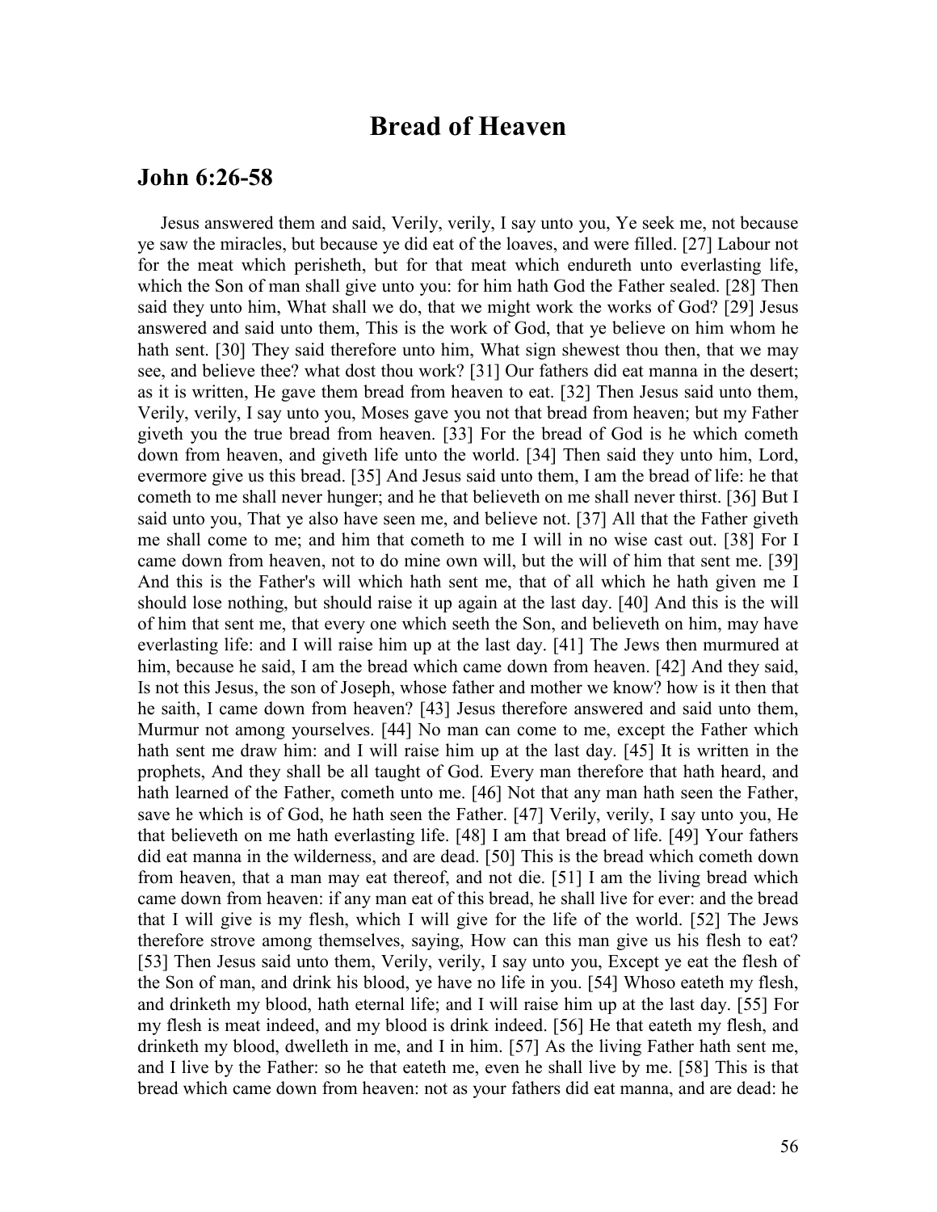# Bread of Heaven

## John 6:26-58

Jesus answered them and said, Verily, verily, I say unto you, Ye seek me, not because ye saw the miracles, but because ye did eat of the loaves, and were filled. [27] Labour not for the meat which perisheth, but for that meat which endureth unto everlasting life, which the Son of man shall give unto you: for him hath God the Father sealed. [28] Then said they unto him, What shall we do, that we might work the works of God? [29] Jesus answered and said unto them, This is the work of God, that ye believe on him whom he hath sent. [30] They said therefore unto him, What sign shewest thou then, that we may see, and believe thee? what dost thou work? [31] Our fathers did eat manna in the desert; as it is written, He gave them bread from heaven to eat. [32] Then Jesus said unto them, Verily, verily, I say unto you, Moses gave you not that bread from heaven; but my Father giveth you the true bread from heaven. [33] For the bread of God is he which cometh down from heaven, and giveth life unto the world. [34] Then said they unto him, Lord, evermore give us this bread. [35] And Jesus said unto them, I am the bread of life: he that cometh to me shall never hunger; and he that believeth on me shall never thirst. [36] But I said unto you, That ye also have seen me, and believe not. [37] All that the Father giveth me shall come to me; and him that cometh to me I will in no wise cast out. [38] For I came down from heaven, not to do mine own will, but the will of him that sent me. [39] And this is the Father's will which hath sent me, that of all which he hath given me I should lose nothing, but should raise it up again at the last day. [40] And this is the will of him that sent me, that every one which seeth the Son, and believeth on him, may have everlasting life: and I will raise him up at the last day. [41] The Jews then murmured at him, because he said, I am the bread which came down from heaven. [42] And they said, Is not this Jesus, the son of Joseph, whose father and mother we know? how is it then that he saith, I came down from heaven? [43] Jesus therefore answered and said unto them, Murmur not among yourselves. [44] No man can come to me, except the Father which hath sent me draw him: and I will raise him up at the last day. [45] It is written in the prophets, And they shall be all taught of God. Every man therefore that hath heard, and hath learned of the Father, cometh unto me. [46] Not that any man hath seen the Father, save he which is of God, he hath seen the Father. [47] Verily, verily, I say unto you, He that believeth on me hath everlasting life. [48] I am that bread of life. [49] Your fathers did eat manna in the wilderness, and are dead. [50] This is the bread which cometh down from heaven, that a man may eat thereof, and not die. [51] I am the living bread which came down from heaven: if any man eat of this bread, he shall live for ever: and the bread that I will give is my flesh, which I will give for the life of the world. [52] The Jews therefore strove among themselves, saying, How can this man give us his flesh to eat? [53] Then Jesus said unto them, Verily, verily, I say unto you, Except ye eat the flesh of the Son of man, and drink his blood, ye have no life in you. [54] Whoso eateth my flesh, and drinketh my blood, hath eternal life; and I will raise him up at the last day. [55] For my flesh is meat indeed, and my blood is drink indeed. [56] He that eateth my flesh, and drinketh my blood, dwelleth in me, and I in him. [57] As the living Father hath sent me, and I live by the Father: so he that eateth me, even he shall live by me. [58] This is that bread which came down from heaven: not as your fathers did eat manna, and are dead: he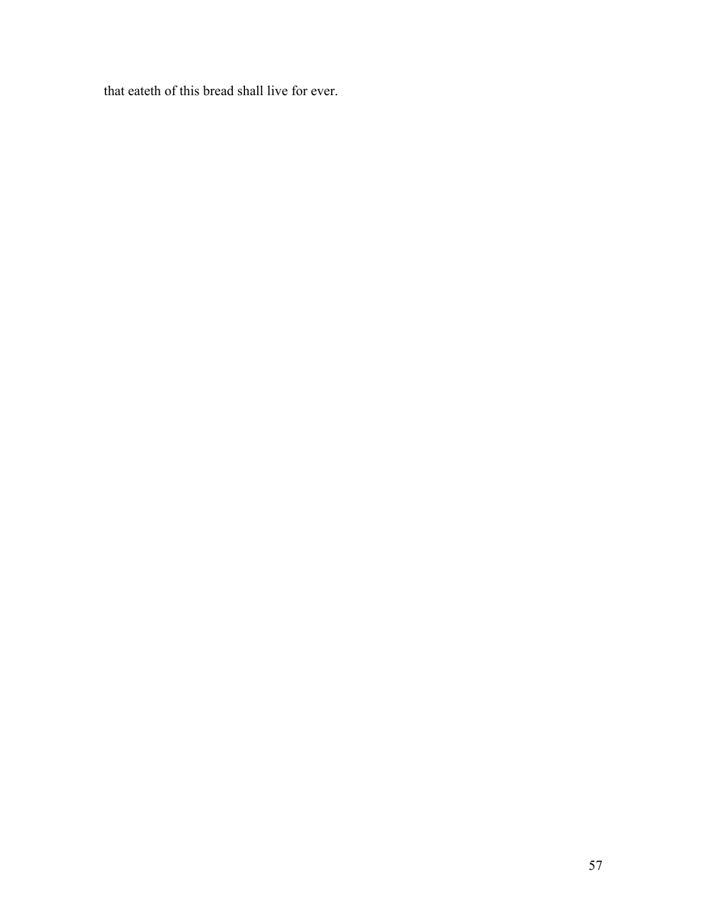that eateth of this bread shall live for ever.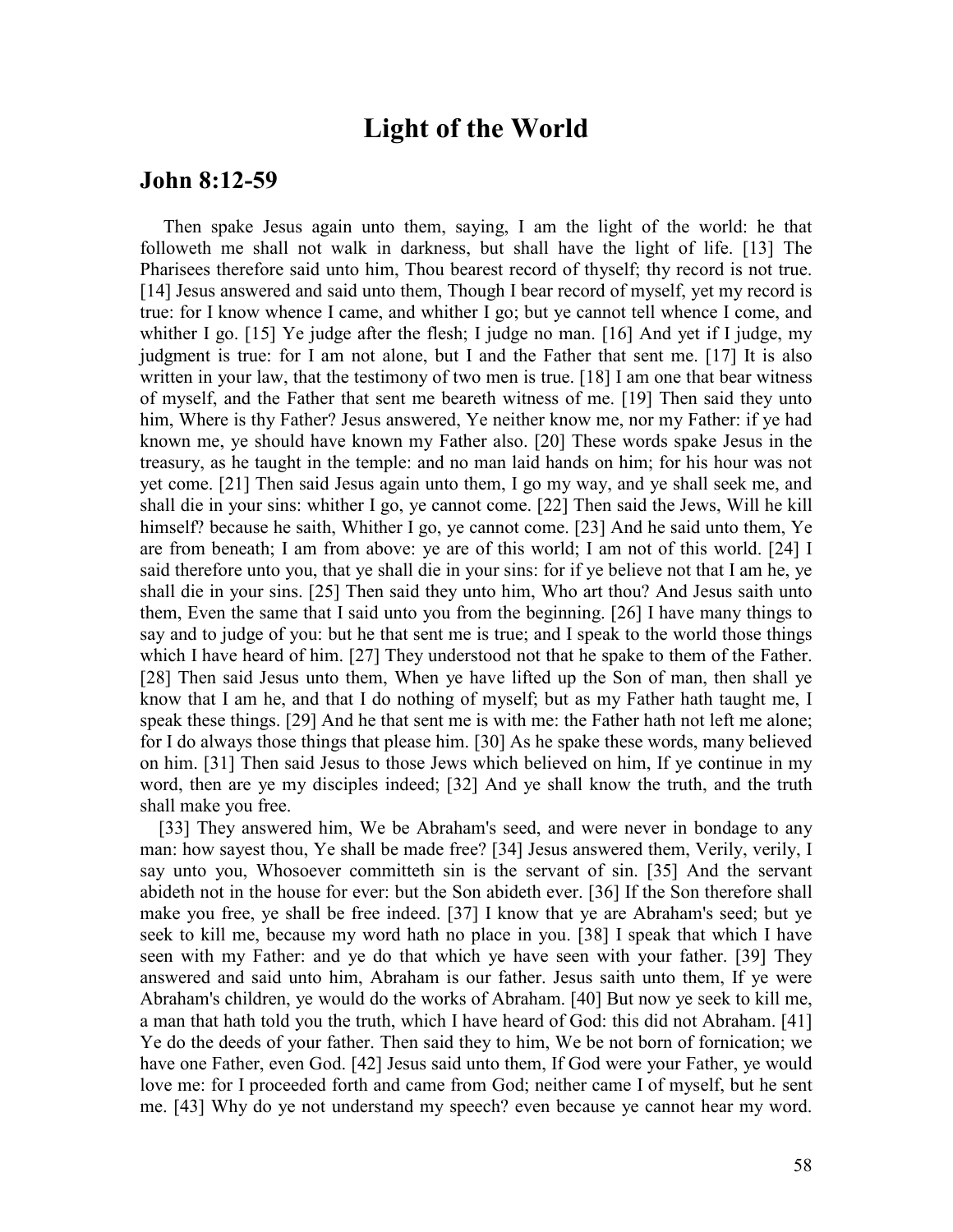# Light of the World

## John 8:12-59

Then spake Jesus again unto them, saying, I am the light of the world: he that followeth me shall not walk in darkness, but shall have the light of life. [13] The Pharisees therefore said unto him, Thou bearest record of thyself; thy record is not true. [14] Jesus answered and said unto them, Though I bear record of myself, yet my record is true: for I know whence I came, and whither I go; but ye cannot tell whence I come, and whither I go. [15] Ye judge after the flesh; I judge no man. [16] And yet if I judge, my judgment is true: for I am not alone, but I and the Father that sent me. [17] It is also written in your law, that the testimony of two men is true. [18] I am one that bear witness of myself, and the Father that sent me beareth witness of me. [19] Then said they unto him, Where is thy Father? Jesus answered, Ye neither know me, nor my Father: if ye had known me, ye should have known my Father also. [20] These words spake Jesus in the treasury, as he taught in the temple: and no man laid hands on him; for his hour was not yet come. [21] Then said Jesus again unto them, I go my way, and ye shall seek me, and shall die in your sins: whither I go, ye cannot come. [22] Then said the Jews, Will he kill himself? because he saith, Whither I go, ye cannot come. [23] And he said unto them, Ye are from beneath; I am from above: ye are of this world; I am not of this world. [24] I said therefore unto you, that ye shall die in your sins: for if ye believe not that I am he, ye shall die in your sins. [25] Then said they unto him, Who art thou? And Jesus saith unto them, Even the same that I said unto you from the beginning. [26] I have many things to say and to judge of you: but he that sent me is true; and I speak to the world those things which I have heard of him. [27] They understood not that he spake to them of the Father. [28] Then said Jesus unto them, When ye have lifted up the Son of man, then shall ye know that I am he, and that I do nothing of myself; but as my Father hath taught me, I speak these things. [29] And he that sent me is with me: the Father hath not left me alone; for I do always those things that please him. [30] As he spake these words, many believed on him. [31] Then said Jesus to those Jews which believed on him, If ye continue in my word, then are ye my disciples indeed; [32] And ye shall know the truth, and the truth shall make you free.

[33] They answered him, We be Abraham's seed, and were never in bondage to any man: how sayest thou, Ye shall be made free? [34] Jesus answered them, Verily, verily, I say unto you, Whosoever committeth sin is the servant of sin. [35] And the servant abideth not in the house for ever: but the Son abideth ever. [36] If the Son therefore shall make you free, ye shall be free indeed. [37] I know that ye are Abraham's seed; but ye seek to kill me, because my word hath no place in you. [38] I speak that which I have seen with my Father: and ye do that which ye have seen with your father. [39] They answered and said unto him, Abraham is our father. Jesus saith unto them, If ye were Abraham's children, ye would do the works of Abraham. [40] But now ye seek to kill me, a man that hath told you the truth, which I have heard of God: this did not Abraham. [41] Ye do the deeds of your father. Then said they to him, We be not born of fornication; we have one Father, even God. [42] Jesus said unto them, If God were your Father, ye would love me: for I proceeded forth and came from God; neither came I of myself, but he sent me. [43] Why do ye not understand my speech? even because ye cannot hear my word.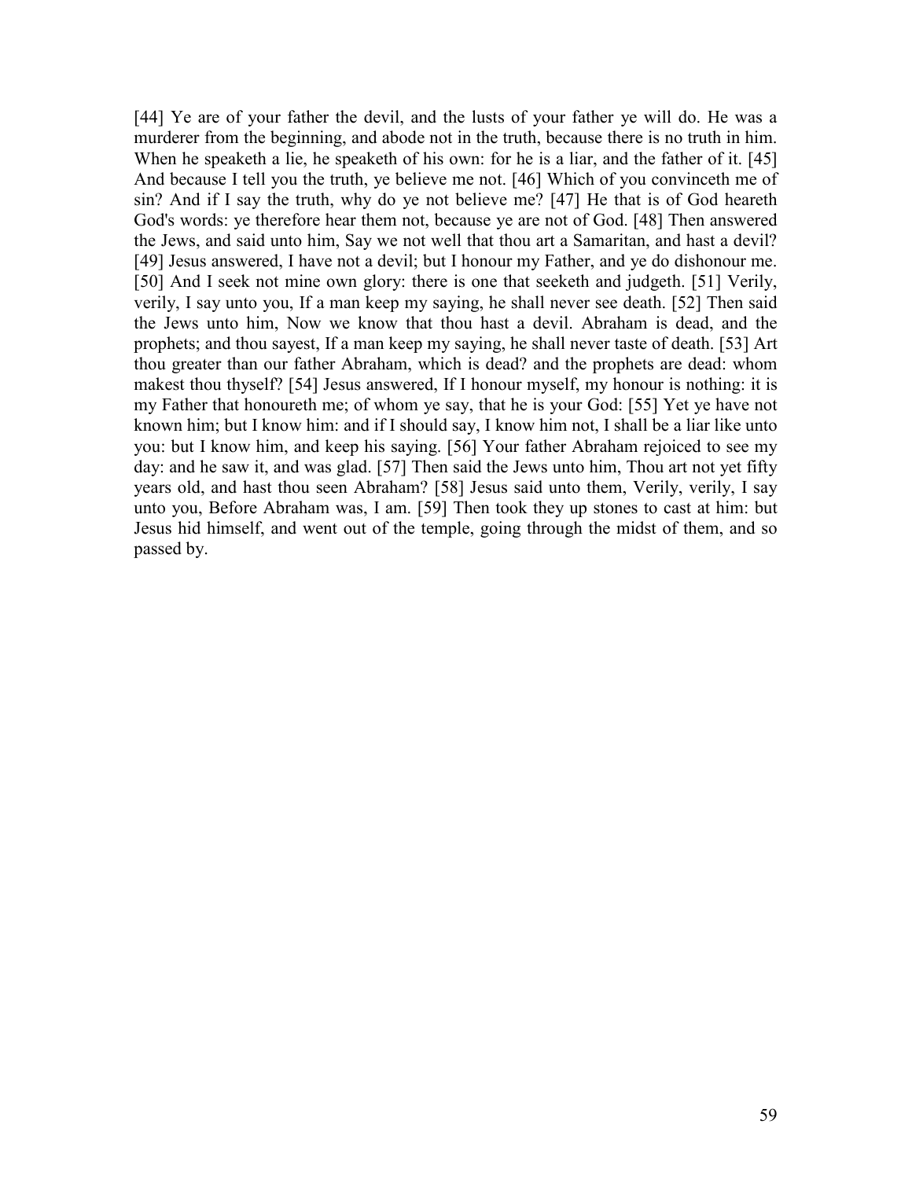[44] Ye are of your father the devil, and the lusts of your father ye will do. He was a murderer from the beginning, and abode not in the truth, because there is no truth in him. When he speaketh a lie, he speaketh of his own: for he is a liar, and the father of it. [45] And because I tell you the truth, ye believe me not. [46] Which of you convinceth me of sin? And if I say the truth, why do ye not believe me? [47] He that is of God heareth God's words: ye therefore hear them not, because ye are not of God. [48] Then answered the Jews, and said unto him, Say we not well that thou art a Samaritan, and hast a devil? [49] Jesus answered, I have not a devil; but I honour my Father, and ye do dishonour me. [50] And I seek not mine own glory: there is one that seeketh and judgeth. [51] Verily, verily, I say unto you, If a man keep my saying, he shall never see death. [52] Then said the Jews unto him, Now we know that thou hast a devil. Abraham is dead, and the prophets; and thou sayest, If a man keep my saying, he shall never taste of death. [53] Art thou greater than our father Abraham, which is dead? and the prophets are dead: whom makest thou thyself? [54] Jesus answered, If I honour myself, my honour is nothing: it is my Father that honoureth me; of whom ye say, that he is your God: [55] Yet ye have not known him; but I know him: and if I should say, I know him not, I shall be a liar like unto you: but I know him, and keep his saying. [56] Your father Abraham rejoiced to see my day: and he saw it, and was glad. [57] Then said the Jews unto him, Thou art not yet fifty years old, and hast thou seen Abraham? [58] Jesus said unto them, Verily, verily, I say unto you, Before Abraham was, I am. [59] Then took they up stones to cast at him: but Jesus hid himself, and went out of the temple, going through the midst of them, and so passed by.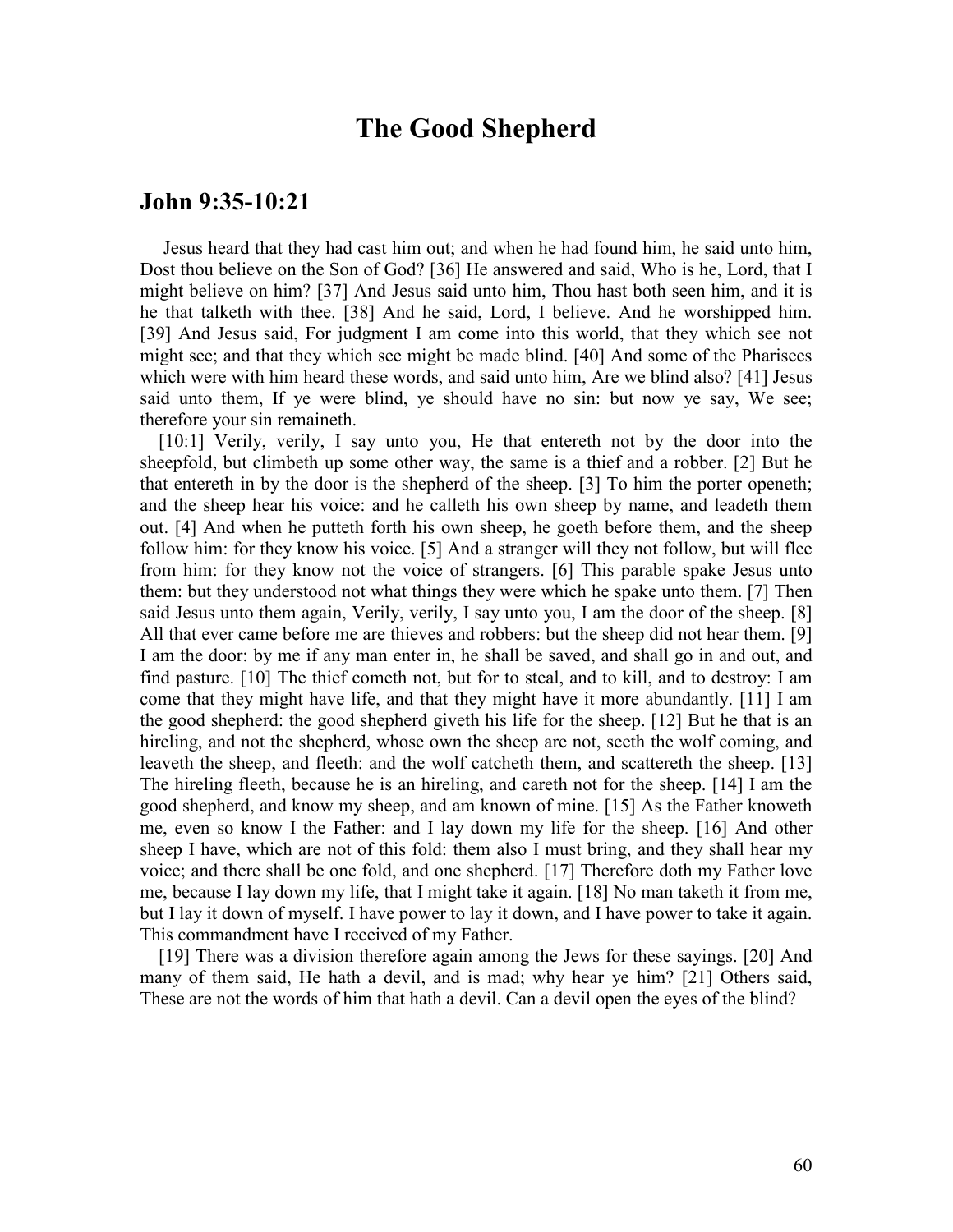# The Good Shepherd

## John 9:35-10:21

Jesus heard that they had cast him out; and when he had found him, he said unto him, Dost thou believe on the Son of God? [36] He answered and said, Who is he, Lord, that I might believe on him? [37] And Jesus said unto him, Thou hast both seen him, and it is he that talketh with thee. [38] And he said, Lord, I believe. And he worshipped him. [39] And Jesus said, For judgment I am come into this world, that they which see not might see; and that they which see might be made blind. [40] And some of the Pharisees which were with him heard these words, and said unto him, Are we blind also? [41] Jesus said unto them, If ye were blind, ye should have no sin: but now ye say, We see; therefore your sin remaineth.

[10:1] Verily, verily, I say unto you, He that entereth not by the door into the sheepfold, but climbeth up some other way, the same is a thief and a robber. [2] But he that entereth in by the door is the shepherd of the sheep. [3] To him the porter openeth; and the sheep hear his voice: and he calleth his own sheep by name, and leadeth them out. [4] And when he putteth forth his own sheep, he goeth before them, and the sheep follow him: for they know his voice. [5] And a stranger will they not follow, but will flee from him: for they know not the voice of strangers. [6] This parable spake Jesus unto them: but they understood not what things they were which he spake unto them. [7] Then said Jesus unto them again, Verily, verily, I say unto you, I am the door of the sheep. [8] All that ever came before me are thieves and robbers: but the sheep did not hear them. [9] I am the door: by me if any man enter in, he shall be saved, and shall go in and out, and find pasture. [10] The thief cometh not, but for to steal, and to kill, and to destroy: I am come that they might have life, and that they might have it more abundantly. [11] I am the good shepherd: the good shepherd giveth his life for the sheep. [12] But he that is an hireling, and not the shepherd, whose own the sheep are not, seeth the wolf coming, and leaveth the sheep, and fleeth: and the wolf catcheth them, and scattereth the sheep. [13] The hireling fleeth, because he is an hireling, and careth not for the sheep. [14] I am the good shepherd, and know my sheep, and am known of mine. [15] As the Father knoweth me, even so know I the Father: and I lay down my life for the sheep. [16] And other sheep I have, which are not of this fold: them also I must bring, and they shall hear my voice; and there shall be one fold, and one shepherd. [17] Therefore doth my Father love me, because I lay down my life, that I might take it again. [18] No man taketh it from me, but I lay it down of myself. I have power to lay it down, and I have power to take it again. This commandment have I received of my Father.

[19] There was a division therefore again among the Jews for these sayings. [20] And many of them said, He hath a devil, and is mad; why hear ye him? [21] Others said, These are not the words of him that hath a devil. Can a devil open the eyes of the blind?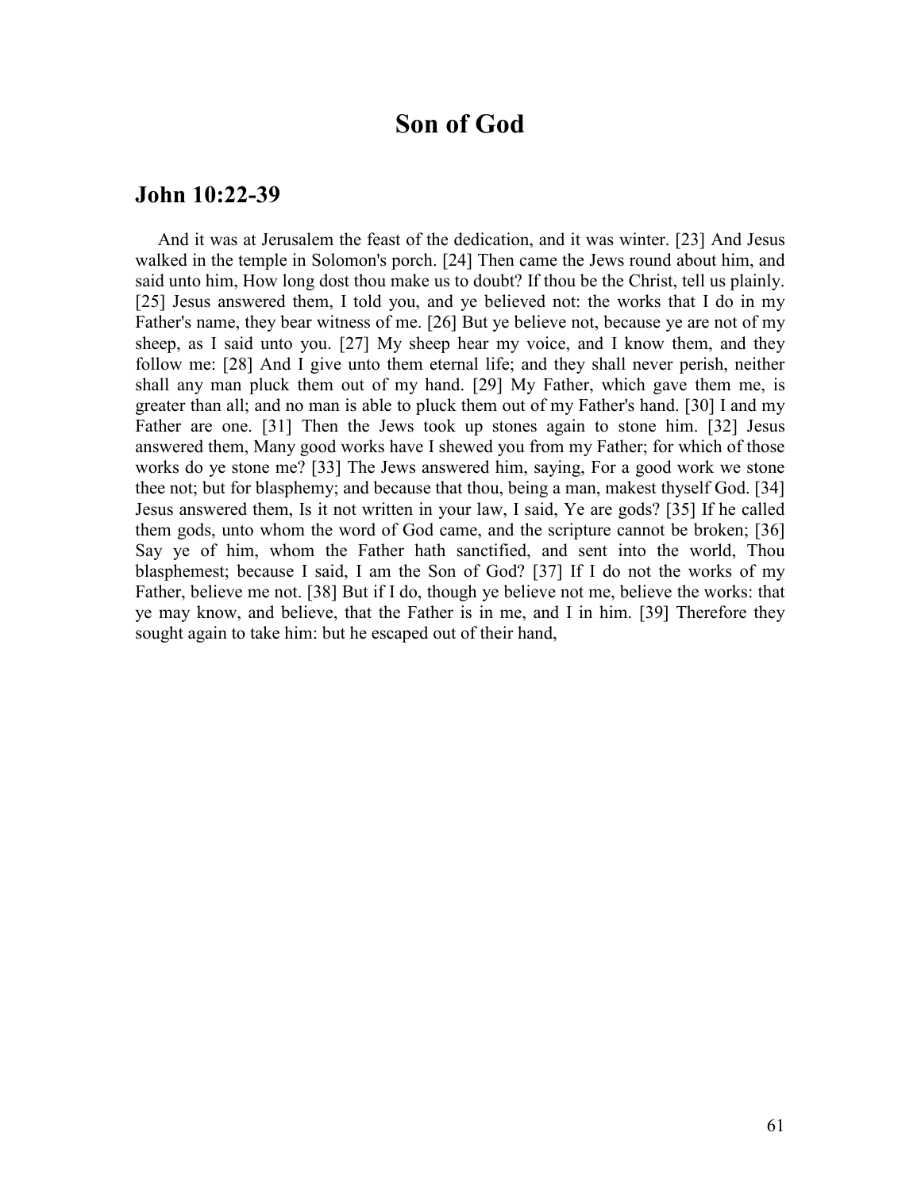# Son of God

## John 10:22-39

And it was at Jerusalem the feast of the dedication, and it was winter. [23] And Jesus walked in the temple in Solomon's porch. [24] Then came the Jews round about him, and said unto him, How long dost thou make us to doubt? If thou be the Christ, tell us plainly. [25] Jesus answered them, I told you, and ye believed not: the works that I do in my Father's name, they bear witness of me. [26] But ye believe not, because ye are not of my sheep, as I said unto you. [27] My sheep hear my voice, and I know them, and they follow me: [28] And I give unto them eternal life; and they shall never perish, neither shall any man pluck them out of my hand. [29] My Father, which gave them me, is greater than all; and no man is able to pluck them out of my Father's hand. [30] I and my Father are one. [31] Then the Jews took up stones again to stone him. [32] Jesus answered them, Many good works have I shewed you from my Father; for which of those works do ye stone me? [33] The Jews answered him, saying, For a good work we stone thee not; but for blasphemy; and because that thou, being a man, makest thyself God. [34] Jesus answered them, Is it not written in your law, I said, Ye are gods? [35] If he called them gods, unto whom the word of God came, and the scripture cannot be broken; [36] Say ye of him, whom the Father hath sanctified, and sent into the world, Thou blasphemest; because I said, I am the Son of God? [37] If I do not the works of my Father, believe me not. [38] But if I do, though ye believe not me, believe the works: that ye may know, and believe, that the Father is in me, and I in him. [39] Therefore they sought again to take him: but he escaped out of their hand,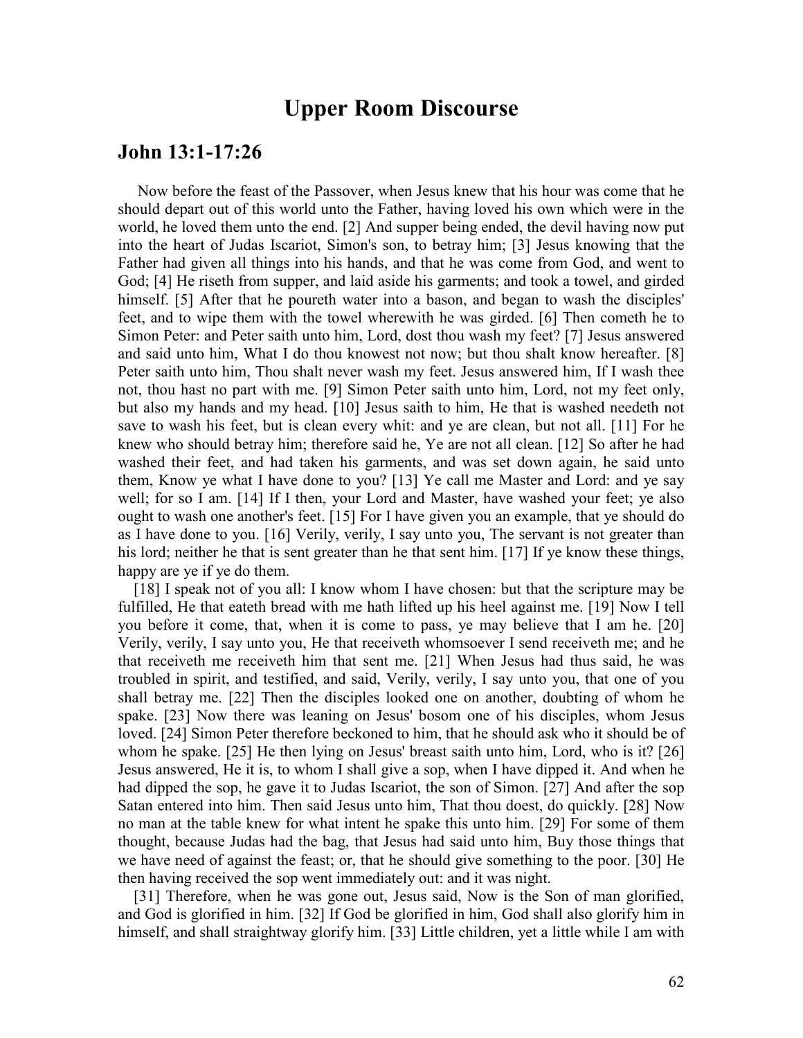# Upper Room Discourse

## John 13:1-17:26

Now before the feast of the Passover, when Jesus knew that his hour was come that he should depart out of this world unto the Father, having loved his own which were in the world, he loved them unto the end. [2] And supper being ended, the devil having now put into the heart of Judas Iscariot, Simon's son, to betray him; [3] Jesus knowing that the Father had given all things into his hands, and that he was come from God, and went to God; [4] He riseth from supper, and laid aside his garments; and took a towel, and girded himself. [5] After that he poureth water into a bason, and began to wash the disciples' feet, and to wipe them with the towel wherewith he was girded. [6] Then cometh he to Simon Peter: and Peter saith unto him, Lord, dost thou wash my feet? [7] Jesus answered and said unto him, What I do thou knowest not now; but thou shalt know hereafter. [8] Peter saith unto him, Thou shalt never wash my feet. Jesus answered him, If I wash thee not, thou hast no part with me. [9] Simon Peter saith unto him, Lord, not my feet only, but also my hands and my head. [10] Jesus saith to him, He that is washed needeth not save to wash his feet, but is clean every whit: and ye are clean, but not all. [11] For he knew who should betray him; therefore said he, Ye are not all clean. [12] So after he had washed their feet, and had taken his garments, and was set down again, he said unto them, Know ye what I have done to you? [13] Ye call me Master and Lord: and ye say well; for so I am. [14] If I then, your Lord and Master, have washed your feet; ye also ought to wash one another's feet. [15] For I have given you an example, that ye should do as I have done to you. [16] Verily, verily, I say unto you, The servant is not greater than his lord; neither he that is sent greater than he that sent him. [17] If ye know these things, happy are ye if ye do them.

[18] I speak not of you all: I know whom I have chosen: but that the scripture may be fulfilled, He that eateth bread with me hath lifted up his heel against me. [19] Now I tell you before it come, that, when it is come to pass, ye may believe that I am he. [20] Verily, verily, I say unto you, He that receiveth whomsoever I send receiveth me; and he that receiveth me receiveth him that sent me. [21] When Jesus had thus said, he was troubled in spirit, and testified, and said, Verily, verily, I say unto you, that one of you shall betray me. [22] Then the disciples looked one on another, doubting of whom he spake. [23] Now there was leaning on Jesus' bosom one of his disciples, whom Jesus loved. [24] Simon Peter therefore beckoned to him, that he should ask who it should be of whom he spake. [25] He then lying on Jesus' breast saith unto him, Lord, who is it? [26] Jesus answered, He it is, to whom I shall give a sop, when I have dipped it. And when he had dipped the sop, he gave it to Judas Iscariot, the son of Simon. [27] And after the sop Satan entered into him. Then said Jesus unto him, That thou doest, do quickly. [28] Now no man at the table knew for what intent he spake this unto him. [29] For some of them thought, because Judas had the bag, that Jesus had said unto him, Buy those things that we have need of against the feast; or, that he should give something to the poor. [30] He then having received the sop went immediately out: and it was night.

[31] Therefore, when he was gone out, Jesus said, Now is the Son of man glorified, and God is glorified in him. [32] If God be glorified in him, God shall also glorify him in himself, and shall straightway glorify him. [33] Little children, yet a little while I am with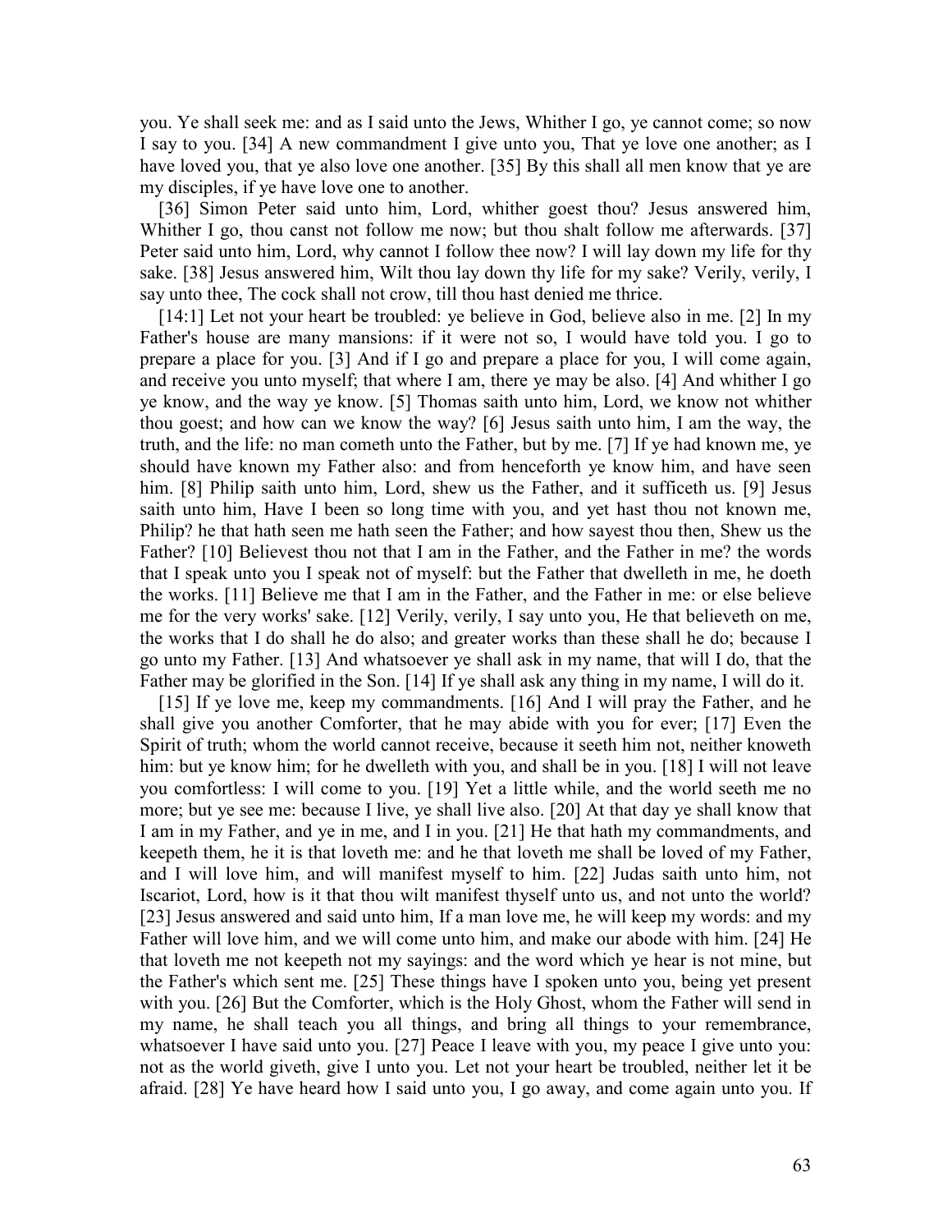you. Ye shall seek me: and as I said unto the Jews, Whither I go, ye cannot come; so now I say to you. [34] A new commandment I give unto you, That ye love one another; as I have loved you, that ye also love one another. [35] By this shall all men know that ye are my disciples, if ye have love one to another.

[36] Simon Peter said unto him, Lord, whither goest thou? Jesus answered him, Whither I go, thou canst not follow me now; but thou shalt follow me afterwards. [37] Peter said unto him, Lord, why cannot I follow thee now? I will lay down my life for thy sake. [38] Jesus answered him, Wilt thou lay down thy life for my sake? Verily, verily, I say unto thee, The cock shall not crow, till thou hast denied me thrice.

[14:1] Let not your heart be troubled: ye believe in God, believe also in me. [2] In my Father's house are many mansions: if it were not so, I would have told you. I go to prepare a place for you. [3] And if I go and prepare a place for you, I will come again, and receive you unto myself; that where I am, there ye may be also. [4] And whither I go ye know, and the way ye know. [5] Thomas saith unto him, Lord, we know not whither thou goest; and how can we know the way? [6] Jesus saith unto him, I am the way, the truth, and the life: no man cometh unto the Father, but by me. [7] If ye had known me, ye should have known my Father also: and from henceforth ye know him, and have seen him. [8] Philip saith unto him, Lord, shew us the Father, and it sufficeth us. [9] Jesus saith unto him, Have I been so long time with you, and yet hast thou not known me, Philip? he that hath seen me hath seen the Father; and how sayest thou then, Shew us the Father? [10] Believest thou not that I am in the Father, and the Father in me? the words that I speak unto you I speak not of myself: but the Father that dwelleth in me, he doeth the works. [11] Believe me that I am in the Father, and the Father in me: or else believe me for the very works' sake. [12] Verily, verily, I say unto you, He that believeth on me, the works that I do shall he do also; and greater works than these shall he do; because I go unto my Father. [13] And whatsoever ye shall ask in my name, that will I do, that the Father may be glorified in the Son. [14] If ye shall ask any thing in my name, I will do it.

[15] If ye love me, keep my commandments. [16] And I will pray the Father, and he shall give you another Comforter, that he may abide with you for ever; [17] Even the Spirit of truth; whom the world cannot receive, because it seeth him not, neither knoweth him: but ye know him; for he dwelleth with you, and shall be in you. [18] I will not leave you comfortless: I will come to you. [19] Yet a little while, and the world seeth me no more; but ye see me: because I live, ye shall live also. [20] At that day ye shall know that I am in my Father, and ye in me, and I in you. [21] He that hath my commandments, and keepeth them, he it is that loveth me: and he that loveth me shall be loved of my Father, and I will love him, and will manifest myself to him. [22] Judas saith unto him, not Iscariot, Lord, how is it that thou wilt manifest thyself unto us, and not unto the world? [23] Jesus answered and said unto him, If a man love me, he will keep my words: and my Father will love him, and we will come unto him, and make our abode with him. [24] He that loveth me not keepeth not my sayings: and the word which ye hear is not mine, but the Father's which sent me. [25] These things have I spoken unto you, being yet present with you. [26] But the Comforter, which is the Holy Ghost, whom the Father will send in my name, he shall teach you all things, and bring all things to your remembrance, whatsoever I have said unto you. [27] Peace I leave with you, my peace I give unto you: not as the world giveth, give I unto you. Let not your heart be troubled, neither let it be afraid. [28] Ye have heard how I said unto you, I go away, and come again unto you. If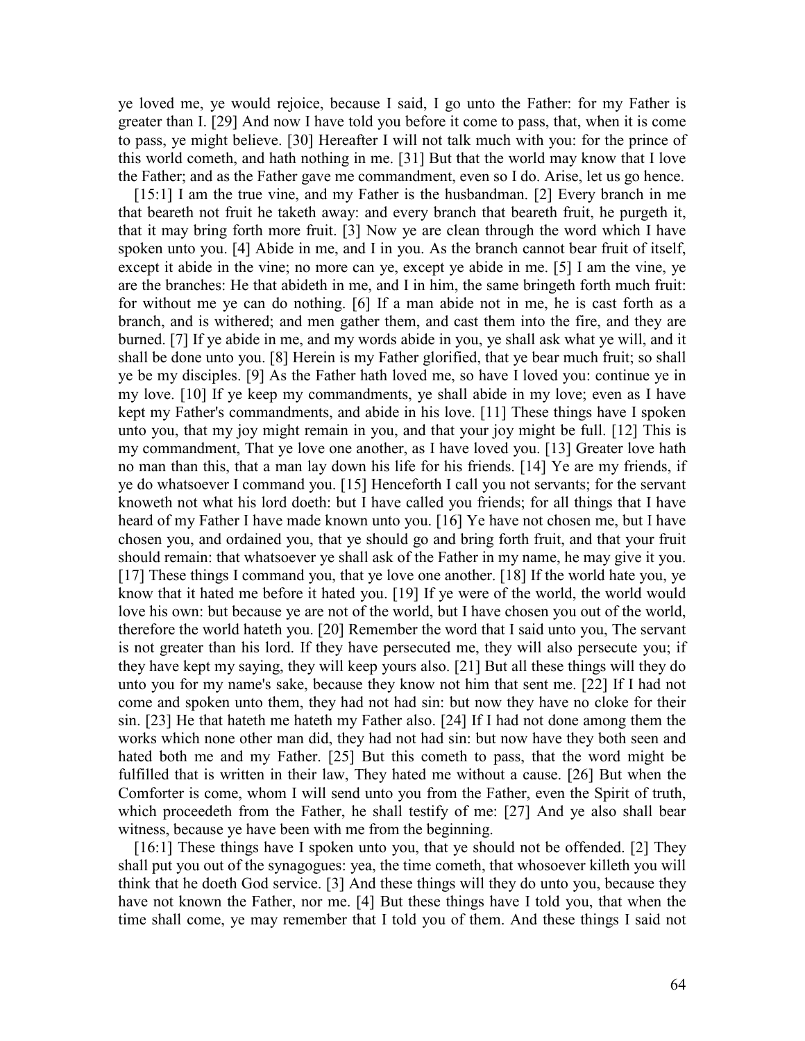ye loved me, ye would rejoice, because I said, I go unto the Father: for my Father is greater than I. [29] And now I have told you before it come to pass, that, when it is come to pass, ye might believe. [30] Hereafter I will not talk much with you: for the prince of this world cometh, and hath nothing in me. [31] But that the world may know that I love the Father; and as the Father gave me commandment, even so I do. Arise, let us go hence.

[15:1] I am the true vine, and my Father is the husbandman. [2] Every branch in me that beareth not fruit he taketh away: and every branch that beareth fruit, he purgeth it, that it may bring forth more fruit. [3] Now ye are clean through the word which I have spoken unto you. [4] Abide in me, and I in you. As the branch cannot bear fruit of itself, except it abide in the vine; no more can ye, except ye abide in me. [5] I am the vine, ye are the branches: He that abideth in me, and I in him, the same bringeth forth much fruit: for without me ye can do nothing. [6] If a man abide not in me, he is cast forth as a branch, and is withered; and men gather them, and cast them into the fire, and they are burned. [7] If ye abide in me, and my words abide in you, ye shall ask what ye will, and it shall be done unto you. [8] Herein is my Father glorified, that ye bear much fruit; so shall ye be my disciples. [9] As the Father hath loved me, so have I loved you: continue ye in my love. [10] If ye keep my commandments, ye shall abide in my love; even as I have kept my Father's commandments, and abide in his love. [11] These things have I spoken unto you, that my joy might remain in you, and that your joy might be full. [12] This is my commandment, That ye love one another, as I have loved you. [13] Greater love hath no man than this, that a man lay down his life for his friends. [14] Ye are my friends, if ye do whatsoever I command you. [15] Henceforth I call you not servants; for the servant knoweth not what his lord doeth: but I have called you friends; for all things that I have heard of my Father I have made known unto you. [16] Ye have not chosen me, but I have chosen you, and ordained you, that ye should go and bring forth fruit, and that your fruit should remain: that whatsoever ye shall ask of the Father in my name, he may give it you. [17] These things I command you, that ye love one another. [18] If the world hate you, ye know that it hated me before it hated you. [19] If ye were of the world, the world would love his own: but because ye are not of the world, but I have chosen you out of the world, therefore the world hateth you. [20] Remember the word that I said unto you, The servant is not greater than his lord. If they have persecuted me, they will also persecute you; if they have kept my saying, they will keep yours also. [21] But all these things will they do unto you for my name's sake, because they know not him that sent me. [22] If I had not come and spoken unto them, they had not had sin: but now they have no cloke for their sin. [23] He that hateth me hateth my Father also. [24] If I had not done among them the works which none other man did, they had not had sin: but now have they both seen and hated both me and my Father. [25] But this cometh to pass, that the word might be fulfilled that is written in their law, They hated me without a cause. [26] But when the Comforter is come, whom I will send unto you from the Father, even the Spirit of truth, which proceedeth from the Father, he shall testify of me: [27] And ye also shall bear witness, because ye have been with me from the beginning.

[16:1] These things have I spoken unto you, that ye should not be offended. [2] They shall put you out of the synagogues: yea, the time cometh, that whosoever killeth you will think that he doeth God service. [3] And these things will they do unto you, because they have not known the Father, nor me. [4] But these things have I told you, that when the time shall come, ye may remember that I told you of them. And these things I said not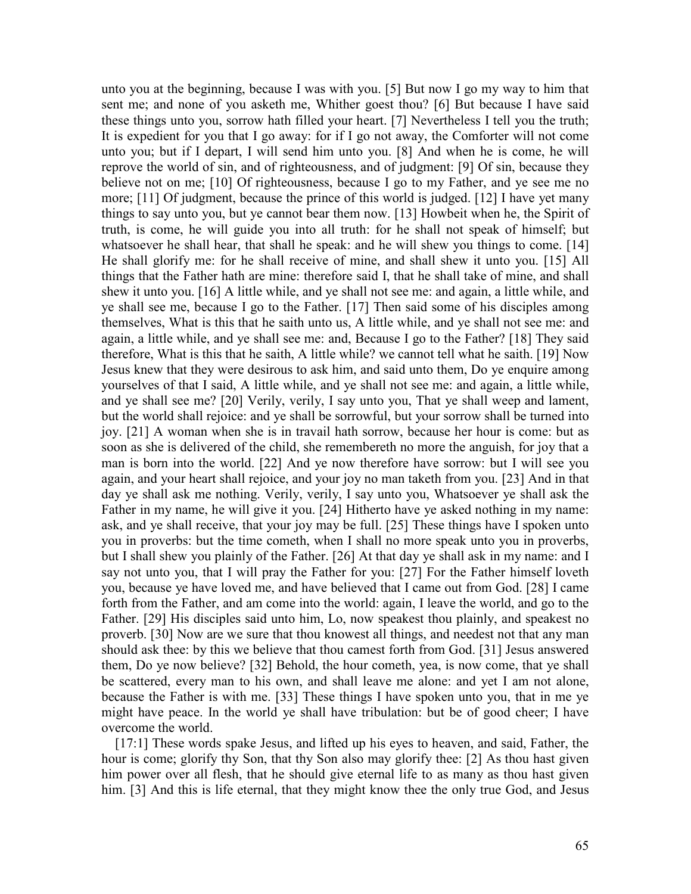unto you at the beginning, because I was with you. [5] But now I go my way to him that sent me; and none of you asketh me, Whither goest thou? [6] But because I have said these things unto you, sorrow hath filled your heart. [7] Nevertheless I tell you the truth; It is expedient for you that I go away: for if I go not away, the Comforter will not come unto you; but if I depart, I will send him unto you. [8] And when he is come, he will reprove the world of sin, and of righteousness, and of judgment: [9] Of sin, because they believe not on me; [10] Of righteousness, because I go to my Father, and ye see me no more; [11] Of judgment, because the prince of this world is judged. [12] I have yet many things to say unto you, but ye cannot bear them now. [13] Howbeit when he, the Spirit of truth, is come, he will guide you into all truth: for he shall not speak of himself; but whatsoever he shall hear, that shall he speak: and he will shew you things to come. [14] He shall glorify me: for he shall receive of mine, and shall shew it unto you. [15] All things that the Father hath are mine: therefore said I, that he shall take of mine, and shall shew it unto you. [16] A little while, and ye shall not see me: and again, a little while, and ye shall see me, because I go to the Father. [17] Then said some of his disciples among themselves, What is this that he saith unto us, A little while, and ye shall not see me: and again, a little while, and ye shall see me: and, Because I go to the Father? [18] They said therefore, What is this that he saith, A little while? we cannot tell what he saith. [19] Now Jesus knew that they were desirous to ask him, and said unto them, Do ye enquire among yourselves of that I said, A little while, and ye shall not see me: and again, a little while, and ye shall see me? [20] Verily, verily, I say unto you, That ye shall weep and lament, but the world shall rejoice: and ye shall be sorrowful, but your sorrow shall be turned into joy. [21] A woman when she is in travail hath sorrow, because her hour is come: but as soon as she is delivered of the child, she remembereth no more the anguish, for joy that a man is born into the world. [22] And ye now therefore have sorrow: but I will see you again, and your heart shall rejoice, and your joy no man taketh from you. [23] And in that day ye shall ask me nothing. Verily, verily, I say unto you, Whatsoever ye shall ask the Father in my name, he will give it you. [24] Hitherto have ye asked nothing in my name: ask, and ye shall receive, that your joy may be full. [25] These things have I spoken unto you in proverbs: but the time cometh, when I shall no more speak unto you in proverbs, but I shall shew you plainly of the Father. [26] At that day ye shall ask in my name: and I say not unto you, that I will pray the Father for you: [27] For the Father himself loveth you, because ye have loved me, and have believed that I came out from God. [28] I came forth from the Father, and am come into the world: again, I leave the world, and go to the Father. [29] His disciples said unto him, Lo, now speakest thou plainly, and speakest no proverb. [30] Now are we sure that thou knowest all things, and needest not that any man should ask thee: by this we believe that thou camest forth from God. [31] Jesus answered them, Do ye now believe? [32] Behold, the hour cometh, yea, is now come, that ye shall be scattered, every man to his own, and shall leave me alone: and yet I am not alone, because the Father is with me. [33] These things I have spoken unto you, that in me ye might have peace. In the world ye shall have tribulation: but be of good cheer; I have overcome the world.

[17:1] These words spake Jesus, and lifted up his eyes to heaven, and said, Father, the hour is come; glorify thy Son, that thy Son also may glorify thee: [2] As thou hast given him power over all flesh, that he should give eternal life to as many as thou hast given him. [3] And this is life eternal, that they might know thee the only true God, and Jesus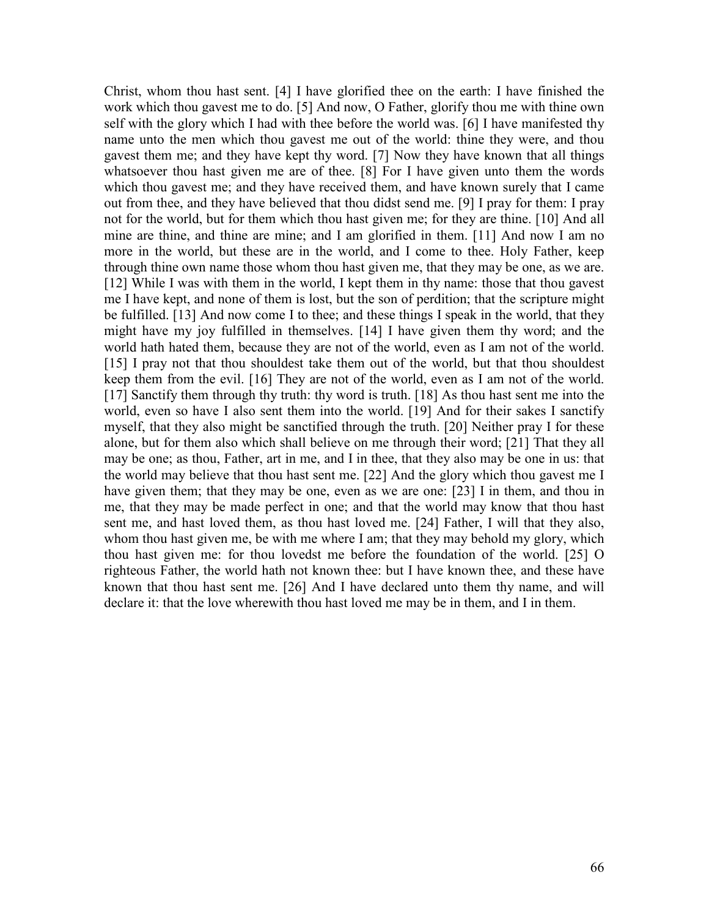Christ, whom thou hast sent. [4] I have glorified thee on the earth: I have finished the work which thou gavest me to do. [5] And now, O Father, glorify thou me with thine own self with the glory which I had with thee before the world was. [6] I have manifested thy name unto the men which thou gavest me out of the world: thine they were, and thou gavest them me; and they have kept thy word. [7] Now they have known that all things whatsoever thou hast given me are of thee. [8] For I have given unto them the words which thou gavest me; and they have received them, and have known surely that I came out from thee, and they have believed that thou didst send me. [9] I pray for them: I pray not for the world, but for them which thou hast given me; for they are thine. [10] And all mine are thine, and thine are mine; and I am glorified in them. [11] And now I am no more in the world, but these are in the world, and I come to thee. Holy Father, keep through thine own name those whom thou hast given me, that they may be one, as we are. [12] While I was with them in the world, I kept them in thy name: those that thou gavest me I have kept, and none of them is lost, but the son of perdition; that the scripture might be fulfilled. [13] And now come I to thee; and these things I speak in the world, that they might have my joy fulfilled in themselves. [14] I have given them thy word; and the world hath hated them, because they are not of the world, even as I am not of the world. [15] I pray not that thou shouldest take them out of the world, but that thou shouldest keep them from the evil. [16] They are not of the world, even as I am not of the world. [17] Sanctify them through thy truth: thy word is truth. [18] As thou hast sent me into the world, even so have I also sent them into the world. [19] And for their sakes I sanctify myself, that they also might be sanctified through the truth. [20] Neither pray I for these alone, but for them also which shall believe on me through their word; [21] That they all may be one; as thou, Father, art in me, and I in thee, that they also may be one in us: that the world may believe that thou hast sent me. [22] And the glory which thou gavest me I have given them; that they may be one, even as we are one: [23] I in them, and thou in me, that they may be made perfect in one; and that the world may know that thou hast sent me, and hast loved them, as thou hast loved me. [24] Father, I will that they also, whom thou hast given me, be with me where I am; that they may behold my glory, which thou hast given me: for thou lovedst me before the foundation of the world. [25] O righteous Father, the world hath not known thee: but I have known thee, and these have known that thou hast sent me. [26] And I have declared unto them thy name, and will declare it: that the love wherewith thou hast loved me may be in them, and I in them.